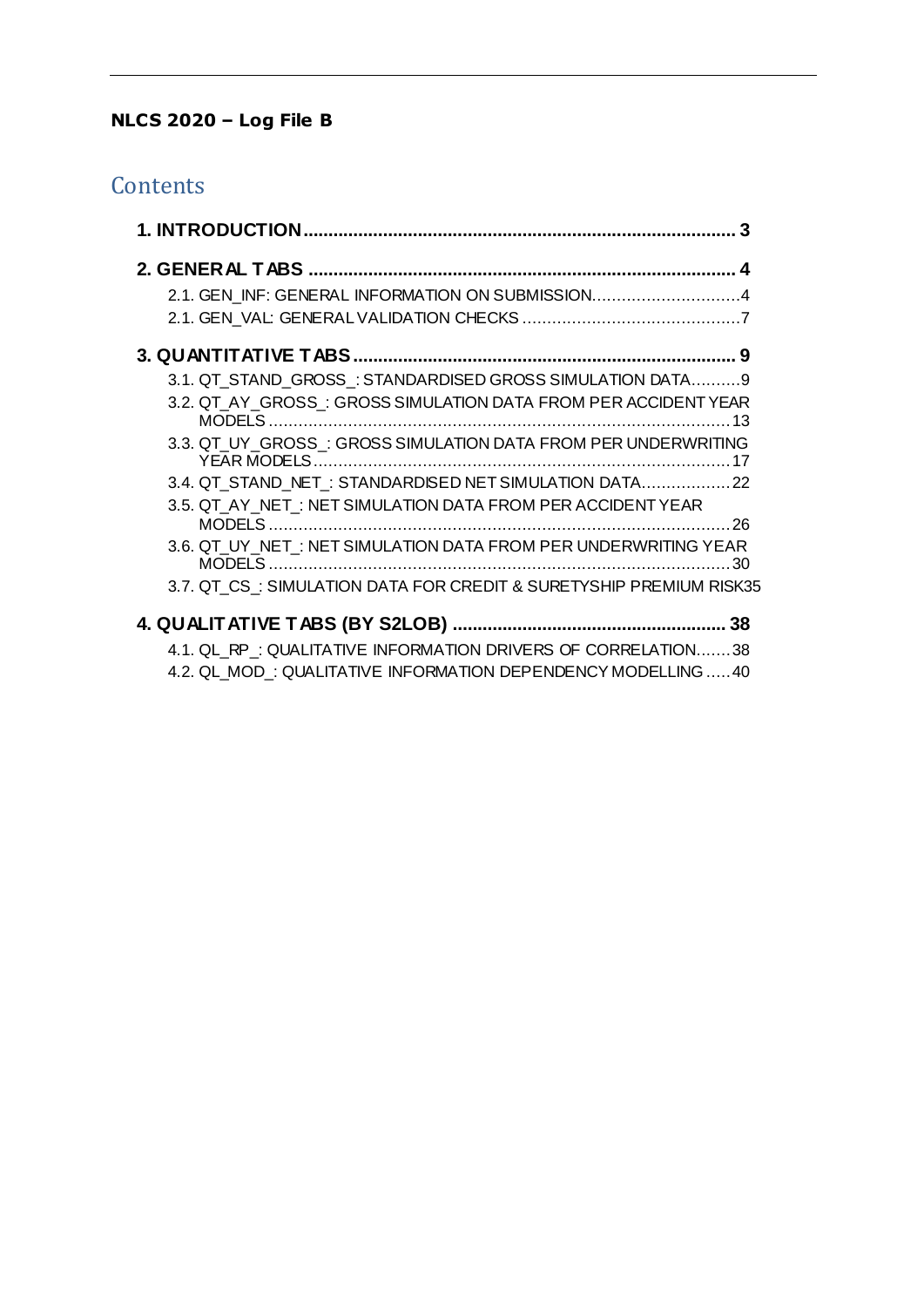**NLCS 2020 – Log File B**

# Contents

**1. INTRODUCTION** ........................................................................................ **3**

**2. GENERAL TABS** ........................................................................................ **4**

- 2.1. GEN_INF: GENERAL INFORMATION ON SUBMISSION .............................. 4
- 2.1. GEN_VAL: GENERAL VALIDATION CHECKS ............................................ 7

**3. QUANTITATIVE TABS** ................................................................................ **9**

- 3.1. QT_STAND_GROSS_: STANDARDISED GROSS SIMULATION DATA .......... 9
- 3.2. QT_AY_GROSS_: GROSS SIMULATION DATA FROM PER ACCIDENT YEAR MODELS ........................................................................................ 13
- 3.3. QT_UY_GROSS_: GROSS SIMULATION DATA FROM PER UNDERWRITING YEAR MODELS ........................................................................................ 17
- 3.4. QT_STAND_NET_: STANDARDISED NET SIMULATION DATA .................. 22
- 3.5. QT_AY_NET_: NET SIMULATION DATA FROM PER ACCIDENT YEAR MODELS ........................................................................................ 26
- 3.6. QT_UY_NET_: NET SIMULATION DATA FROM PER UNDERWRITING YEAR MODELS ........................................................................................ 30
- 3.7. QT_CS_: SIMULATION DATA FOR CREDIT & SURETYSHIP PREMIUM RISK 35

**4. QUALITATIVE TABS (BY S2LOB)** ............................................................... **38**

- 4.1. QL_RP_: QUALITATIVE INFORMATION DRIVERS OF CORRELATION ....... 38
- 4.2. QL_MOD_: QUALITATIVE INFORMATION DEPENDENCY MODELLING ..... 40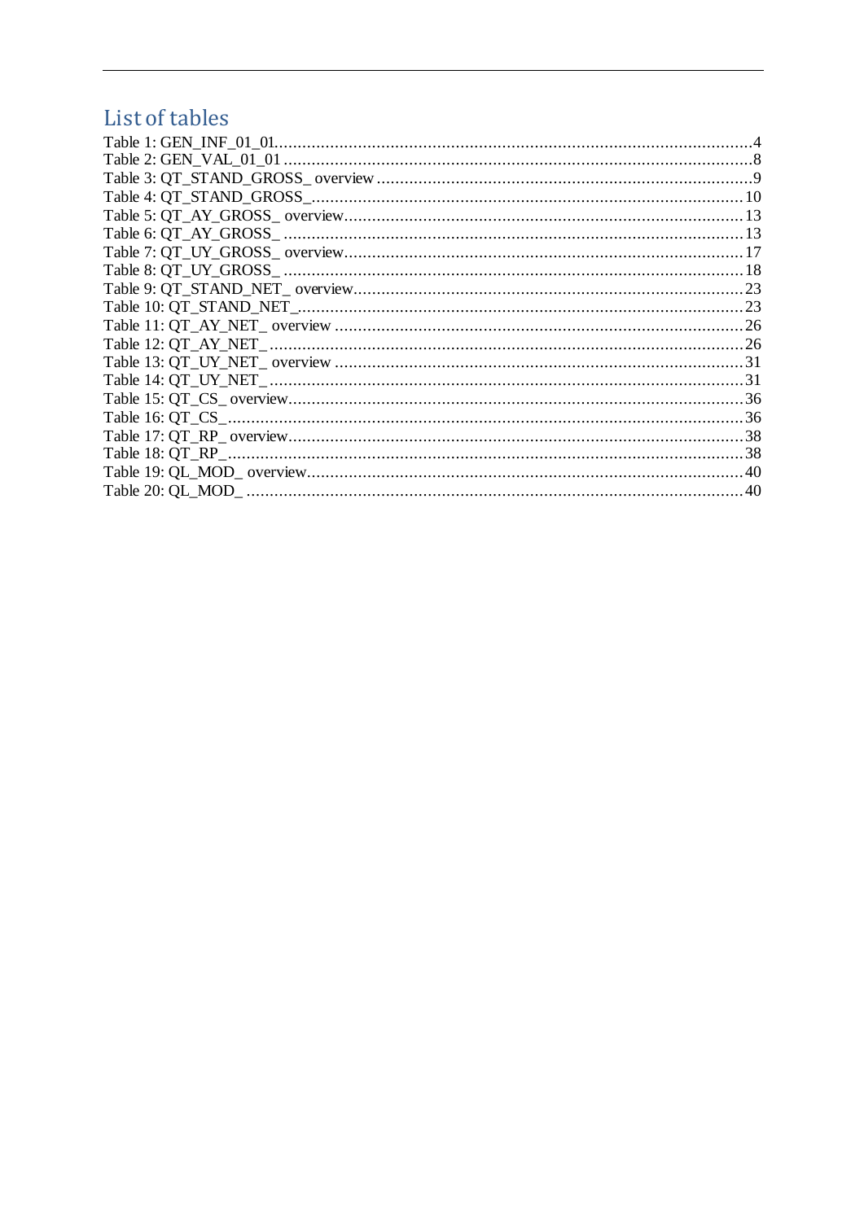# List of tables

Table 1: GEN_INF_01_01 ........................................................................................................ 4
Table 2: GEN_VAL_01_01 ...................................................................................................... 8
Table 3: QT_STAND_GROSS_ overview ................................................................................. 9
Table 4: QT_STAND_GROSS_ .............................................................................................. 10
Table 5: QT_AY_GROSS_ overview ...................................................................................... 13
Table 6: QT_AY_GROSS_ ..................................................................................................... 13
Table 7: QT_UY_GROSS_ overview ...................................................................................... 17
Table 8: QT_UY_GROSS_ ..................................................................................................... 18
Table 9: QT_STAND_NET_ overview .................................................................................... 23
Table 10: QT_STAND_NET_ ................................................................................................. 23
Table 11: QT_AY_NET_ overview ........................................................................................ 26
Table 12: QT_AY_NET_ ....................................................................................................... 26
Table 13: QT_UY_NET_ overview ........................................................................................ 31
Table 14: QT_UY_NET_ ....................................................................................................... 31
Table 15: QT_CS_ overview .................................................................................................. 36
Table 16: QT_CS_ ................................................................................................................. 36
Table 17: QT_RP_ overview .................................................................................................. 38
Table 18: QT_RP_ ................................................................................................................. 38
Table 19: QL_MOD_ overview ............................................................................................... 40
Table 20: QL_MOD_ ............................................................................................................. 40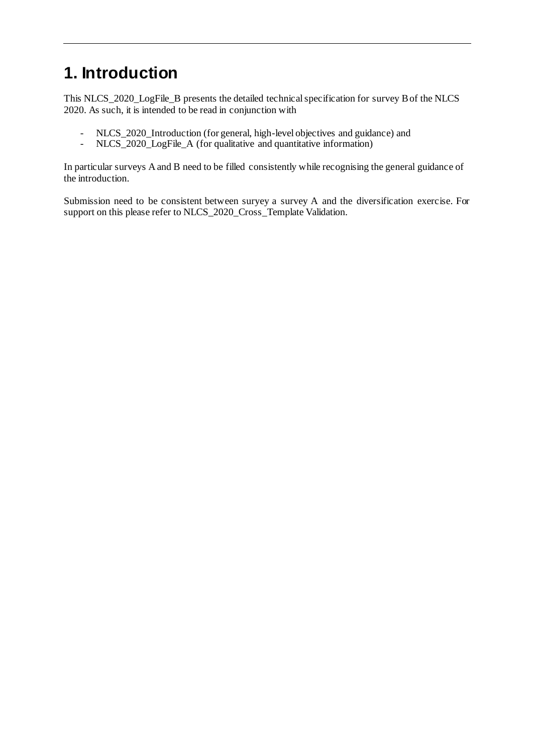# 1. Introduction

This NLCS_2020_LogFile_B presents the detailed technical specification for survey B of the NLCS 2020. As such, it is intended to be read in conjunction with

- NLCS_2020_Introduction (for general, high-level objectives and guidance) and
- NLCS_2020_LogFile_A (for qualitative and quantitative information)

In particular surveys A and B need to be filled consistently while recognising the general guidance of the introduction.

Submission need to be consistent between suryey a survey A and the diversification exercise. For support on this please refer to NLCS_2020_Cross_Template Validation.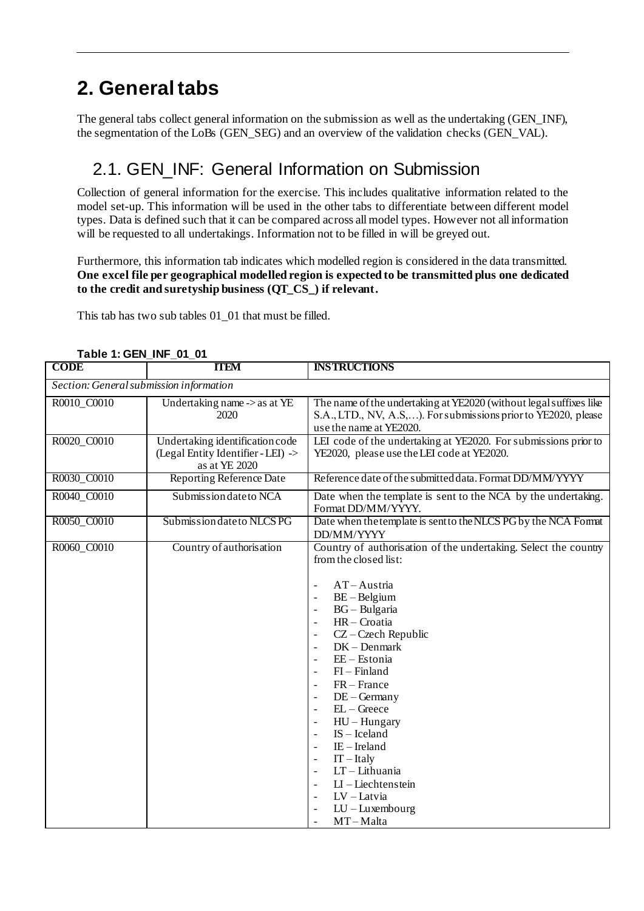# 2. General tabs

The general tabs collect general information on the submission as well as the undertaking (GEN_INF), the segmentation of the LoBs (GEN_SEG) and an overview of the validation checks (GEN_VAL).

## 2.1. GEN_INF: General Information on Submission

Collection of general information for the exercise. This includes qualitative information related to the model set-up. This information will be used in the other tabs to differentiate between different model types. Data is defined such that it can be compared across all model types. However not all information will be requested to all undertakings. Information not to be filled in will be greyed out.

Furthermore, this information tab indicates which modelled region is considered in the data transmitted. **One excel file per geographical modelled region is expected to be transmitted plus one dedicated to the credit and suretyship business (QT_CS_) if relevant.**

This tab has two sub tables 01_01 that must be filled.

**Table 1: GEN_INF_01_01**

| CODE | ITEM | INSTRUCTIONS |
|---|---|---|
| *Section: General submission information* | | |
| R0010_C0010 | Undertaking name -> as at YE 2020 | The name of the undertaking at YE2020 (without legal suffixes like S.A., LTD., NV, A.S,…). For submissions prior to YE2020, please use the name at YE2020. |
| R0020_C0010 | Undertaking identification code (Legal Entity Identifier - LEI) -> as at YE 2020 | LEI code of the undertaking at YE2020. For submissions prior to YE2020, please use the LEI code at YE2020. |
| R0030_C0010 | Reporting Reference Date | Reference date of the submitted data. Format DD/MM/YYYY |
| R0040_C0010 | Submission date to NCA | Date when the template is sent to the NCA by the undertaking. Format DD/MM/YYYY. |
| R0050_C0010 | Submission date to NLCS PG | Date when the template is sent to the NLCS PG by the NCA Format DD/MM/YYYY |
| R0060_C0010 | Country of authorisation | Country of authorisation of the undertaking. Select the country from the closed list:<br><br>- AT – Austria<br>- BE – Belgium<br>- BG – Bulgaria<br>- HR – Croatia<br>- CZ – Czech Republic<br>- DK – Denmark<br>- EE – Estonia<br>- FI – Finland<br>- FR – France<br>- DE – Germany<br>- EL – Greece<br>- HU – Hungary<br>- IS – Iceland<br>- IE – Ireland<br>- IT – Italy<br>- LT – Lithuania<br>- LI – Liechtenstein<br>- LV – Latvia<br>- LU – Luxembourg<br>- MT – Malta |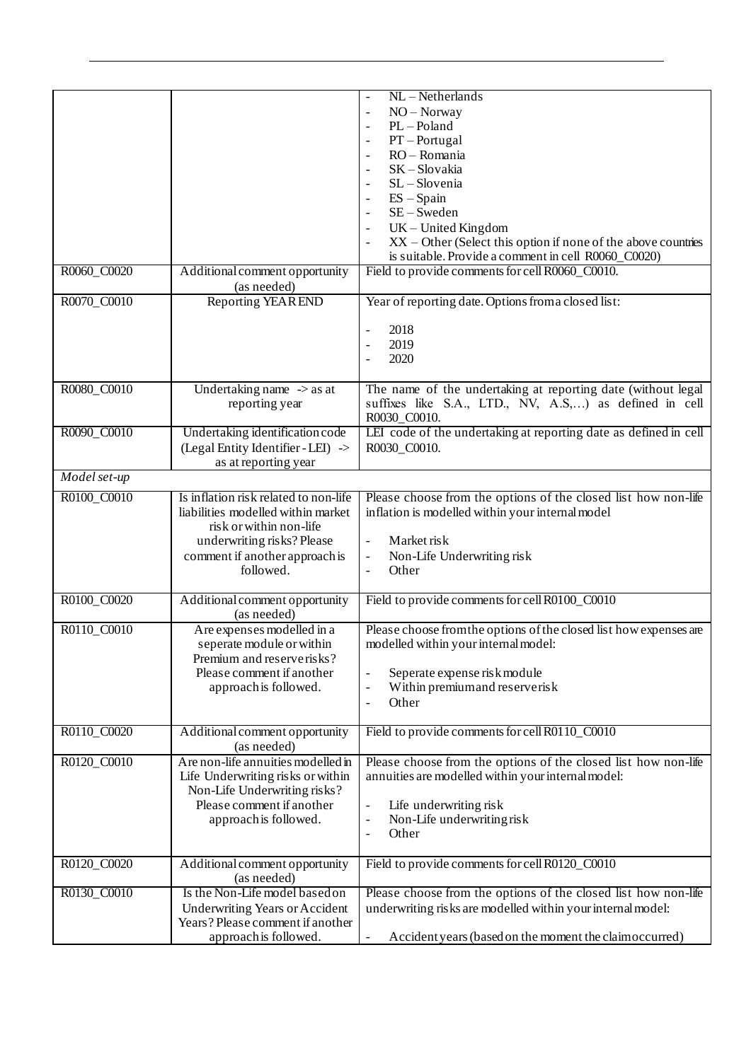| | | |
|---|---|---|
| | | - NL – Netherlands<br>- NO – Norway<br>- PL – Poland<br>- PT – Portugal<br>- RO – Romania<br>- SK – Slovakia<br>- SL – Slovenia<br>- ES – Spain<br>- SE – Sweden<br>- UK – United Kingdom<br>- XX – Other (Select this option if none of the above countries is suitable. Provide a comment in cell R0060_C0020) |
| R0060_C0020 | Additional comment opportunity (as needed) | Field to provide comments for cell R0060_C0010. |
| R0070_C0010 | Reporting YEAR END | Year of reporting date. Options from a closed list:<br><br>- 2018<br>- 2019<br>- 2020 |
| R0080_C0010 | Undertaking name -> as at reporting year | The name of the undertaking at reporting date (without legal suffixes like S.A., LTD., NV, A.S,…) as defined in cell R0030_C0010. |
| R0090_C0010 | Undertaking identification code (Legal Entity Identifier - LEI) -> as at reporting year | LEI code of the undertaking at reporting date as defined in cell R0030_C0010. |
| *Model set-up* | | |
| R0100_C0010 | Is inflation risk related to non-life liabilities modelled within market risk or within non-life underwriting risks? Please comment if another approach is followed. | Please choose from the options of the closed list how non-life inflation is modelled within your internal model<br><br>- Market risk<br>- Non-Life Underwriting risk<br>- Other |
| R0100_C0020 | Additional comment opportunity (as needed) | Field to provide comments for cell R0100_C0010 |
| R0110_C0010 | Are expenses modelled in a seperate module or within Premium and reserve risks? Please comment if another approach is followed. | Please choose from the options of the closed list how expenses are modelled within your internal model:<br><br>- Seperate expense risk module<br>- Within premium and reserve risk<br>- Other |
| R0110_C0020 | Additional comment opportunity (as needed) | Field to provide comments for cell R0110_C0010 |
| R0120_C0010 | Are non-life annuities modelled in Life Underwriting risks or within Non-Life Underwriting risks? Please comment if another approach is followed. | Please choose from the options of the closed list how non-life annuities are modelled within your internal model:<br><br>- Life underwriting risk<br>- Non-Life underwriting risk<br>- Other |
| R0120_C0020 | Additional comment opportunity (as needed) | Field to provide comments for cell R0120_C0010 |
| R0130_C0010 | Is the Non-Life model based on Underwriting Years or Accident Years? Please comment if another approach is followed. | Please choose from the options of the closed list how non-life underwriting risks are modelled within your internal model:<br><br>- Accident years (based on the moment the claim occurred) |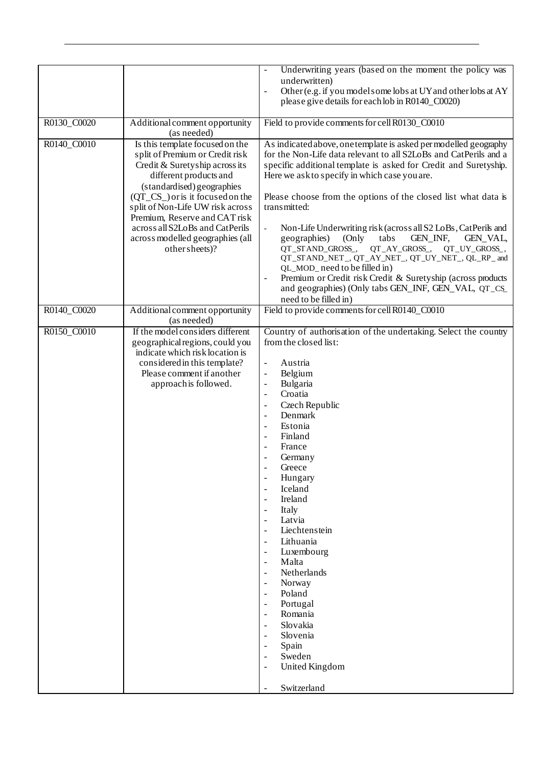| | | |
|---|---|---|
| | | - Underwriting years (based on the moment the policy was underwritten)<br>- Other (e.g. if you model some lobs at UY and other lobs at AY please give details for each lob in R0140_C0020) |
| R0130_C0020 | Additional comment opportunity (as needed) | Field to provide comments for cell R0130_C0010 |
| R0140_C0010 | Is this template focused on the split of Premium or Credit risk Credit & Suretyship across its different products and (standardised) geographies (QT_CS_) or is it focused on the split of Non-Life UW risk across Premium, Reserve and CAT risk across all S2LoBs and CatPerils across modelled geographies (all other sheets)? | As indicated above, one template is asked per modelled geography for the Non-Life data relevant to all S2LoBs and CatPerils and a specific additional template is asked for Credit and Suretyship. Here we ask to specify in which case you are.<br><br>Please choose from the options of the closed list what data is transmitted:<br><br>- Non-Life Underwriting risk (across all S2 LoBs, CatPerils and geographies) (Only tabs GEN_INF, GEN_VAL, QT_STAND_GROSS_, QT_AY_GROSS_, QT_UY_GROSS_, QT_STAND_NET_, QT_AY_NET_, QT_UY_NET_, QL_RP_ and QL_MOD_ need to be filled in)<br>- Premium or Credit risk Credit & Suretyship (across products and geographies) (Only tabs GEN_INF, GEN_VAL, QT_CS_ need to be filled in) |
| R0140_C0020 | Additional comment opportunity (as needed) | Field to provide comments for cell R0140_C0010 |
| R0150_C0010 | If the model considers different geographical regions, could you indicate which risk location is considered in this template? Please comment if another approach is followed. | Country of authorisation of the undertaking. Select the country from the closed list:<br><br>- Austria<br>- Belgium<br>- Bulgaria<br>- Croatia<br>- Czech Republic<br>- Denmark<br>- Estonia<br>- Finland<br>- France<br>- Germany<br>- Greece<br>- Hungary<br>- Iceland<br>- Ireland<br>- Italy<br>- Latvia<br>- Liechtenstein<br>- Lithuania<br>- Luxembourg<br>- Malta<br>- Netherlands<br>- Norway<br>- Poland<br>- Portugal<br>- Romania<br>- Slovakia<br>- Slovenia<br>- Spain<br>- Sweden<br>- United Kingdom<br><br>- Switzerland |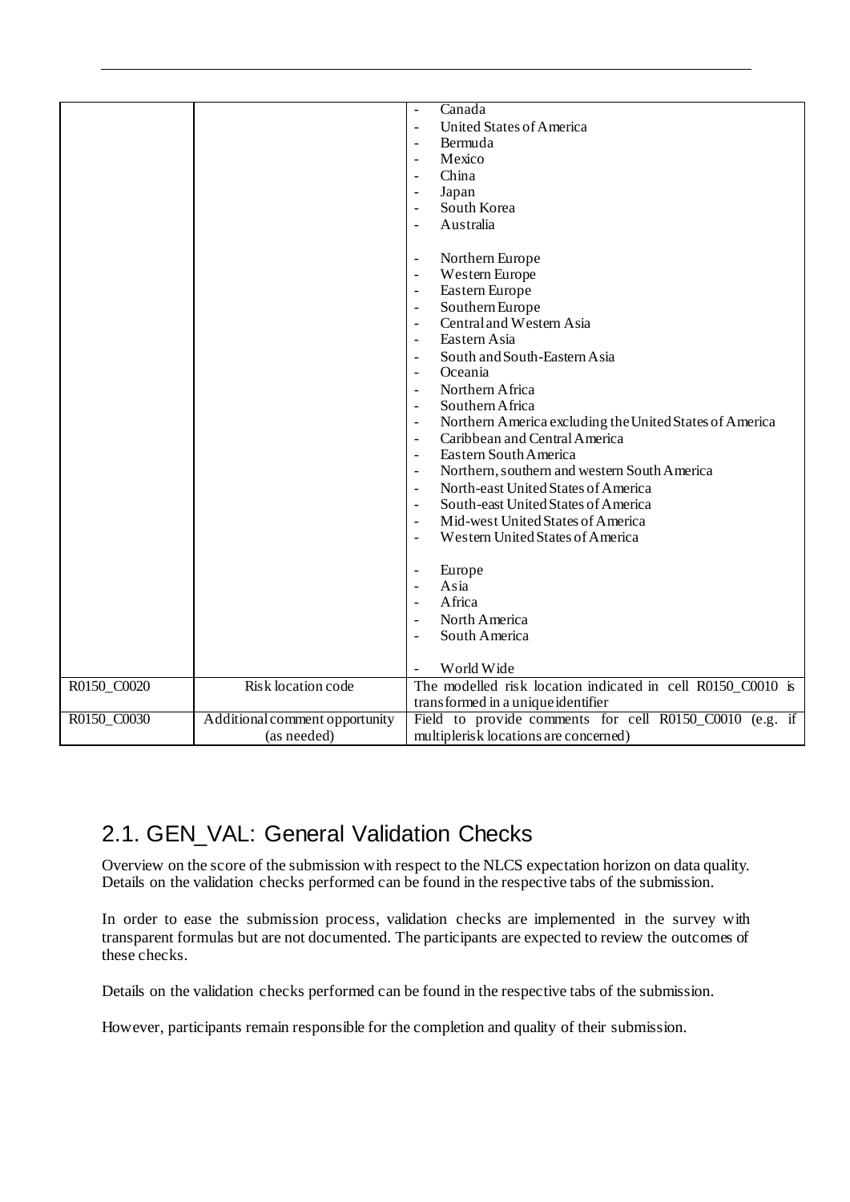| | | - Canada<br>- United States of America<br>- Bermuda<br>- Mexico<br>- China<br>- Japan<br>- South Korea<br>- Australia<br><br>- Northern Europe<br>- Western Europe<br>- Eastern Europe<br>- Southern Europe<br>- Central and Western Asia<br>- Eastern Asia<br>- South and South-Eastern Asia<br>- Oceania<br>- Northern Africa<br>- Southern Africa<br>- Northern America excluding the United States of America<br>- Caribbean and Central America<br>- Eastern South America<br>- Northern, southern and western South America<br>- North-east United States of America<br>- South-east United States of America<br>- Mid-west United States of America<br>- Western United States of America<br><br>- Europe<br>- Asia<br>- Africa<br>- North America<br>- South America<br><br>- World Wide |
|---|---|---|
| R0150_C0020 | Risk location code | The modelled risk location indicated in cell R0150_C0010 is transformed in a unique identifier |
| R0150_C0030 | Additional comment opportunity (as needed) | Field to provide comments for cell R0150_C0010 (e.g. if multiple risk locations are concerned) |

## 2.1. GEN_VAL: General Validation Checks

Overview on the score of the submission with respect to the NLCS expectation horizon on data quality. Details on the validation checks performed can be found in the respective tabs of the submission.

In order to ease the submission process, validation checks are implemented in the survey with transparent formulas but are not documented. The participants are expected to review the outcomes of these checks.

Details on the validation checks performed can be found in the respective tabs of the submission.

However, participants remain responsible for the completion and quality of their submission.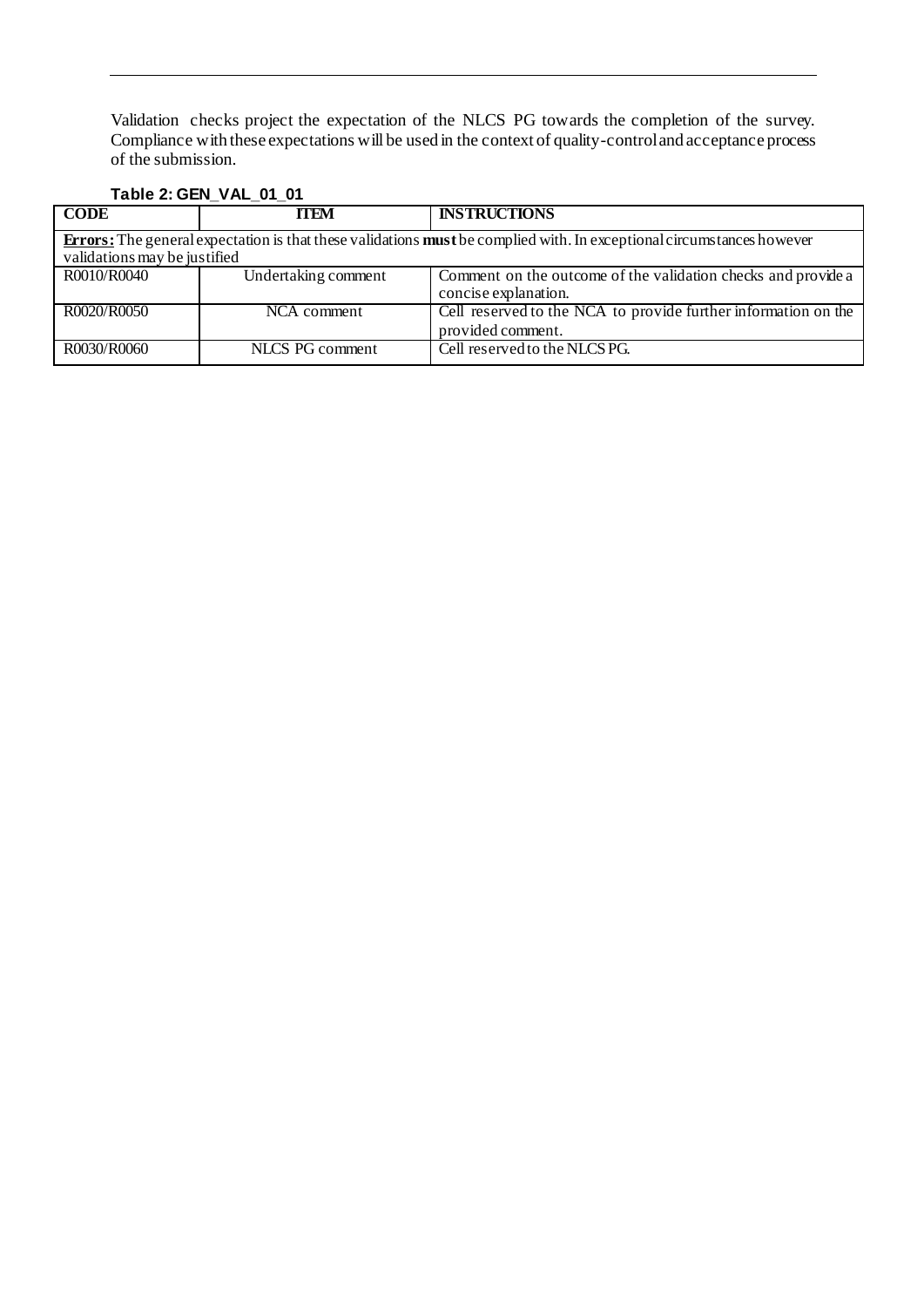Validation checks project the expectation of the NLCS PG towards the completion of the survey. Compliance with these expectations will be used in the context of quality-control and acceptance process of the submission.

**Table 2: GEN_VAL_01_01**

| CODE | ITEM | INSTRUCTIONS |
|---|---|---|
| **Errors:** The general expectation is that these validations **must** be complied with. In exceptional circumstances however validations may be justified | | |
| R0010/R0040 | Undertaking comment | Comment on the outcome of the validation checks and provide a concise explanation. |
| R0020/R0050 | NCA comment | Cell reserved to the NCA to provide further information on the provided comment. |
| R0030/R0060 | NLCS PG comment | Cell reserved to the NLCS PG. |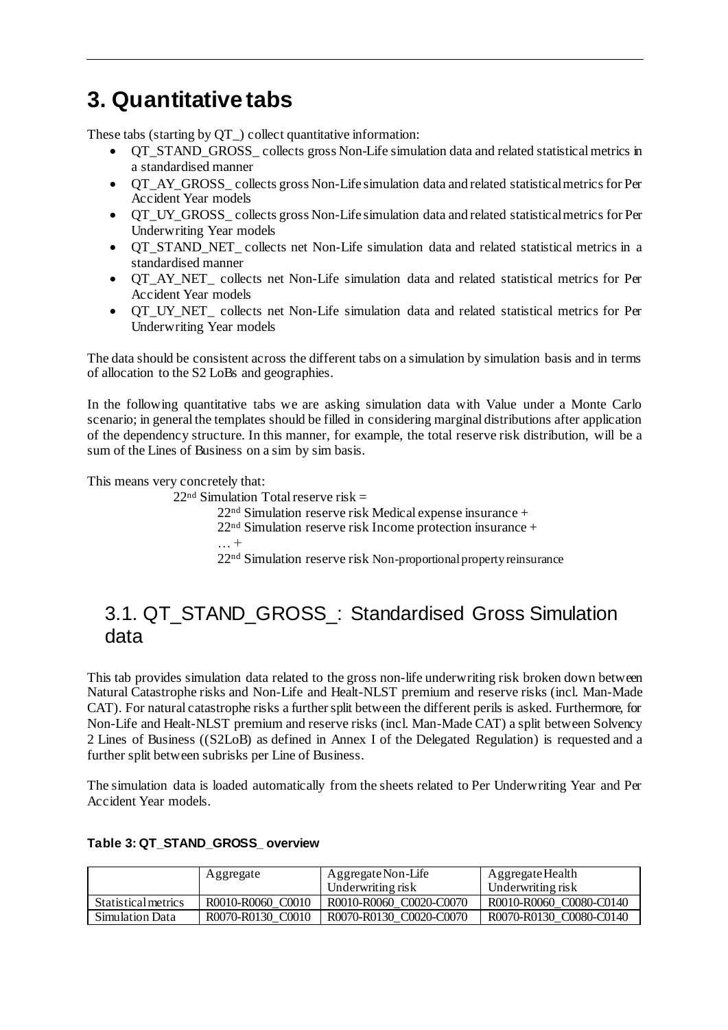# 3. Quantitative tabs

These tabs (starting by QT_) collect quantitative information:

- QT_STAND_GROSS_ collects gross Non-Life simulation data and related statistical metrics in a standardised manner
- QT_AY_GROSS_ collects gross Non-Life simulation data and related statistical metrics for Per Accident Year models
- QT_UY_GROSS_ collects gross Non-Life simulation data and related statistical metrics for Per Underwriting Year models
- QT_STAND_NET_ collects net Non-Life simulation data and related statistical metrics in a standardised manner
- QT_AY_NET_ collects net Non-Life simulation data and related statistical metrics for Per Accident Year models
- QT_UY_NET_ collects net Non-Life simulation data and related statistical metrics for Per Underwriting Year models

The data should be consistent across the different tabs on a simulation by simulation basis and in terms of allocation to the S2 LoBs and geographies.

In the following quantitative tabs we are asking simulation data with Value under a Monte Carlo scenario; in general the templates should be filled in considering marginal distributions after application of the dependency structure. In this manner, for example, the total reserve risk distribution, will be a sum of the Lines of Business on a sim by sim basis.

This means very concretely that:

22nd Simulation Total reserve risk =

22nd Simulation reserve risk Medical expense insurance +

22nd Simulation reserve risk Income protection insurance +

… +

22nd Simulation reserve risk Non-proportional property reinsurance

## 3.1. QT_STAND_GROSS_: Standardised Gross Simulation data

This tab provides simulation data related to the gross non-life underwriting risk broken down between Natural Catastrophe risks and Non-Life and Healt-NLST premium and reserve risks (incl. Man-Made CAT). For natural catastrophe risks a further split between the different perils is asked. Furthermore, for Non-Life and Healt-NLST premium and reserve risks (incl. Man-Made CAT) a split between Solvency 2 Lines of Business ((S2LoB) as defined in Annex I of the Delegated Regulation) is requested and a further split between subrisks per Line of Business.

The simulation data is loaded automatically from the sheets related to Per Underwriting Year and Per Accident Year models.

**Table 3: QT_STAND_GROSS_ overview**

| | Aggregate | Aggregate Non-Life Underwriting risk | Aggregate Health Underwriting risk |
|---|---|---|---|
| Statistical metrics | R0010-R0060_C0010 | R0010-R0060_C0020-C0070 | R0010-R0060_C0080-C0140 |
| Simulation Data | R0070-R0130_C0010 | R0070-R0130_C0020-C0070 | R0070-R0130_C0080-C0140 |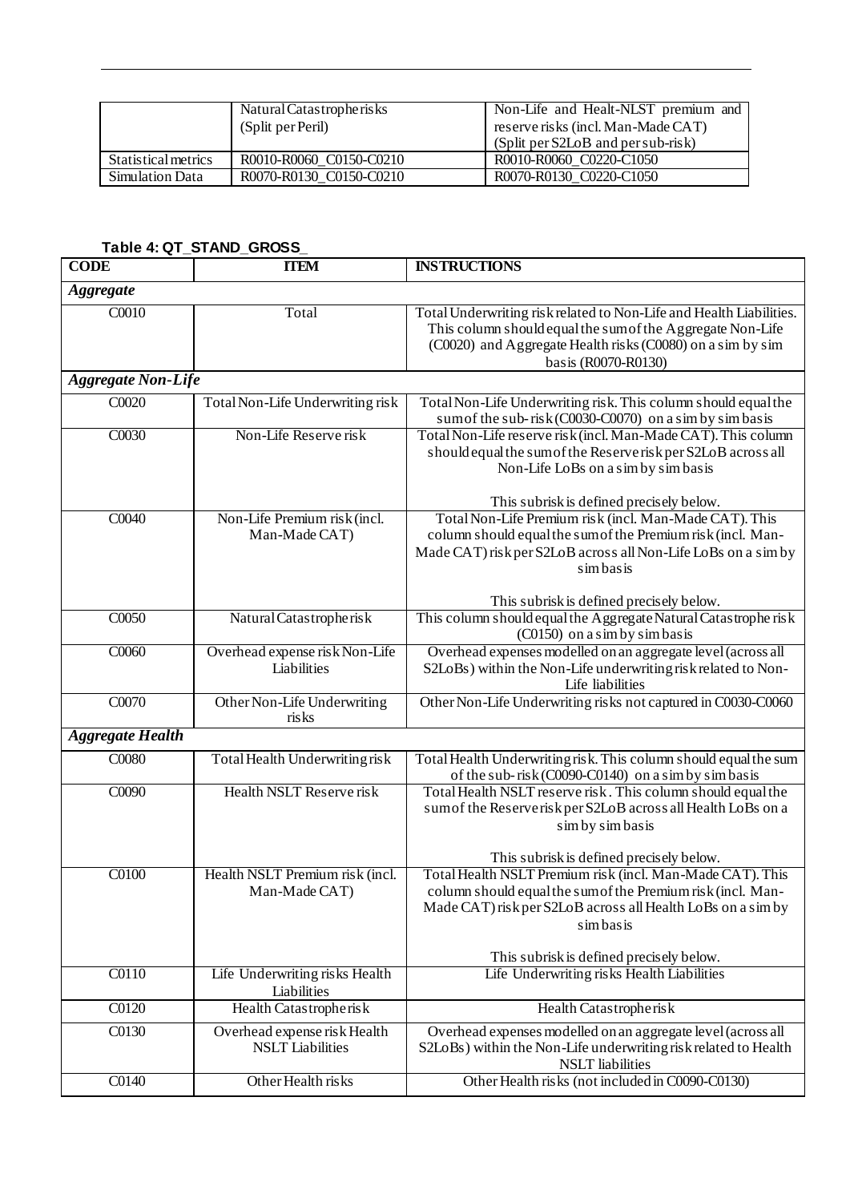| | Natural Catastrophe risks (Split per Peril) | Non-Life and Healt-NLST premium and reserve risks (incl. Man-Made CAT) (Split per S2LoB and per sub-risk) |
|---|---|---|
| Statistical metrics | R0010-R0060_C0150-C0210 | R0010-R0060_C0220-C1050 |
| Simulation Data | R0070-R0130_C0150-C0210 | R0070-R0130_C0220-C1050 |

**Table 4: QT_STAND_GROSS_**

| CODE | ITEM | INSTRUCTIONS |
|---|---|---|
| ***Aggregate*** | | |
| C0010 | Total | Total Underwriting risk related to Non-Life and Health Liabilities. This column should equal the sum of the Aggregate Non-Life (C0020) and Aggregate Health risks (C0080) on a sim by sim basis (R0070-R0130) |
| ***Aggregate Non-Life*** | | |
| C0020 | Total Non-Life Underwriting risk | Total Non-Life Underwriting risk. This column should equal the sum of the sub-risk (C0030-C0070) on a sim by sim basis |
| C0030 | Non-Life Reserve risk | Total Non-Life reserve risk (incl. Man-Made CAT). This column should equal the sum of the Reserve risk per S2LoB across all Non-Life LoBs on a sim by sim basis<br><br>This subrisk is defined precisely below. |
| C0040 | Non-Life Premium risk (incl. Man-Made CAT) | Total Non-Life Premium risk (incl. Man-Made CAT). This column should equal the sum of the Premium risk (incl. Man-Made CAT) risk per S2LoB across all Non-Life LoBs on a sim by sim basis<br><br>This subrisk is defined precisely below. |
| C0050 | Natural Catastrophe risk | This column should equal the Aggregate Natural Catastrophe risk (C0150) on a sim by sim basis |
| C0060 | Overhead expense risk Non-Life Liabilities | Overhead expenses modelled on an aggregate level (across all S2LoBs) within the Non-Life underwriting risk related to Non-Life liabilities |
| C0070 | Other Non-Life Underwriting risks | Other Non-Life Underwriting risks not captured in C0030-C0060 |
| ***Aggregate Health*** | | |
| C0080 | Total Health Underwriting risk | Total Health Underwriting risk. This column should equal the sum of the sub-risk (C0090-C0140) on a sim by sim basis |
| C0090 | Health NSLT Reserve risk | Total Health NSLT reserve risk . This column should equal the sum of the Reserve risk per S2LoB across all Health LoBs on a sim by sim basis<br><br>This subrisk is defined precisely below. |
| C0100 | Health NSLT Premium risk (incl. Man-Made CAT) | Total Health NSLT Premium risk (incl. Man-Made CAT). This column should equal the sum of the Premium risk (incl. Man-Made CAT) risk per S2LoB across all Health LoBs on a sim by sim basis<br><br>This subrisk is defined precisely below. |
| C0110 | Life Underwriting risks Health Liabilities | Life Underwriting risks Health Liabilities |
| C0120 | Health Catastrophe risk | Health Catastrophe risk |
| C0130 | Overhead expense risk Health NSLT Liabilities | Overhead expenses modelled on an aggregate level (across all S2LoBs) within the Non-Life underwriting risk related to Health NSLT liabilities |
| C0140 | Other Health risks | Other Health risks (not included in C0090-C0130) |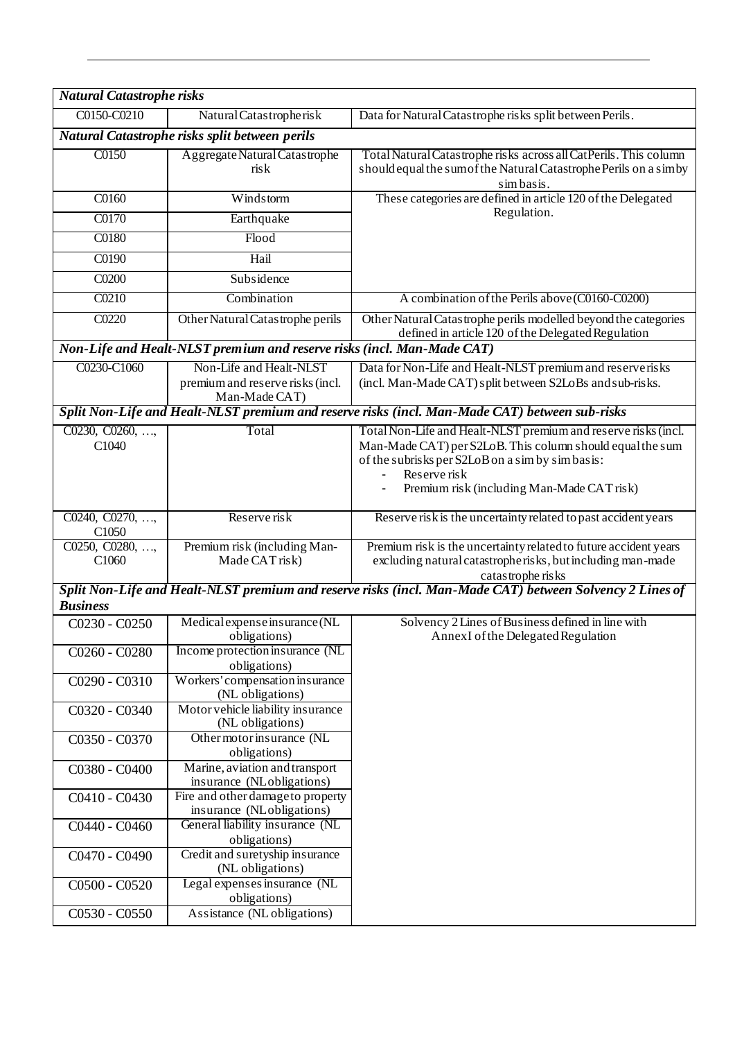| *Natural Catastrophe risks* | | |
|---|---|---|
| C0150-C0210 | Natural Catastrophe risk | Data for Natural Catastrophe risks split between Perils. |
| *Natural Catastrophe risks split between perils* | | |
| C0150 | Aggregate Natural Catastrophe risk | Total Natural Catastrophe risks across all Cat Perils. This column should equal the sum of the Natural Catastrophe Perils on a sim by sim basis. |
| C0160 | Windstorm | These categories are defined in article 120 of the Delegated Regulation. |
| C0170 | Earthquake | |
| C0180 | Flood | |
| C0190 | Hail | |
| C0200 | Subsidence | |
| C0210 | Combination | A combination of the Perils above (C0160-C0200) |
| C0220 | Other Natural Catastrophe perils | Other Natural Catastrophe perils modelled beyond the categories defined in article 120 of the Delegated Regulation |
| *Non-Life and Healt-NLST premium and reserve risks (incl. Man-Made CAT)* | | |
| C0230-C1060 | Non-Life and Healt-NLST premium and reserve risks (incl. Man-Made CAT) | Data for Non-Life and Healt-NLST premium and reserve risks (incl. Man-Made CAT) split between S2LoBs and sub-risks. |
| *Split Non-Life and Healt-NLST premium and reserve risks (incl. Man-Made CAT) between sub-risks* | | |
| C0230, C0260, …, C1040 | Total | Total Non-Life and Healt-NLST premium and reserve risks (incl. Man-Made CAT) per S2LoB. This column should equal the sum of the subrisks per S2LoB on a sim by sim basis:<br>- Reserve risk<br>- Premium risk (including Man-Made CAT risk) |
| C0240, C0270, …, C1050 | Reserve risk | Reserve risk is the uncertainty related to past accident years |
| C0250, C0280, …, C1060 | Premium risk (including Man-Made CAT risk) | Premium risk is the uncertainty related to future accident years excluding natural catastrophe risks, but including man-made catastrophe risks |
| *Split Non-Life and Healt-NLST premium and reserve risks (incl. Man-Made CAT) between Solvency 2 Lines of Business* | | |
| C0230 - C0250 | Medical expense insurance (NL obligations) | Solvency 2 Lines of Business defined in line with Annex I of the Delegated Regulation |
| C0260 - C0280 | Income protection insurance (NL obligations) | |
| C0290 - C0310 | Workers' compensation insurance (NL obligations) | |
| C0320 - C0340 | Motor vehicle liability insurance (NL obligations) | |
| C0350 - C0370 | Other motor insurance (NL obligations) | |
| C0380 - C0400 | Marine, aviation and transport insurance (NL obligations) | |
| C0410 - C0430 | Fire and other damage to property insurance (NL obligations) | |
| C0440 - C0460 | General liability insurance (NL obligations) | |
| C0470 - C0490 | Credit and suretyship insurance (NL obligations) | |
| C0500 - C0520 | Legal expenses insurance (NL obligations) | |
| C0530 - C0550 | Assistance (NL obligations) | |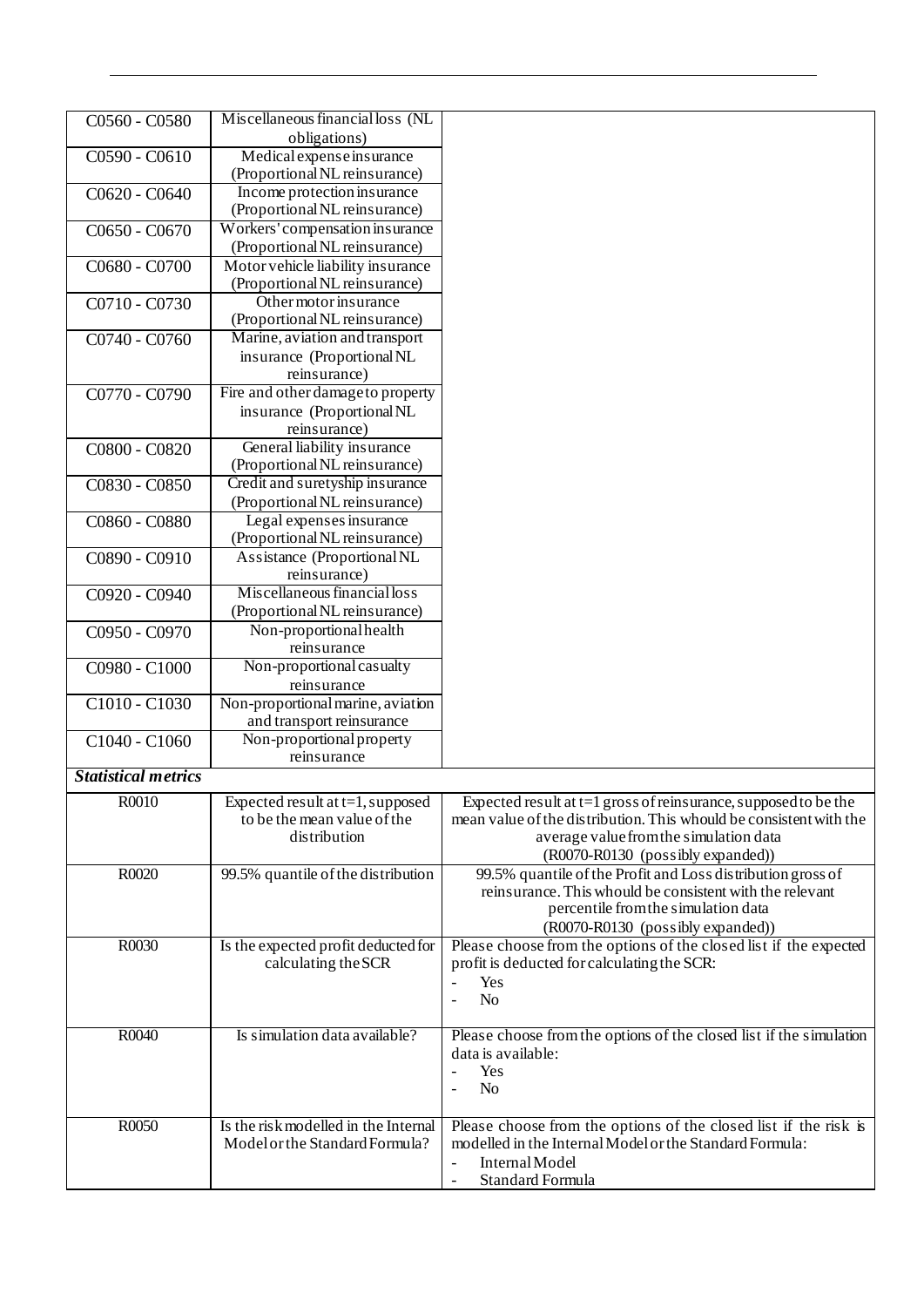| | | |
|---|---|---|
| C0560 - C0580 | Miscellaneous financial loss (NL obligations) | |
| C0590 - C0610 | Medical expense insurance (Proportional NL reinsurance) | |
| C0620 - C0640 | Income protection insurance (Proportional NL reinsurance) | |
| C0650 - C0670 | Workers' compensation insurance (Proportional NL reinsurance) | |
| C0680 - C0700 | Motor vehicle liability insurance (Proportional NL reinsurance) | |
| C0710 - C0730 | Other motor insurance (Proportional NL reinsurance) | |
| C0740 - C0760 | Marine, aviation and transport insurance (Proportional NL reinsurance) | |
| C0770 - C0790 | Fire and other damage to property insurance (Proportional NL reinsurance) | |
| C0800 - C0820 | General liability insurance (Proportional NL reinsurance) | |
| C0830 - C0850 | Credit and suretyship insurance (Proportional NL reinsurance) | |
| C0860 - C0880 | Legal expenses insurance (Proportional NL reinsurance) | |
| C0890 - C0910 | Assistance (Proportional NL reinsurance) | |
| C0920 - C0940 | Miscellaneous financial loss (Proportional NL reinsurance) | |
| C0950 - C0970 | Non-proportional health reinsurance | |
| C0980 - C1000 | Non-proportional casualty reinsurance | |
| C1010 - C1030 | Non-proportional marine, aviation and transport reinsurance | |
| C1040 - C1060 | Non-proportional property reinsurance | |
| ***Statistical metrics*** | | |
| R0010 | Expected result at t=1, supposed to be the mean value of the distribution | Expected result at t=1 gross of reinsurance, supposed to be the mean value of the distribution. This whould be consistent with the average value from the simulation data (R0070-R0130 (possibly expanded)) |
| R0020 | 99.5% quantile of the distribution | 99.5% quantile of the Profit and Loss distribution gross of reinsurance. This whould be consistent with the relevant percentile from the simulation data (R0070-R0130 (possibly expanded)) |
| R0030 | Is the expected profit deducted for calculating the SCR | Please choose from the options of the closed list if the expected profit is deducted for calculating the SCR:<br>- Yes<br>- No |
| R0040 | Is simulation data available? | Please choose from the options of the closed list if the simulation data is available:<br>- Yes<br>- No |
| R0050 | Is the risk modelled in the Internal Model or the Standard Formula? | Please choose from the options of the closed list if the risk is modelled in the Internal Model or the Standard Formula:<br>- Internal Model<br>- Standard Formula |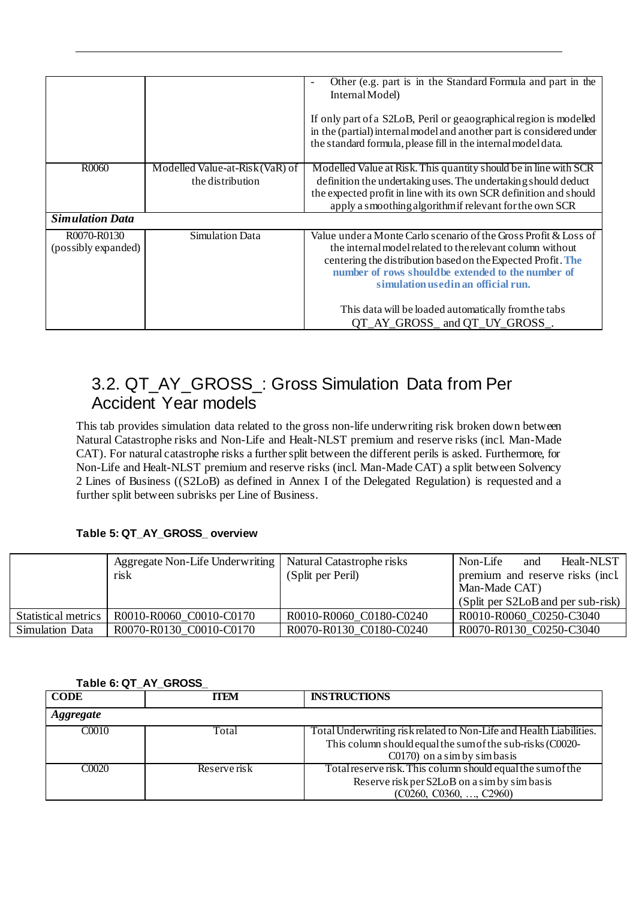| | | - Other (e.g. part is in the Standard Formula and part in the Internal Model)<br><br>If only part of a S2LoB, Peril or geaographical region is modelled in the (partial) internal model and another part is considered under the standard formula, please fill in the internal model data. |
|---|---|---|
| R0060 | Modelled Value-at-Risk (VaR) of the distribution | Modelled Value at Risk. This quantity should be in line with SCR definition the undertaking uses. The undertaking should deduct the expected profit in line with its own SCR definition and should apply a smoothing algorithm if relevant for the own SCR |
| ***Simulation Data*** | | |
| R0070-R0130 (possibly expanded) | Simulation Data | Value under a Monte Carlo scenario of the Gross Profit & Loss of the internal model related to the relevant column without centering the distribution based on the Expected Profit. **The number of rows shouldbe extended to the number of simulation usedin an official run.**<br><br>This data will be loaded automatically from the tabs QT_AY_GROSS_ and QT_UY_GROSS_. |

## 3.2. QT_AY_GROSS_: Gross Simulation Data from Per Accident Year models

This tab provides simulation data related to the gross non-life underwriting risk broken down between Natural Catastrophe risks and Non-Life and Healt-NLST premium and reserve risks (incl. Man-Made CAT). For natural catastrophe risks a further split between the different perils is asked. Furthermore, for Non-Life and Healt-NLST premium and reserve risks (incl. Man-Made CAT) a split between Solvency 2 Lines of Business ((S2LoB) as defined in Annex I of the Delegated Regulation) is requested and a further split between subrisks per Line of Business.

**Table 5: QT_AY_GROSS_ overview**

| | Aggregate Non-Life Underwriting risk | Natural Catastrophe risks (Split per Peril) | Non-Life and Healt-NLST premium and reserve risks (incl. Man-Made CAT) (Split per S2LoB and per sub-risk) |
|---|---|---|---|
| Statistical metrics | R0010-R0060_C0010-C0170 | R0010-R0060_C0180-C0240 | R0010-R0060_C0250-C3040 |
| Simulation Data | R0070-R0130_C0010-C0170 | R0070-R0130_C0180-C0240 | R0070-R0130_C0250-C3040 |

**Table 6: QT_AY_GROSS_**

| CODE | ITEM | INSTRUCTIONS |
|---|---|---|
| ***Aggregate*** | | |
| C0010 | Total | Total Underwriting risk related to Non-Life and Health Liabilities. This column should equal the sum of the sub-risks (C0020-C0170) on a sim by sim basis |
| C0020 | Reserve risk | Total reserve risk. This column should equal the sum of the Reserve risk per S2LoB on a sim by sim basis (C0260, C0360, …, C2960) |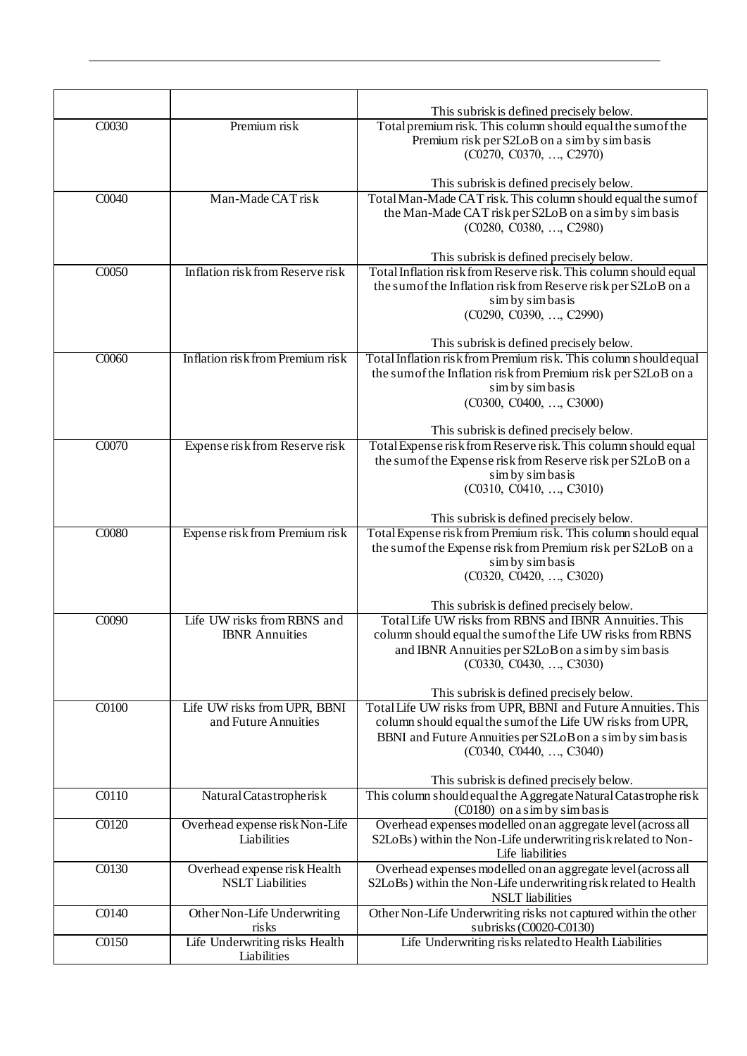| | | |
|---|---|---|
| | | This subrisk is defined precisely below. |
| C0030 | Premium risk | Total premium risk. This column should equal the sum of the Premium risk per S2LoB on a sim by sim basis (C0270, C0370, …, C2970)<br><br>This subrisk is defined precisely below. |
| C0040 | Man-Made CAT risk | Total Man-Made CAT risk. This column should equal the sum of the Man-Made CAT risk per S2LoB on a sim by sim basis (C0280, C0380, …, C2980)<br><br>This subrisk is defined precisely below. |
| C0050 | Inflation risk from Reserve risk | Total Inflation risk from Reserve risk. This column should equal the sum of the Inflation risk from Reserve risk per S2LoB on a sim by sim basis (C0290, C0390, …, C2990)<br><br>This subrisk is defined precisely below. |
| C0060 | Inflation risk from Premium risk | Total Inflation risk from Premium risk. This column should equal the sum of the Inflation risk from Premium risk per S2LoB on a sim by sim basis (C0300, C0400, …, C3000)<br><br>This subrisk is defined precisely below. |
| C0070 | Expense risk from Reserve risk | Total Expense risk from Reserve risk. This column should equal the sum of the Expense risk from Reserve risk per S2LoB on a sim by sim basis (C0310, C0410, …, C3010)<br><br>This subrisk is defined precisely below. |
| C0080 | Expense risk from Premium risk | Total Expense risk from Premium risk. This column should equal the sum of the Expense risk from Premium risk per S2LoB on a sim by sim basis (C0320, C0420, …, C3020)<br><br>This subrisk is defined precisely below. |
| C0090 | Life UW risks from RBNS and IBNR Annuities | Total Life UW risks from RBNS and IBNR Annuities. This column should equal the sum of the Life UW risks from RBNS and IBNR Annuities per S2LoB on a sim by sim basis (C0330, C0430, …, C3030)<br><br>This subrisk is defined precisely below. |
| C0100 | Life UW risks from UPR, BBNI and Future Annuities | Total Life UW risks from UPR, BBNI and Future Annuities. This column should equal the sum of the Life UW risks from UPR, BBNI and Future Annuities per S2LoB on a sim by sim basis (C0340, C0440, …, C3040)<br><br>This subrisk is defined precisely below. |
| C0110 | Natural Catastrophe risk | This column should equal the Aggregate Natural Catastrophe risk (C0180) on a sim by sim basis |
| C0120 | Overhead expense risk Non-Life Liabilities | Overhead expenses modelled on an aggregate level (across all S2LoBs) within the Non-Life underwriting risk related to Non-Life liabilities |
| C0130 | Overhead expense risk Health NSLT Liabilities | Overhead expenses modelled on an aggregate level (across all S2LoBs) within the Non-Life underwriting risk related to Health NSLT liabilities |
| C0140 | Other Non-Life Underwriting risks | Other Non-Life Underwriting risks not captured within the other subrisks (C0020-C0130) |
| C0150 | Life Underwriting risks Health Liabilities | Life Underwriting risks related to Health Liabilities |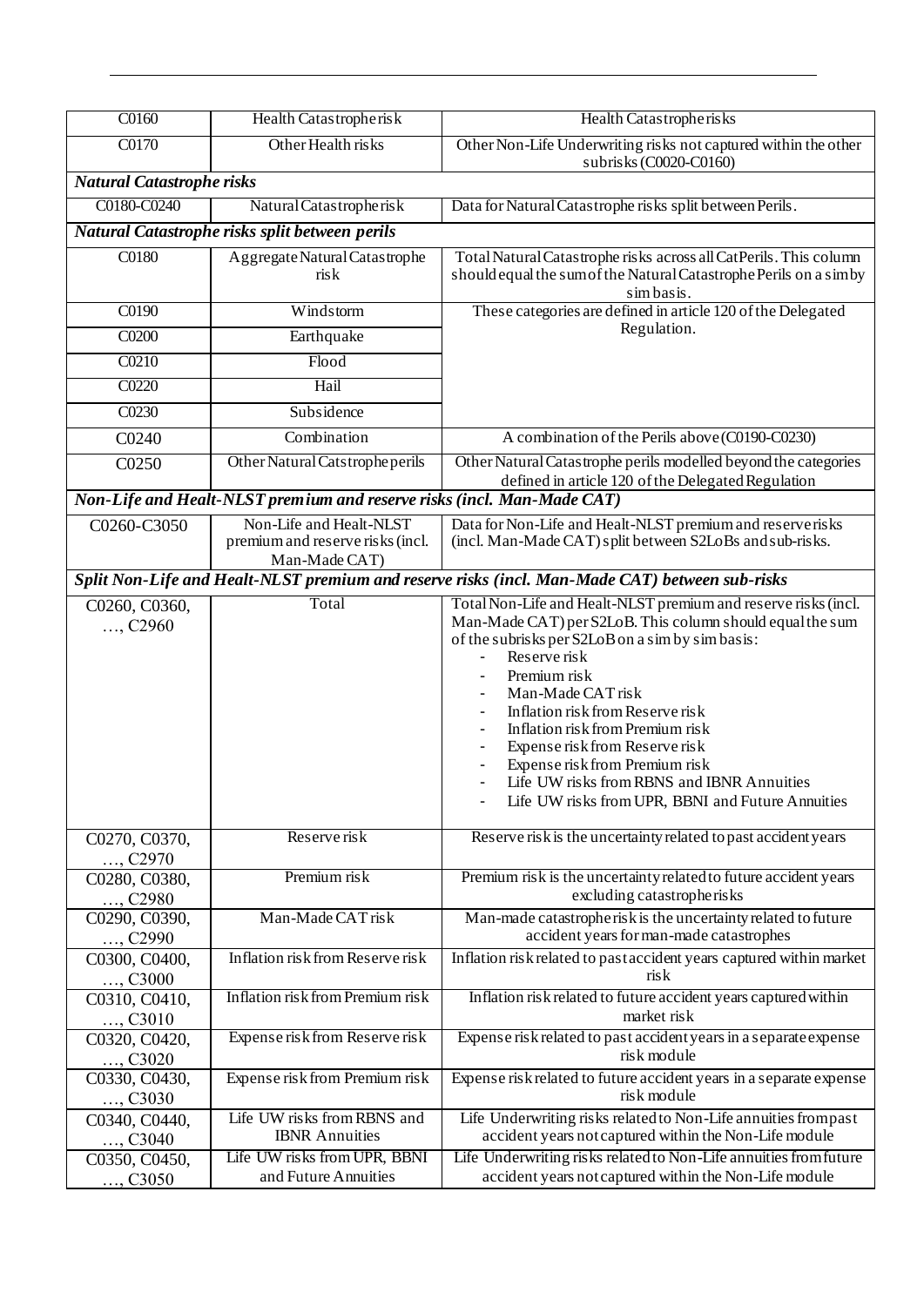| | | |
|---|---|---|
| C0160 | Health Catastrophe risk | Health Catastrophe risks |
| C0170 | Other Health risks | Other Non-Life Underwriting risks not captured within the other subrisks (C0020-C0160) |
| ***Natural Catastrophe risks*** | | |
| C0180-C0240 | Natural Catastrophe risk | Data for Natural Catastrophe risks split between Perils. |
| ***Natural Catastrophe risks split between perils*** | | |
| C0180 | Aggregate Natural Catastrophe risk | Total Natural Catastrophe risks across all CatPerils. This column should equal the sum of the Natural Catastrophe Perils on a sim by sim basis. |
| C0190 | Windstorm | These categories are defined in article 120 of the Delegated Regulation. |
| C0200 | Earthquake | |
| C0210 | Flood | |
| C0220 | Hail | |
| C0230 | Subsidence | |
| C0240 | Combination | A combination of the Perils above (C0190-C0230) |
| C0250 | Other Natural Catstrophe perils | Other Natural Catastrophe perils modelled beyond the categories defined in article 120 of the Delegated Regulation |
| ***Non-Life and Healt-NLST premium and reserve risks (incl. Man-Made CAT)*** | | |
| C0260-C3050 | Non-Life and Healt-NLST premium and reserve risks (incl. Man-Made CAT) | Data for Non-Life and Healt-NLST premium and reserve risks (incl. Man-Made CAT) split between S2LoBs and sub-risks. |
| ***Split Non-Life and Healt-NLST premium and reserve risks (incl. Man-Made CAT) between sub-risks*** | | |
| C0260, C0360, …, C2960 | Total | Total Non-Life and Healt-NLST premium and reserve risks (incl. Man-Made CAT) per S2LoB. This column should equal the sum of the subrisks per S2LoB on a sim by sim basis:<br>- Reserve risk<br>- Premium risk<br>- Man-Made CAT risk<br>- Inflation risk from Reserve risk<br>- Inflation risk from Premium risk<br>- Expense risk from Reserve risk<br>- Expense risk from Premium risk<br>- Life UW risks from RBNS and IBNR Annuities<br>- Life UW risks from UPR, BBNI and Future Annuities |
| C0270, C0370, …, C2970 | Reserve risk | Reserve risk is the uncertainty related to past accident years |
| C0280, C0380, …, C2980 | Premium risk | Premium risk is the uncertainty related to future accident years excluding catastrophe risks |
| C0290, C0390, …, C2990 | Man-Made CAT risk | Man-made catastrophe risk is the uncertainty related to future accident years for man-made catastrophes |
| C0300, C0400, …, C3000 | Inflation risk from Reserve risk | Inflation risk related to past accident years captured within market risk |
| C0310, C0410, …, C3010 | Inflation risk from Premium risk | Inflation risk related to future accident years captured within market risk |
| C0320, C0420, …, C3020 | Expense risk from Reserve risk | Expense risk related to past accident years in a separate expense risk module |
| C0330, C0430, …, C3030 | Expense risk from Premium risk | Expense risk related to future accident years in a separate expense risk module |
| C0340, C0440, …, C3040 | Life UW risks from RBNS and IBNR Annuities | Life Underwriting risks related to Non-Life annuities from past accident years not captured within the Non-Life module |
| C0350, C0450, …, C3050 | Life UW risks from UPR, BBNI and Future Annuities | Life Underwriting risks related to Non-Life annuities from future accident years not captured within the Non-Life module |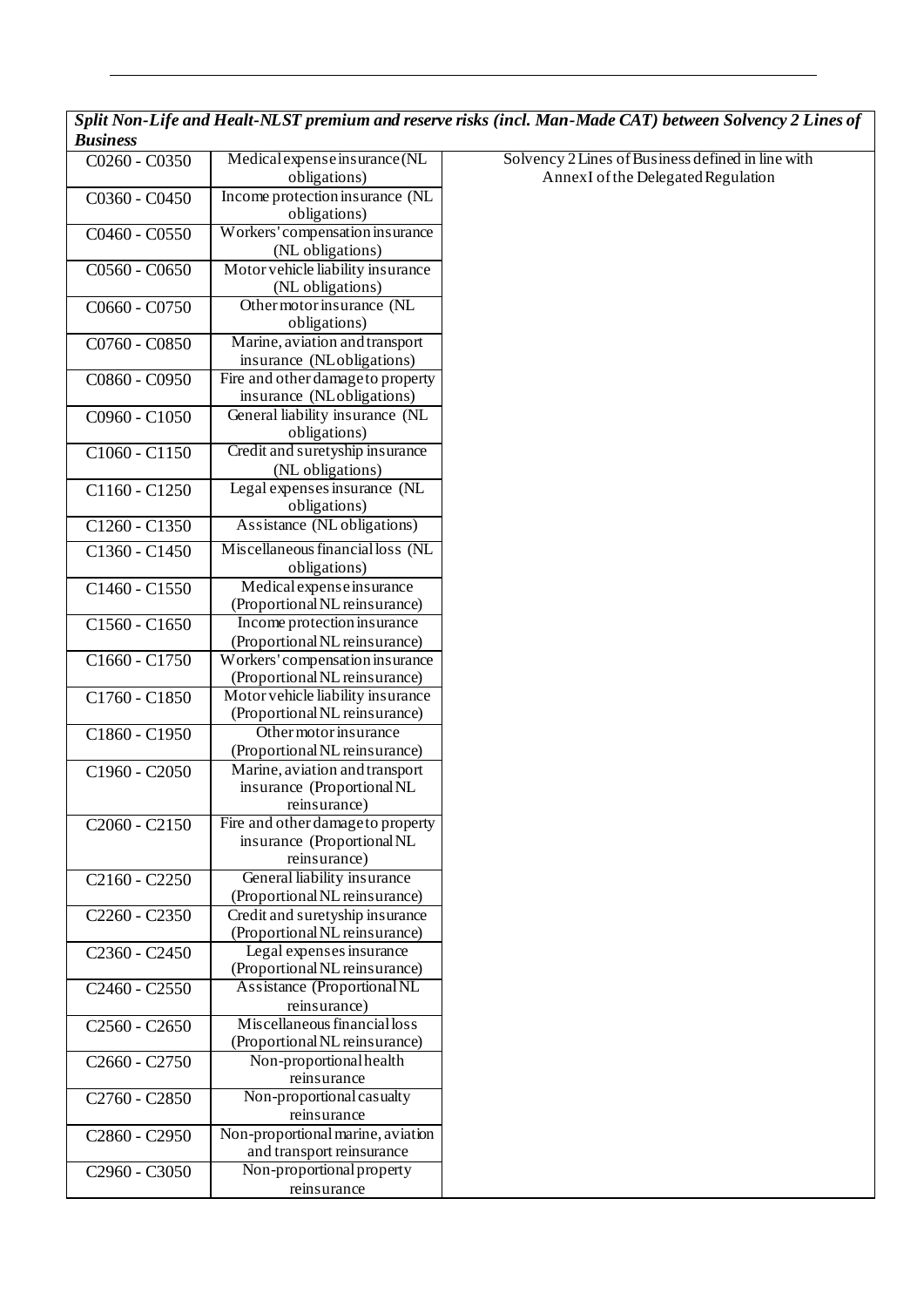| *Split Non-Life and Healt-NLST premium and reserve risks (incl. Man-Made CAT) between Solvency 2 Lines of Business* | | |
|---|---|---|
| C0260 - C0350 | Medical expense insurance (NL obligations) | Solvency 2 Lines of Business defined in line with Annex I of the Delegated Regulation |
| C0360 - C0450 | Income protection insurance (NL obligations) | |
| C0460 - C0550 | Workers' compensation insurance (NL obligations) | |
| C0560 - C0650 | Motor vehicle liability insurance (NL obligations) | |
| C0660 - C0750 | Other motor insurance (NL obligations) | |
| C0760 - C0850 | Marine, aviation and transport insurance (NL obligations) | |
| C0860 - C0950 | Fire and other damage to property insurance (NL obligations) | |
| C0960 - C1050 | General liability insurance (NL obligations) | |
| C1060 - C1150 | Credit and suretyship insurance (NL obligations) | |
| C1160 - C1250 | Legal expenses insurance (NL obligations) | |
| C1260 - C1350 | Assistance (NL obligations) | |
| C1360 - C1450 | Miscellaneous financial loss (NL obligations) | |
| C1460 - C1550 | Medical expense insurance (Proportional NL reinsurance) | |
| C1560 - C1650 | Income protection insurance (Proportional NL reinsurance) | |
| C1660 - C1750 | Workers' compensation insurance (Proportional NL reinsurance) | |
| C1760 - C1850 | Motor vehicle liability insurance (Proportional NL reinsurance) | |
| C1860 - C1950 | Other motor insurance (Proportional NL reinsurance) | |
| C1960 - C2050 | Marine, aviation and transport insurance (Proportional NL reinsurance) | |
| C2060 - C2150 | Fire and other damage to property insurance (Proportional NL reinsurance) | |
| C2160 - C2250 | General liability insurance (Proportional NL reinsurance) | |
| C2260 - C2350 | Credit and suretyship insurance (Proportional NL reinsurance) | |
| C2360 - C2450 | Legal expenses insurance (Proportional NL reinsurance) | |
| C2460 - C2550 | Assistance (Proportional NL reinsurance) | |
| C2560 - C2650 | Miscellaneous financial loss (Proportional NL reinsurance) | |
| C2660 - C2750 | Non-proportional health reinsurance | |
| C2760 - C2850 | Non-proportional casualty reinsurance | |
| C2860 - C2950 | Non-proportional marine, aviation and transport reinsurance | |
| C2960 - C3050 | Non-proportional property reinsurance | |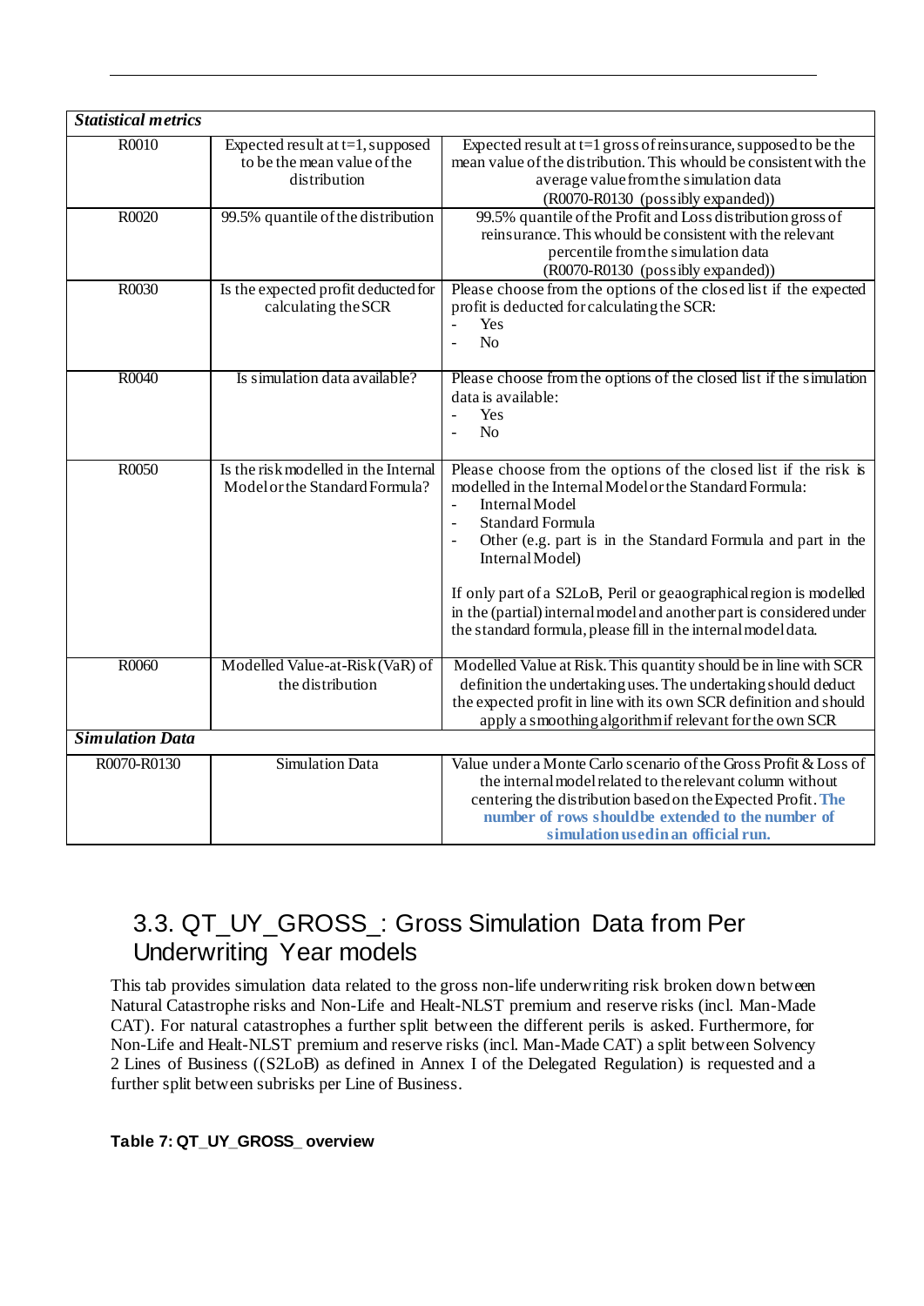| *Statistical metrics* | | |
|---|---|---|
| R0010 | Expected result at t=1, supposed to be the mean value of the distribution | Expected result at t=1 gross of reinsurance, supposed to be the mean value of the distribution. This whould be consistent with the average value from the simulation data (R0070-R0130 (possibly expanded)) |
| R0020 | 99.5% quantile of the distribution | 99.5% quantile of the Profit and Loss distribution gross of reinsurance. This whould be consistent with the relevant percentile from the simulation data (R0070-R0130 (possibly expanded)) |
| R0030 | Is the expected profit deducted for calculating the SCR | Please choose from the options of the closed list if the expected profit is deducted for calculating the SCR: - Yes - No |
| R0040 | Is simulation data available? | Please choose from the options of the closed list if the simulation data is available: - Yes - No |
| R0050 | Is the risk modelled in the Internal Model or the Standard Formula? | Please choose from the options of the closed list if the risk is modelled in the Internal Model or the Standard Formula: - Internal Model - Standard Formula - Other (e.g. part is in the Standard Formula and part in the Internal Model) If only part of a S2LoB, Peril or geaographical region is modelled in the (partial) internal model and another part is considered under the standard formula, please fill in the internal model data. |
| R0060 | Modelled Value-at-Risk (VaR) of the distribution | Modelled Value at Risk. This quantity should be in line with SCR definition the undertaking uses. The undertaking should deduct the expected profit in line with its own SCR definition and should apply a smoothing algorithm if relevant for the own SCR |
| *Simulation Data* | | |
| R0070-R0130 | Simulation Data | Value under a Monte Carlo scenario of the Gross Profit & Loss of the internal model related to the relevant column without centering the distribution based on the Expected Profit. **The number of rows should be extended to the number of simulation used in an official run.** |

## 3.3. QT_UY_GROSS_: Gross Simulation Data from Per Underwriting Year models

This tab provides simulation data related to the gross non-life underwriting risk broken down between Natural Catastrophe risks and Non-Life and Healt-NLST premium and reserve risks (incl. Man-Made CAT). For natural catastrophes a further split between the different perils is asked. Furthermore, for Non-Life and Healt-NLST premium and reserve risks (incl. Man-Made CAT) a split between Solvency 2 Lines of Business ((S2LoB) as defined in Annex I of the Delegated Regulation) is requested and a further split between subrisks per Line of Business.

**Table 7: QT_UY_GROSS_ overview**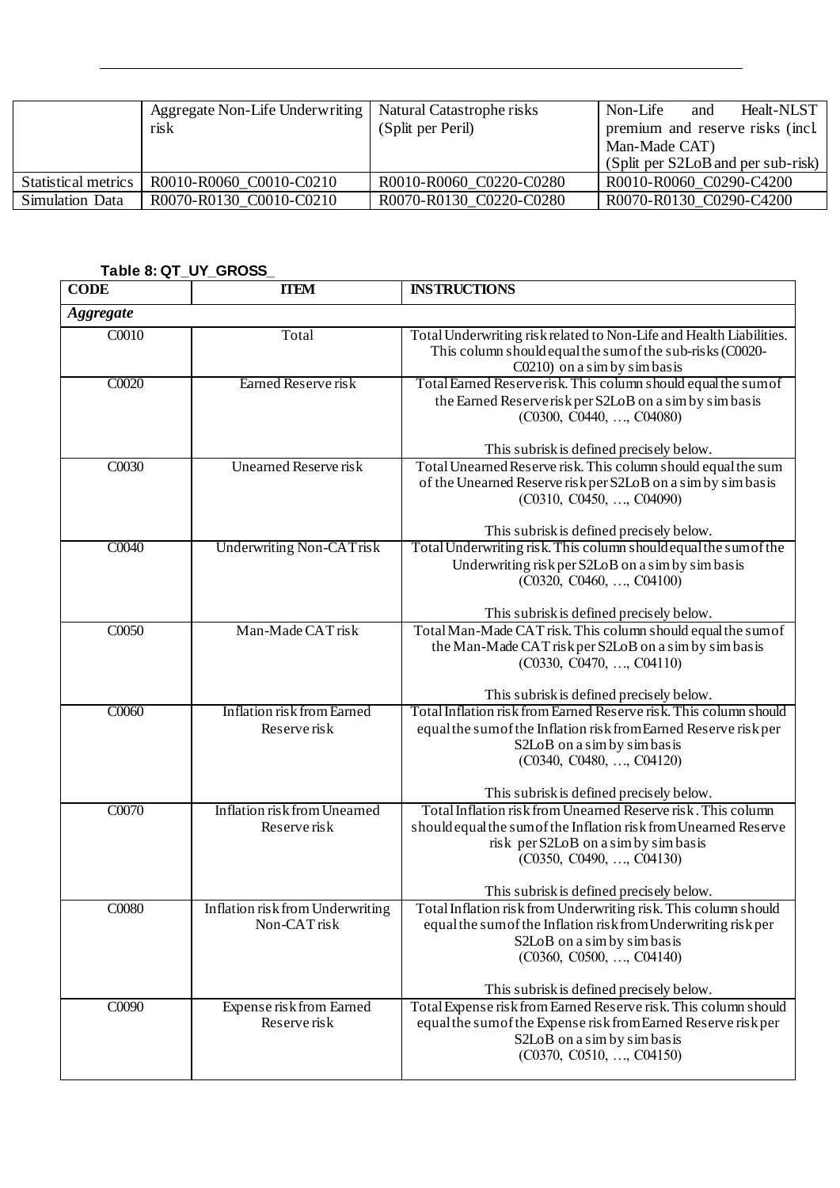| | Aggregate Non-Life Underwriting risk | Natural Catastrophe risks (Split per Peril) | Non-Life and Healt-NLST premium and reserve risks (incl. Man-Made CAT) (Split per S2LoB and per sub-risk) |
|---|---|---|---|
| Statistical metrics | R0010-R0060_C0010-C0210 | R0010-R0060_C0220-C0280 | R0010-R0060_C0290-C4200 |
| Simulation Data | R0070-R0130_C0010-C0210 | R0070-R0130_C0220-C0280 | R0070-R0130_C0290-C4200 |

**Table 8: QT_UY_GROSS_**

| CODE | ITEM | INSTRUCTIONS |
|---|---|---|
| *Aggregate* | | |
| C0010 | Total | Total Underwriting risk related to Non-Life and Health Liabilities. This column should equal the sum of the sub-risks (C0020-C0210) on a sim by sim basis |
| C0020 | Earned Reserve risk | Total Earned Reserve risk. This column should equal the sum of the Earned Reserve risk per S2LoB on a sim by sim basis (C0300, C0440, …, C04080)<br><br>This subrisk is defined precisely below. |
| C0030 | Unearned Reserve risk | Total Unearned Reserve risk. This column should equal the sum of the Unearned Reserve risk per S2LoB on a sim by sim basis (C0310, C0450, …, C04090)<br><br>This subrisk is defined precisely below. |
| C0040 | Underwriting Non-CAT risk | Total Underwriting risk. This column should equal the sum of the Underwriting risk per S2LoB on a sim by sim basis (C0320, C0460, …, C04100)<br><br>This subrisk is defined precisely below. |
| C0050 | Man-Made CAT risk | Total Man-Made CAT risk. This column should equal the sum of the Man-Made CAT risk per S2LoB on a sim by sim basis (C0330, C0470, …, C04110)<br><br>This subrisk is defined precisely below. |
| C0060 | Inflation risk from Earned Reserve risk | Total Inflation risk from Earned Reserve risk. This column should equal the sum of the Inflation risk from Earned Reserve risk per S2LoB on a sim by sim basis (C0340, C0480, …, C04120)<br><br>This subrisk is defined precisely below. |
| C0070 | Inflation risk from Unearned Reserve risk | Total Inflation risk from Unearned Reserve risk. This column should equal the sum of the Inflation risk from Unearned Reserve risk per S2LoB on a sim by sim basis (C0350, C0490, …, C04130)<br><br>This subrisk is defined precisely below. |
| C0080 | Inflation risk from Underwriting Non-CAT risk | Total Inflation risk from Underwriting risk. This column should equal the sum of the Inflation risk from Underwriting risk per S2LoB on a sim by sim basis (C0360, C0500, …, C04140)<br><br>This subrisk is defined precisely below. |
| C0090 | Expense risk from Earned Reserve risk | Total Expense risk from Earned Reserve risk. This column should equal the sum of the Expense risk from Earned Reserve risk per S2LoB on a sim by sim basis (C0370, C0510, …, C04150) |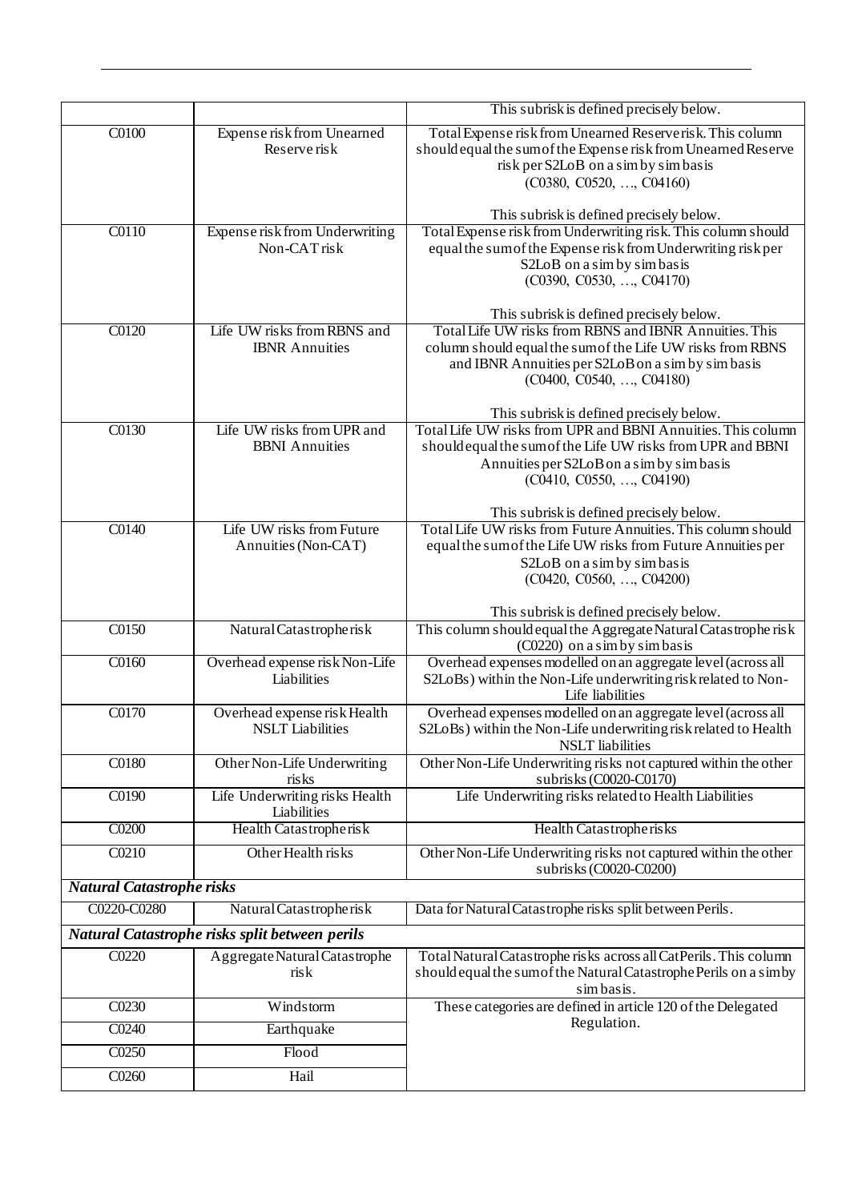| | | |
|---|---|---|
| | | This subrisk is defined precisely below. |
| C0100 | Expense risk from Unearned Reserve risk | Total Expense risk from Unearned Reserve risk. This column should equal the sum of the Expense risk from Unearned Reserve risk per S2LoB on a sim by sim basis (C0380, C0520, …, C04160)<br><br>This subrisk is defined precisely below. |
| C0110 | Expense risk from Underwriting Non-CAT risk | Total Expense risk from Underwriting risk. This column should equal the sum of the Expense risk from Underwriting risk per S2LoB on a sim by sim basis (C0390, C0530, …, C04170)<br><br>This subrisk is defined precisely below. |
| C0120 | Life UW risks from RBNS and IBNR Annuities | Total Life UW risks from RBNS and IBNR Annuities. This column should equal the sum of the Life UW risks from RBNS and IBNR Annuities per S2LoB on a sim by sim basis (C0400, C0540, …, C04180)<br><br>This subrisk is defined precisely below. |
| C0130 | Life UW risks from UPR and BBNI Annuities | Total Life UW risks from UPR and BBNI Annuities. This column should equal the sum of the Life UW risks from UPR and BBNI Annuities per S2LoB on a sim by sim basis (C0410, C0550, …, C04190)<br><br>This subrisk is defined precisely below. |
| C0140 | Life UW risks from Future Annuities (Non-CAT) | Total Life UW risks from Future Annuities. This column should equal the sum of the Life UW risks from Future Annuities per S2LoB on a sim by sim basis (C0420, C0560, …, C04200)<br><br>This subrisk is defined precisely below. |
| C0150 | Natural Catastrophe risk | This column should equal the Aggregate Natural Catastrophe risk (C0220) on a sim by sim basis |
| C0160 | Overhead expense risk Non-Life Liabilities | Overhead expenses modelled on an aggregate level (across all S2LoBs) within the Non-Life underwriting risk related to Non-Life liabilities |
| C0170 | Overhead expense risk Health NSLT Liabilities | Overhead expenses modelled on an aggregate level (across all S2LoBs) within the Non-Life underwriting risk related to Health NSLT liabilities |
| C0180 | Other Non-Life Underwriting risks | Other Non-Life Underwriting risks not captured within the other subrisks (C0020-C0170) |
| C0190 | Life Underwriting risks Health Liabilities | Life Underwriting risks related to Health Liabilities |
| C0200 | Health Catastrophe risk | Health Catastrophe risks |
| C0210 | Other Health risks | Other Non-Life Underwriting risks not captured within the other subrisks (C0020-C0200) |
| ***Natural Catastrophe risks*** | | |
| C0220-C0280 | Natural Catastrophe risk | Data for Natural Catastrophe risks split between Perils. |
| ***Natural Catastrophe risks split between perils*** | | |
| C0220 | Aggregate Natural Catastrophe risk | Total Natural Catastrophe risks across all Cat Perils. This column should equal the sum of the Natural Catastrophe Perils on a sim by sim basis. |
| C0230 | Windstorm | These categories are defined in article 120 of the Delegated Regulation. |
| C0240 | Earthquake | |
| C0250 | Flood | |
| C0260 | Hail | |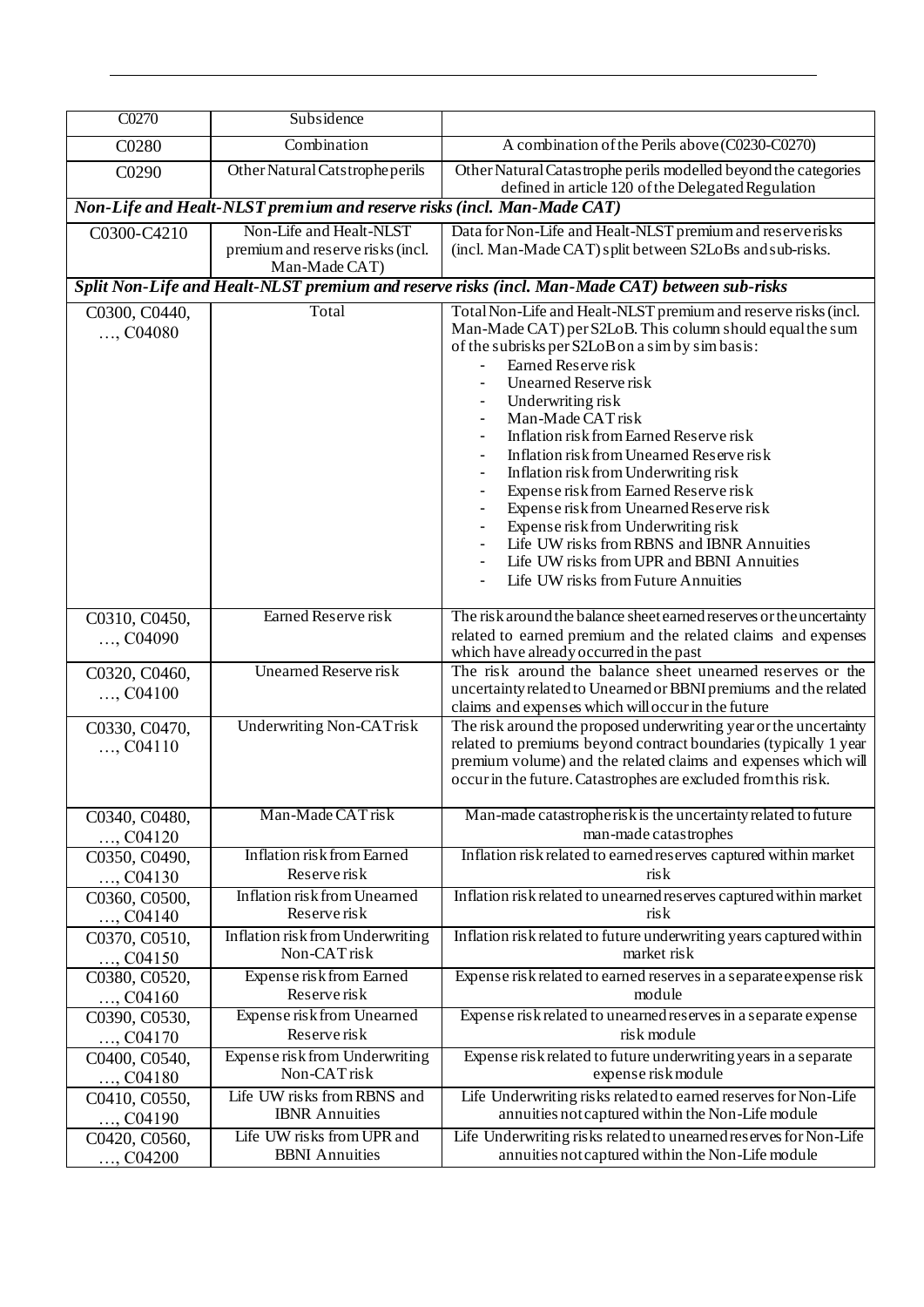| C0270 | Subsidence | |
|---|---|---|
| C0280 | Combination | A combination of the Perils above (C0230-C0270) |
| C0290 | Other Natural Catstrophe perils | Other Natural Catastrophe perils modelled beyond the categories defined in article 120 of the Delegated Regulation |
| ***Non-Life and Healt-NLST premium and reserve risks (incl. Man-Made CAT)*** | | |
| C0300-C4210 | Non-Life and Healt-NLST premium and reserve risks (incl. Man-Made CAT) | Data for Non-Life and Healt-NLST premium and reserve risks (incl. Man-Made CAT) split between S2LoBs and sub-risks. |
| ***Split Non-Life and Healt-NLST premium and reserve risks (incl. Man-Made CAT) between sub-risks*** | | |
| C0300, C0440, …, C04080 | Total | Total Non-Life and Healt-NLST premium and reserve risks (incl. Man-Made CAT) per S2LoB. This column should equal the sum of the subrisks per S2LoB on a sim by sim basis:<br>- Earned Reserve risk<br>- Unearned Reserve risk<br>- Underwriting risk<br>- Man-Made CAT risk<br>- Inflation risk from Earned Reserve risk<br>- Inflation risk from Unearned Reserve risk<br>- Inflation risk from Underwriting risk<br>- Expense risk from Earned Reserve risk<br>- Expense risk from Unearned Reserve risk<br>- Expense risk from Underwriting risk<br>- Life UW risks from RBNS and IBNR Annuities<br>- Life UW risks from UPR and BBNI Annuities<br>- Life UW risks from Future Annuities |
| C0310, C0450, …, C04090 | Earned Reserve risk | The risk around the balance sheet earned reserves or the uncertainty related to earned premium and the related claims and expenses which have already occurred in the past |
| C0320, C0460, …, C04100 | Unearned Reserve risk | The risk around the balance sheet unearned reserves or the uncertainty related to Unearned or BBNI premiums and the related claims and expenses which will occur in the future |
| C0330, C0470, …, C04110 | Underwriting Non-CAT risk | The risk around the proposed underwriting year or the uncertainty related to premiums beyond contract boundaries (typically 1 year premium volume) and the related claims and expenses which will occur in the future. Catastrophes are excluded from this risk. |
| C0340, C0480, …, C04120 | Man-Made CAT risk | Man-made catastrophe risk is the uncertainty related to future man-made catastrophes |
| C0350, C0490, …, C04130 | Inflation risk from Earned Reserve risk | Inflation risk related to earned reserves captured within market risk |
| C0360, C0500, …, C04140 | Inflation risk from Unearned Reserve risk | Inflation risk related to unearned reserves captured within market risk |
| C0370, C0510, …, C04150 | Inflation risk from Underwriting Non-CAT risk | Inflation risk related to future underwriting years captured within market risk |
| C0380, C0520, …, C04160 | Expense risk from Earned Reserve risk | Expense risk related to earned reserves in a separate expense risk module |
| C0390, C0530, …, C04170 | Expense risk from Unearned Reserve risk | Expense risk related to unearned reserves in a separate expense risk module |
| C0400, C0540, …, C04180 | Expense risk from Underwriting Non-CAT risk | Expense risk related to future underwriting years in a separate expense risk module |
| C0410, C0550, …, C04190 | Life UW risks from RBNS and IBNR Annuities | Life Underwriting risks related to earned reserves for Non-Life annuities not captured within the Non-Life module |
| C0420, C0560, …, C04200 | Life UW risks from UPR and BBNI Annuities | Life Underwriting risks related to unearned reserves for Non-Life annuities not captured within the Non-Life module |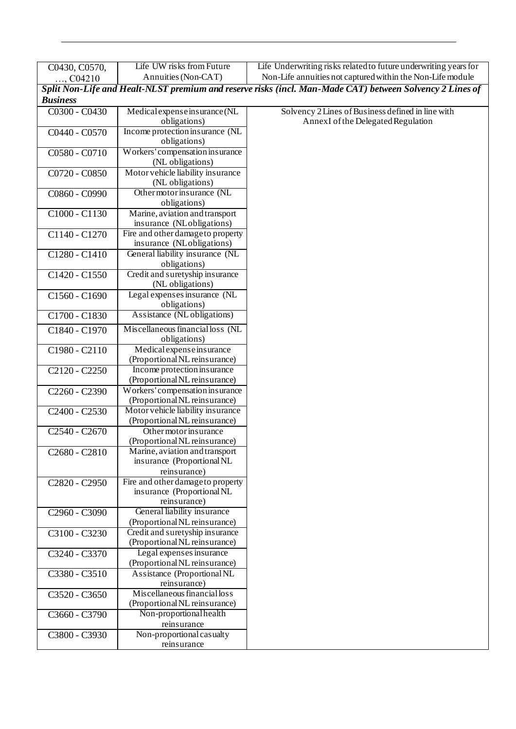| | | |
|---|---|---|
| C0430, C0570, …, C04210 | Life UW risks from Future Annuities (Non-CAT) | Life Underwriting risks related to future underwriting years for Non-Life annuities not captured within the Non-Life module |
| ***Split Non-Life and Healt-NLST premium and reserve risks (incl. Man-Made CAT) between Solvency 2 Lines of Business*** | | |
| C0300 - C0430 | Medical expense insurance (NL obligations) | Solvency 2 Lines of Business defined in line with Annex I of the Delegated Regulation |
| C0440 - C0570 | Income protection insurance (NL obligations) | |
| C0580 - C0710 | Workers' compensation insurance (NL obligations) | |
| C0720 - C0850 | Motor vehicle liability insurance (NL obligations) | |
| C0860 - C0990 | Other motor insurance (NL obligations) | |
| C1000 - C1130 | Marine, aviation and transport insurance (NL obligations) | |
| C1140 - C1270 | Fire and other damage to property insurance (NL obligations) | |
| C1280 - C1410 | General liability insurance (NL obligations) | |
| C1420 - C1550 | Credit and suretyship insurance (NL obligations) | |
| C1560 - C1690 | Legal expenses insurance (NL obligations) | |
| C1700 - C1830 | Assistance (NL obligations) | |
| C1840 - C1970 | Miscellaneous financial loss (NL obligations) | |
| C1980 - C2110 | Medical expense insurance (Proportional NL reinsurance) | |
| C2120 - C2250 | Income protection insurance (Proportional NL reinsurance) | |
| C2260 - C2390 | Workers' compensation insurance (Proportional NL reinsurance) | |
| C2400 - C2530 | Motor vehicle liability insurance (Proportional NL reinsurance) | |
| C2540 - C2670 | Other motor insurance (Proportional NL reinsurance) | |
| C2680 - C2810 | Marine, aviation and transport insurance (Proportional NL reinsurance) | |
| C2820 - C2950 | Fire and other damage to property insurance (Proportional NL reinsurance) | |
| C2960 - C3090 | General liability insurance (Proportional NL reinsurance) | |
| C3100 - C3230 | Credit and suretyship insurance (Proportional NL reinsurance) | |
| C3240 - C3370 | Legal expenses insurance (Proportional NL reinsurance) | |
| C3380 - C3510 | Assistance (Proportional NL reinsurance) | |
| C3520 - C3650 | Miscellaneous financial loss (Proportional NL reinsurance) | |
| C3660 - C3790 | Non-proportional health reinsurance | |
| C3800 - C3930 | Non-proportional casualty reinsurance | |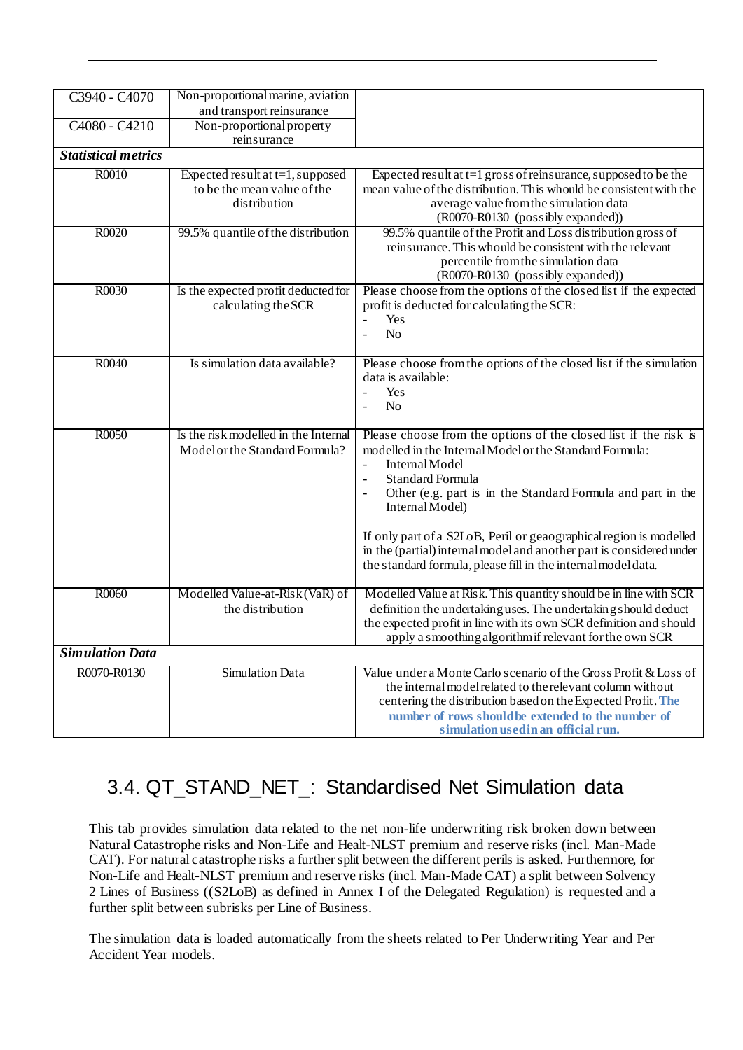| C3940 - C4070 | Non-proportional marine, aviation and transport reinsurance | |
|---|---|---|
| C4080 - C4210 | Non-proportional property reinsurance | |
| ***Statistical metrics*** | | |
| R0010 | Expected result at t=1, supposed to be the mean value of the distribution | Expected result at t=1 gross of reinsurance, supposed to be the mean value of the distribution. This whould be consistent with the average value from the simulation data (R0070-R0130 (possibly expanded)) |
| R0020 | 99.5% quantile of the distribution | 99.5% quantile of the Profit and Loss distribution gross of reinsurance. This whould be consistent with the relevant percentile from the simulation data (R0070-R0130 (possibly expanded)) |
| R0030 | Is the expected profit deducted for calculating the SCR | Please choose from the options of the closed list if the expected profit is deducted for calculating the SCR:<br>- Yes<br>- No |
| R0040 | Is simulation data available? | Please choose from the options of the closed list if the simulation data is available:<br>- Yes<br>- No |
| R0050 | Is the risk modelled in the Internal Model or the Standard Formula? | Please choose from the options of the closed list if the risk is modelled in the Internal Model or the Standard Formula:<br>- Internal Model<br>- Standard Formula<br>- Other (e.g. part is in the Standard Formula and part in the Internal Model)<br><br>If only part of a S2LoB, Peril or geaographical region is modelled in the (partial) internal model and another part is considered under the standard formula, please fill in the internal model data. |
| R0060 | Modelled Value-at-Risk (VaR) of the distribution | Modelled Value at Risk. This quantity should be in line with SCR definition the undertaking uses. The undertaking should deduct the expected profit in line with its own SCR definition and should apply a smoothing algorithm if relevant for the own SCR |
| ***Simulation Data*** | | |
| R0070-R0130 | Simulation Data | Value under a Monte Carlo scenario of the Gross Profit & Loss of the internal model related to the relevant column without centering the distribution based on the Expected Profit. **The number of rows should be extended to the number of simulation used in an official run.** |

## 3.4. QT_STAND_NET_: Standardised Net Simulation data

This tab provides simulation data related to the net non-life underwriting risk broken down between Natural Catastrophe risks and Non-Life and Healt-NLST premium and reserve risks (incl. Man-Made CAT). For natural catastrophe risks a further split between the different perils is asked. Furthermore, for Non-Life and Healt-NLST premium and reserve risks (incl. Man-Made CAT) a split between Solvency 2 Lines of Business ((S2LoB) as defined in Annex I of the Delegated Regulation) is requested and a further split between subrisks per Line of Business.

The simulation data is loaded automatically from the sheets related to Per Underwriting Year and Per Accident Year models.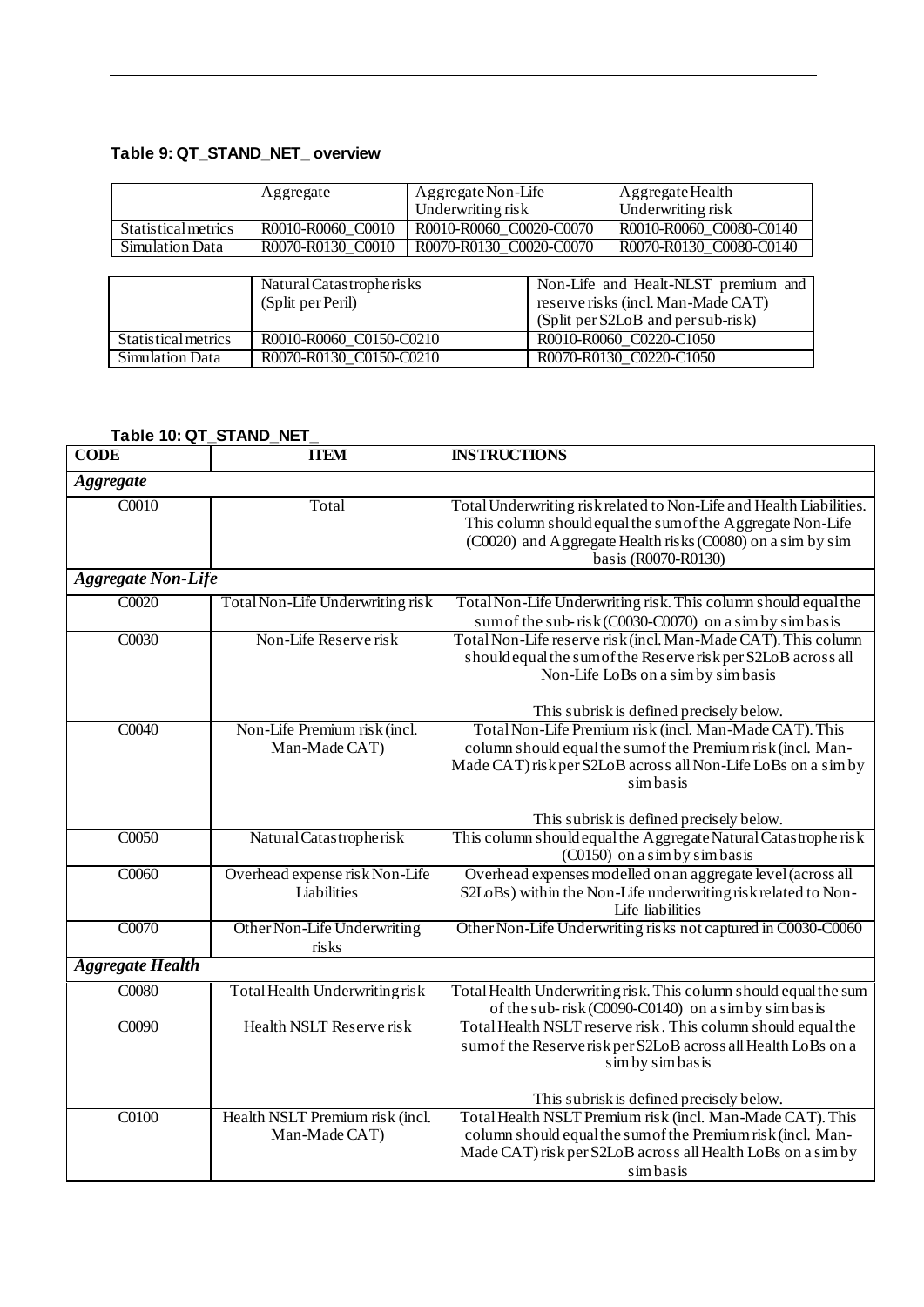**Table 9: QT_STAND_NET_ overview**

| | Aggregate | Aggregate Non-Life Underwriting risk | Aggregate Health Underwriting risk |
|---|---|---|---|
| Statistical metrics | R0010-R0060_C0010 | R0010-R0060_C0020-C0070 | R0010-R0060_C0080-C0140 |
| Simulation Data | R0070-R0130_C0010 | R0070-R0130_C0020-C0070 | R0070-R0130_C0080-C0140 |

| | Natural Catastrophe risks (Split per Peril) | Non-Life and Healt-NLST premium and reserve risks (incl. Man-Made CAT) (Split per S2LoB and per sub-risk) |
|---|---|---|
| Statistical metrics | R0010-R0060_C0150-C0210 | R0010-R0060_C0220-C1050 |
| Simulation Data | R0070-R0130_C0150-C0210 | R0070-R0130_C0220-C1050 |

**Table 10: QT_STAND_NET_**

| CODE | ITEM | INSTRUCTIONS |
|---|---|---|
| ***Aggregate*** | | |
| C0010 | Total | Total Underwriting risk related to Non-Life and Health Liabilities. This column should equal the sum of the Aggregate Non-Life (C0020) and Aggregate Health risks (C0080) on a sim by sim basis (R0070-R0130) |
| ***Aggregate Non-Life*** | | |
| C0020 | Total Non-Life Underwriting risk | Total Non-Life Underwriting risk. This column should equal the sum of the sub-risk (C0030-C0070) on a sim by sim basis |
| C0030 | Non-Life Reserve risk | Total Non-Life reserve risk (incl. Man-Made CAT). This column should equal the sum of the Reserve risk per S2LoB across all Non-Life LoBs on a sim by sim basis<br><br>This subrisk is defined precisely below. |
| C0040 | Non-Life Premium risk (incl. Man-Made CAT) | Total Non-Life Premium risk (incl. Man-Made CAT). This column should equal the sum of the Premium risk (incl. Man-Made CAT) risk per S2LoB across all Non-Life LoBs on a sim by sim basis<br><br>This subrisk is defined precisely below. |
| C0050 | Natural Catastrophe risk | This column should equal the Aggregate Natural Catastrophe risk (C0150) on a sim by sim basis |
| C0060 | Overhead expense risk Non-Life Liabilities | Overhead expenses modelled on an aggregate level (across all S2LoBs) within the Non-Life underwriting risk related to Non-Life liabilities |
| C0070 | Other Non-Life Underwriting risks | Other Non-Life Underwriting risks not captured in C0030-C0060 |
| ***Aggregate Health*** | | |
| C0080 | Total Health Underwriting risk | Total Health Underwriting risk. This column should equal the sum of the sub-risk (C0090-C0140) on a sim by sim basis |
| C0090 | Health NSLT Reserve risk | Total Health NSLT reserve risk. This column should equal the sum of the Reserve risk per S2LoB across all Health LoBs on a sim by sim basis<br><br>This subrisk is defined precisely below. |
| C0100 | Health NSLT Premium risk (incl. Man-Made CAT) | Total Health NSLT Premium risk (incl. Man-Made CAT). This column should equal the sum of the Premium risk (incl. Man-Made CAT) risk per S2LoB across all Health LoBs on a sim by sim basis |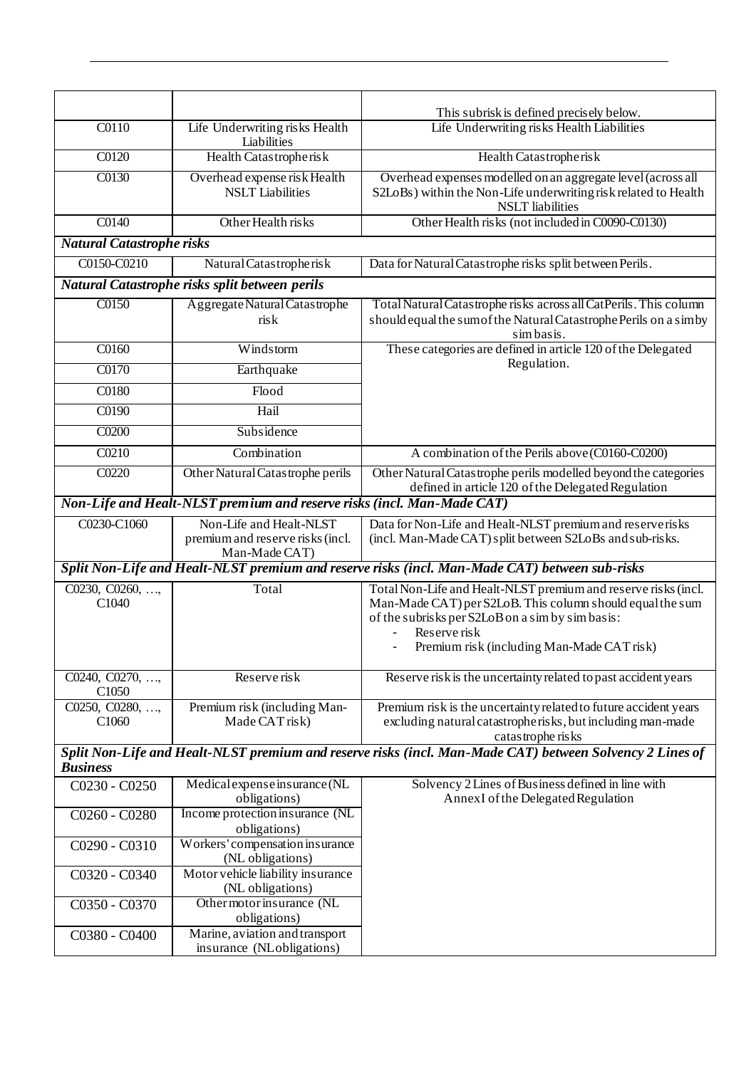| | | |
|---|---|---|
| | | This subrisk is defined precisely below. |
| C0110 | Life Underwriting risks Health Liabilities | Life Underwriting risks Health Liabilities |
| C0120 | Health Catastrophe risk | Health Catastrophe risk |
| C0130 | Overhead expense risk Health NSLT Liabilities | Overhead expenses modelled on an aggregate level (across all S2LoBs) within the Non-Life underwriting risk related to Health NSLT liabilities |
| C0140 | Other Health risks | Other Health risks (not included in C0090-C0130) |
| ***Natural Catastrophe risks*** | | |
| C0150-C0210 | Natural Catastrophe risk | Data for Natural Catastrophe risks split between Perils. |
| ***Natural Catastrophe risks split between perils*** | | |
| C0150 | Aggregate Natural Catastrophe risk | Total Natural Catastrophe risks across all CatPerils. This column should equal the sum of the Natural Catastrophe Perils on a sim by sim basis. |
| C0160 | Windstorm | These categories are defined in article 120 of the Delegated Regulation. |
| C0170 | Earthquake | |
| C0180 | Flood | |
| C0190 | Hail | |
| C0200 | Subsidence | |
| C0210 | Combination | A combination of the Perils above (C0160-C0200) |
| C0220 | Other Natural Catastrophe perils | Other Natural Catastrophe perils modelled beyond the categories defined in article 120 of the Delegated Regulation |
| ***Non-Life and Healt-NLST premium and reserve risks (incl. Man-Made CAT)*** | | |
| C0230-C1060 | Non-Life and Healt-NLST premium and reserve risks (incl. Man-Made CAT) | Data for Non-Life and Healt-NLST premium and reserve risks (incl. Man-Made CAT) split between S2LoBs and sub-risks. |
| ***Split Non-Life and Healt-NLST premium and reserve risks (incl. Man-Made CAT) between sub-risks*** | | |
| C0230, C0260, …, C1040 | Total | Total Non-Life and Healt-NLST premium and reserve risks (incl. Man-Made CAT) per S2LoB. This column should equal the sum of the subrisks per S2LoB on a sim by sim basis:<br>- Reserve risk<br>- Premium risk (including Man-Made CAT risk) |
| C0240, C0270, …, C1050 | Reserve risk | Reserve risk is the uncertainty related to past accident years |
| C0250, C0280, …, C1060 | Premium risk (including Man-Made CAT risk) | Premium risk is the uncertainty related to future accident years excluding natural catastrophe risks, but including man-made catastrophe risks |
| ***Split Non-Life and Healt-NLST premium and reserve risks (incl. Man-Made CAT) between Solvency 2 Lines of Business*** | | |
| C0230 - C0250 | Medical expense insurance (NL obligations) | Solvency 2 Lines of Business defined in line with Annex I of the Delegated Regulation |
| C0260 - C0280 | Income protection insurance (NL obligations) | |
| C0290 - C0310 | Workers' compensation insurance (NL obligations) | |
| C0320 - C0340 | Motor vehicle liability insurance (NL obligations) | |
| C0350 - C0370 | Other motor insurance (NL obligations) | |
| C0380 - C0400 | Marine, aviation and transport insurance (NL obligations) | |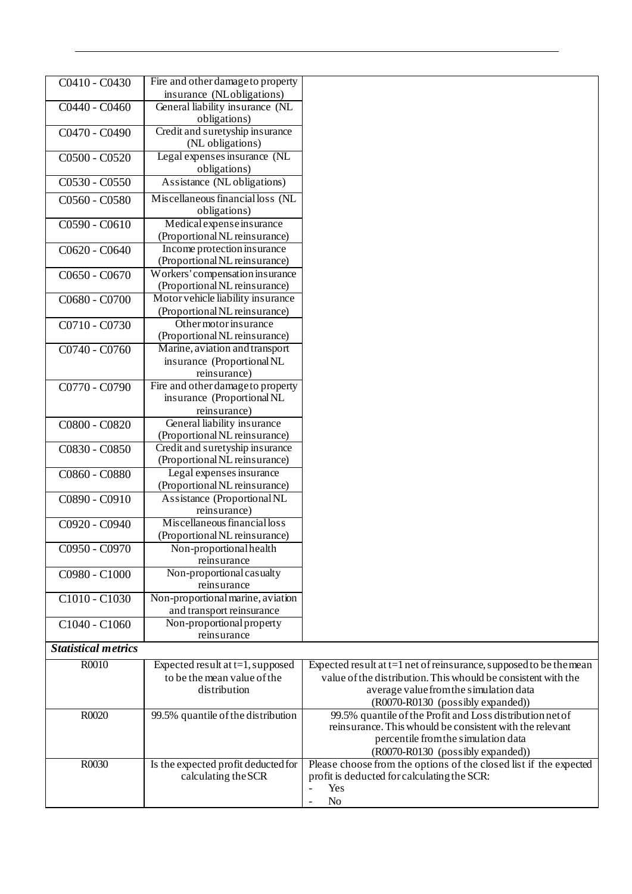| | | |
|---|---|---|
| C0410 - C0430 | Fire and other damage to property insurance (NL obligations) | |
| C0440 - C0460 | General liability insurance (NL obligations) | |
| C0470 - C0490 | Credit and suretyship insurance (NL obligations) | |
| C0500 - C0520 | Legal expenses insurance (NL obligations) | |
| C0530 - C0550 | Assistance (NL obligations) | |
| C0560 - C0580 | Miscellaneous financial loss (NL obligations) | |
| C0590 - C0610 | Medical expense insurance (Proportional NL reinsurance) | |
| C0620 - C0640 | Income protection insurance (Proportional NL reinsurance) | |
| C0650 - C0670 | Workers' compensation insurance (Proportional NL reinsurance) | |
| C0680 - C0700 | Motor vehicle liability insurance (Proportional NL reinsurance) | |
| C0710 - C0730 | Other motor insurance (Proportional NL reinsurance) | |
| C0740 - C0760 | Marine, aviation and transport insurance (Proportional NL reinsurance) | |
| C0770 - C0790 | Fire and other damage to property insurance (Proportional NL reinsurance) | |
| C0800 - C0820 | General liability insurance (Proportional NL reinsurance) | |
| C0830 - C0850 | Credit and suretyship insurance (Proportional NL reinsurance) | |
| C0860 - C0880 | Legal expenses insurance (Proportional NL reinsurance) | |
| C0890 - C0910 | Assistance (Proportional NL reinsurance) | |
| C0920 - C0940 | Miscellaneous financial loss (Proportional NL reinsurance) | |
| C0950 - C0970 | Non-proportional health reinsurance | |
| C0980 - C1000 | Non-proportional casualty reinsurance | |
| C1010 - C1030 | Non-proportional marine, aviation and transport reinsurance | |
| C1040 - C1060 | Non-proportional property reinsurance | |
| ***Statistical metrics*** | | |
| R0010 | Expected result at t=1, supposed to be the mean value of the distribution | Expected result at t=1 net of reinsurance, supposed to be the mean value of the distribution. This whould be consistent with the average value from the simulation data (R0070-R0130 (possibly expanded)) |
| R0020 | 99.5% quantile of the distribution | 99.5% quantile of the Profit and Loss distribution net of reinsurance. This whould be consistent with the relevant percentile from the simulation data (R0070-R0130 (possibly expanded)) |
| R0030 | Is the expected profit deducted for calculating the SCR | Please choose from the options of the closed list if the expected profit is deducted for calculating the SCR:<br>- Yes<br>- No |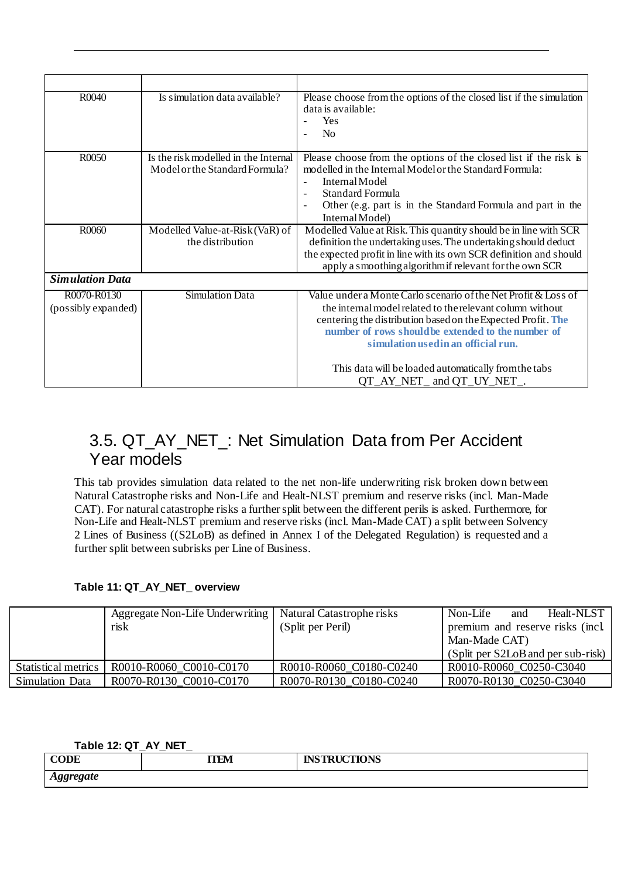| | | |
|---|---|---|
| R0040 | Is simulation data available? | Please choose from the options of the closed list if the simulation data is available:<br>- Yes<br>- No |
| R0050 | Is the risk modelled in the Internal Model or the Standard Formula? | Please choose from the options of the closed list if the risk is modelled in the Internal Model or the Standard Formula:<br>- Internal Model<br>- Standard Formula<br>- Other (e.g. part is in the Standard Formula and part in the Internal Model) |
| R0060 | Modelled Value-at-Risk (VaR) of the distribution | Modelled Value at Risk. This quantity should be in line with SCR definition the undertaking uses. The undertaking should deduct the expected profit in line with its own SCR definition and should apply a smoothing algorithm if relevant for the own SCR |
| ***Simulation Data*** | | |
| R0070-R0130 (possibly expanded) | Simulation Data | Value under a Monte Carlo scenario of the Net Profit & Loss of the internal model related to the relevant column without centering the distribution based on the Expected Profit. **The number of rows should be extended to the number of simulation used in an official run.**<br><br>This data will be loaded automatically from the tabs QT_AY_NET_ and QT_UY_NET_. |

## 3.5. QT_AY_NET_: Net Simulation Data from Per Accident Year models

This tab provides simulation data related to the net non-life underwriting risk broken down between Natural Catastrophe risks and Non-Life and Healt-NLST premium and reserve risks (incl. Man-Made CAT). For natural catastrophe risks a further split between the different perils is asked. Furthermore, for Non-Life and Healt-NLST premium and reserve risks (incl. Man-Made CAT) a split between Solvency 2 Lines of Business ((S2LoB) as defined in Annex I of the Delegated Regulation) is requested and a further split between subrisks per Line of Business.

**Table 11: QT_AY_NET_ overview**

| | Aggregate Non-Life Underwriting risk | Natural Catastrophe risks (Split per Peril) | Non-Life and Healt-NLST premium and reserve risks (incl. Man-Made CAT) (Split per S2LoB and per sub-risk) |
|---|---|---|---|
| Statistical metrics | R0010-R0060_C0010-C0170 | R0010-R0060_C0180-C0240 | R0010-R0060_C0250-C3040 |
| Simulation Data | R0070-R0130_C0010-C0170 | R0070-R0130_C0180-C0240 | R0070-R0130_C0250-C3040 |

**Table 12: QT_AY_NET_**

| CODE | ITEM | INSTRUCTIONS |
|---|---|---|
| ***Aggregate*** | | |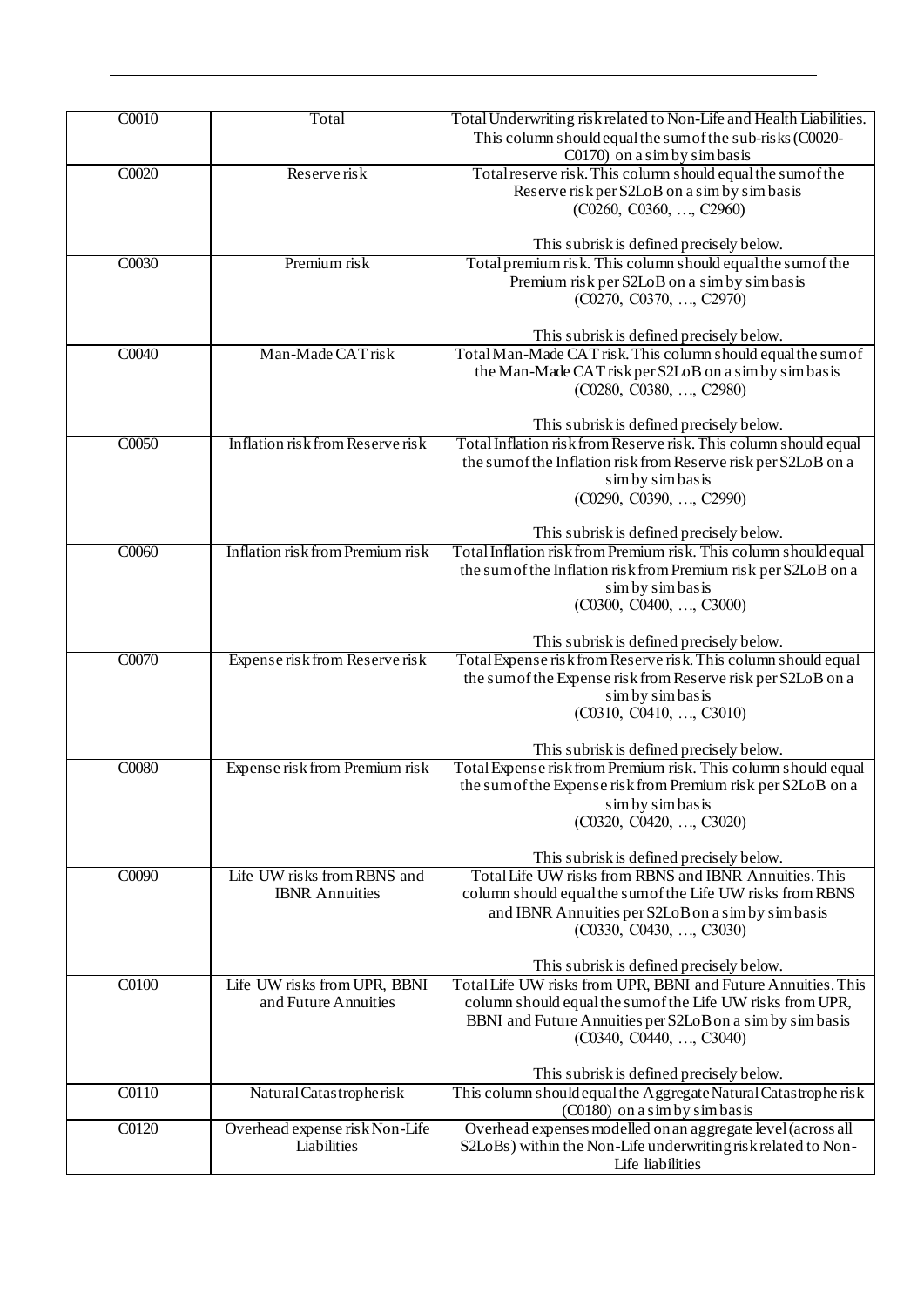| | | |
|---|---|---|
| C0010 | Total | Total Underwriting risk related to Non-Life and Health Liabilities. This column should equal the sum of the sub-risks (C0020-C0170) on a sim by sim basis |
| C0020 | Reserve risk | Total reserve risk. This column should equal the sum of the Reserve risk per S2LoB on a sim by sim basis (C0260, C0360, …, C2960)<br><br>This subrisk is defined precisely below. |
| C0030 | Premium risk | Total premium risk. This column should equal the sum of the Premium risk per S2LoB on a sim by sim basis (C0270, C0370, …, C2970)<br><br>This subrisk is defined precisely below. |
| C0040 | Man-Made CAT risk | Total Man-Made CAT risk. This column should equal the sum of the Man-Made CAT risk per S2LoB on a sim by sim basis (C0280, C0380, …, C2980)<br><br>This subrisk is defined precisely below. |
| C0050 | Inflation risk from Reserve risk | Total Inflation risk from Reserve risk. This column should equal the sum of the Inflation risk from Reserve risk per S2LoB on a sim by sim basis (C0290, C0390, …, C2990)<br><br>This subrisk is defined precisely below. |
| C0060 | Inflation risk from Premium risk | Total Inflation risk from Premium risk. This column should equal the sum of the Inflation risk from Premium risk per S2LoB on a sim by sim basis (C0300, C0400, …, C3000)<br><br>This subrisk is defined precisely below. |
| C0070 | Expense risk from Reserve risk | Total Expense risk from Reserve risk. This column should equal the sum of the Expense risk from Reserve risk per S2LoB on a sim by sim basis (C0310, C0410, …, C3010)<br><br>This subrisk is defined precisely below. |
| C0080 | Expense risk from Premium risk | Total Expense risk from Premium risk. This column should equal the sum of the Expense risk from Premium risk per S2LoB on a sim by sim basis (C0320, C0420, …, C3020)<br><br>This subrisk is defined precisely below. |
| C0090 | Life UW risks from RBNS and IBNR Annuities | Total Life UW risks from RBNS and IBNR Annuities. This column should equal the sum of the Life UW risks from RBNS and IBNR Annuities per S2LoB on a sim by sim basis (C0330, C0430, …, C3030)<br><br>This subrisk is defined precisely below. |
| C0100 | Life UW risks from UPR, BBNI and Future Annuities | Total Life UW risks from UPR, BBNI and Future Annuities. This column should equal the sum of the Life UW risks from UPR, BBNI and Future Annuities per S2LoB on a sim by sim basis (C0340, C0440, …, C3040)<br><br>This subrisk is defined precisely below. |
| C0110 | Natural Catastrophe risk | This column should equal the Aggregate Natural Catastrophe risk (C0180) on a sim by sim basis |
| C0120 | Overhead expense risk Non-Life Liabilities | Overhead expenses modelled on an aggregate level (across all S2LoBs) within the Non-Life underwriting risk related to Non-Life liabilities |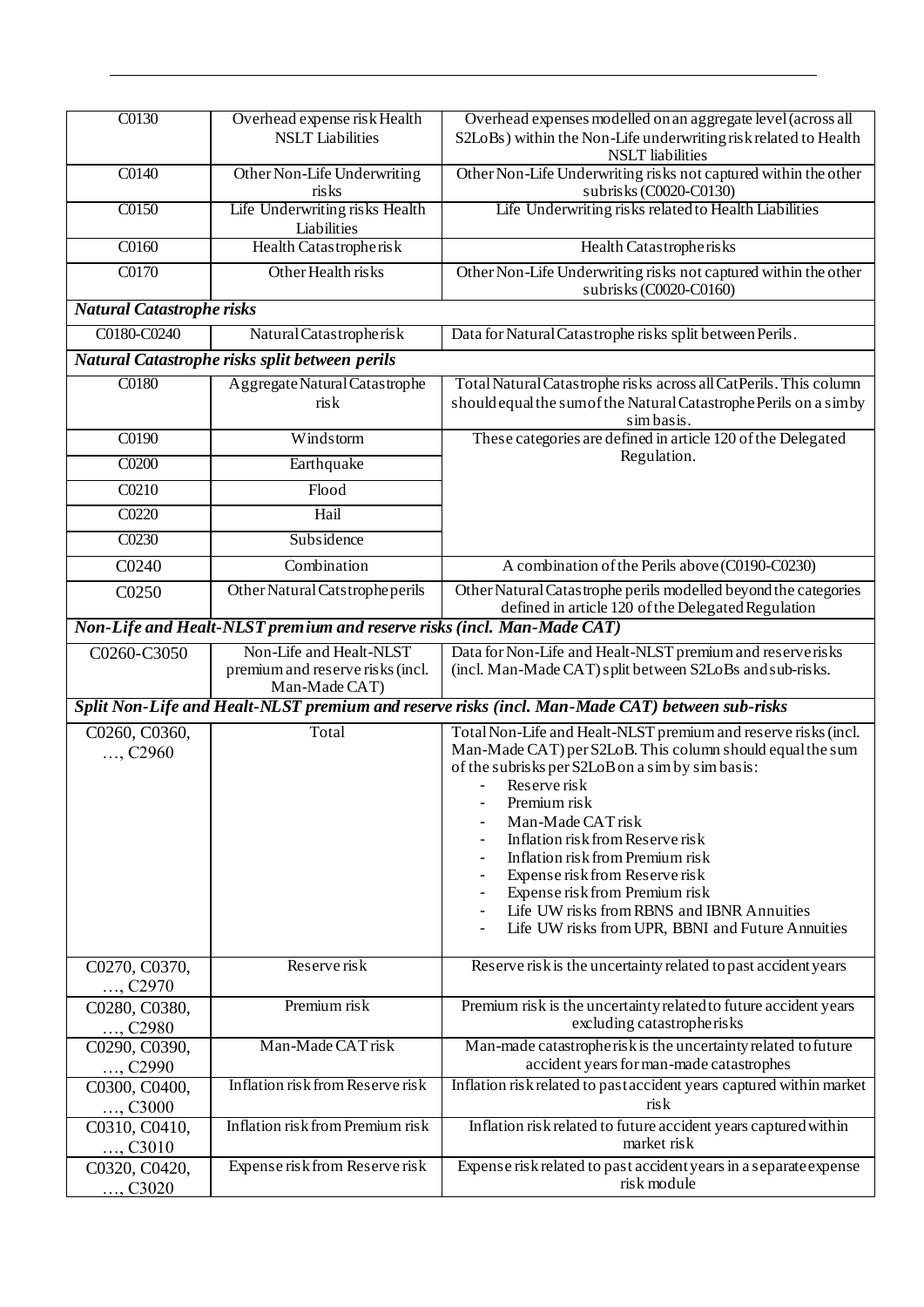| | | |
|---|---|---|
| C0130 | Overhead expense risk Health NSLT Liabilities | Overhead expenses modelled on an aggregate level (across all S2LoBs) within the Non-Life underwriting risk related to Health NSLT liabilities |
| C0140 | Other Non-Life Underwriting risks | Other Non-Life Underwriting risks not captured within the other subrisks (C0020-C0130) |
| C0150 | Life Underwriting risks Health Liabilities | Life Underwriting risks related to Health Liabilities |
| C0160 | Health Catastrophe risk | Health Catastrophe risks |
| C0170 | Other Health risks | Other Non-Life Underwriting risks not captured within the other subrisks (C0020-C0160) |
| ***Natural Catastrophe risks*** | | |
| C0180-C0240 | Natural Catastrophe risk | Data for Natural Catastrophe risks split between Perils. |
| ***Natural Catastrophe risks split between perils*** | | |
| C0180 | Aggregate Natural Catastrophe risk | Total Natural Catastrophe risks across all Cat Perils. This column should equal the sum of the Natural Catastrophe Perils on a sim by sim basis. |
| C0190 | Windstorm | These categories are defined in article 120 of the Delegated Regulation. |
| C0200 | Earthquake | |
| C0210 | Flood | |
| C0220 | Hail | |
| C0230 | Subsidence | |
| C0240 | Combination | A combination of the Perils above (C0190-C0230) |
| C0250 | Other Natural Catstrophe perils | Other Natural Catastrophe perils modelled beyond the categories defined in article 120 of the Delegated Regulation |
| ***Non-Life and Healt-NLST premium and reserve risks (incl. Man-Made CAT)*** | | |
| C0260-C3050 | Non-Life and Healt-NLST premium and reserve risks (incl. Man-Made CAT) | Data for Non-Life and Healt-NLST premium and reserve risks (incl. Man-Made CAT) split between S2LoBs and sub-risks. |
| ***Split Non-Life and Healt-NLST premium and reserve risks (incl. Man-Made CAT) between sub-risks*** | | |
| C0260, C0360, …, C2960 | Total | Total Non-Life and Healt-NLST premium and reserve risks (incl. Man-Made CAT) per S2LoB. This column should equal the sum of the subrisks per S2LoB on a sim by sim basis:<br>- Reserve risk<br>- Premium risk<br>- Man-Made CAT risk<br>- Inflation risk from Reserve risk<br>- Inflation risk from Premium risk<br>- Expense risk from Reserve risk<br>- Expense risk from Premium risk<br>- Life UW risks from RBNS and IBNR Annuities<br>- Life UW risks from UPR, BBNI and Future Annuities |
| C0270, C0370, …, C2970 | Reserve risk | Reserve risk is the uncertainty related to past accident years |
| C0280, C0380, …, C2980 | Premium risk | Premium risk is the uncertainty related to future accident years excluding catastrophe risks |
| C0290, C0390, …, C2990 | Man-Made CAT risk | Man-made catastrophe risk is the uncertainty related to future accident years for man-made catastrophes |
| C0300, C0400, …, C3000 | Inflation risk from Reserve risk | Inflation risk related to past accident years captured within market risk |
| C0310, C0410, …, C3010 | Inflation risk from Premium risk | Inflation risk related to future accident years captured within market risk |
| C0320, C0420, …, C3020 | Expense risk from Reserve risk | Expense risk related to past accident years in a separate expense risk module |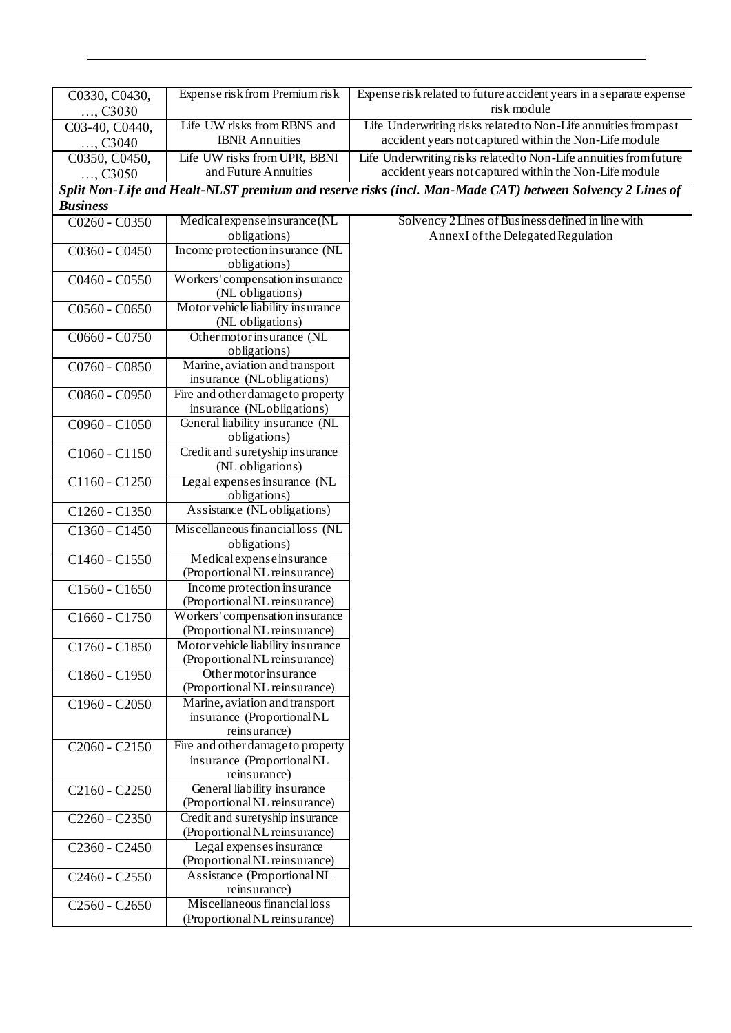| | | |
|---|---|---|
| C0330, C0430, …, C3030 | Expense risk from Premium risk | Expense risk related to future accident years in a separate expense risk module |
| C03-40, C0440, …, C3040 | Life UW risks from RBNS and IBNR Annuities | Life Underwriting risks related to Non-Life annuities from past accident years not captured within the Non-Life module |
| C0350, C0450, …, C3050 | Life UW risks from UPR, BBNI and Future Annuities | Life Underwriting risks related to Non-Life annuities from future accident years not captured within the Non-Life module |
| ***Split Non-Life and Healt-NLST premium and reserve risks (incl. Man-Made CAT) between Solvency 2 Lines of Business*** | | |
| C0260 - C0350 | Medical expense insurance (NL obligations) | Solvency 2 Lines of Business defined in line with Annex I of the Delegated Regulation |
| C0360 - C0450 | Income protection insurance (NL obligations) | |
| C0460 - C0550 | Workers' compensation insurance (NL obligations) | |
| C0560 - C0650 | Motor vehicle liability insurance (NL obligations) | |
| C0660 - C0750 | Other motor insurance (NL obligations) | |
| C0760 - C0850 | Marine, aviation and transport insurance (NL obligations) | |
| C0860 - C0950 | Fire and other damage to property insurance (NL obligations) | |
| C0960 - C1050 | General liability insurance (NL obligations) | |
| C1060 - C1150 | Credit and suretyship insurance (NL obligations) | |
| C1160 - C1250 | Legal expenses insurance (NL obligations) | |
| C1260 - C1350 | Assistance (NL obligations) | |
| C1360 - C1450 | Miscellaneous financial loss (NL obligations) | |
| C1460 - C1550 | Medical expense insurance (Proportional NL reinsurance) | |
| C1560 - C1650 | Income protection insurance (Proportional NL reinsurance) | |
| C1660 - C1750 | Workers' compensation insurance (Proportional NL reinsurance) | |
| C1760 - C1850 | Motor vehicle liability insurance (Proportional NL reinsurance) | |
| C1860 - C1950 | Other motor insurance (Proportional NL reinsurance) | |
| C1960 - C2050 | Marine, aviation and transport insurance (Proportional NL reinsurance) | |
| C2060 - C2150 | Fire and other damage to property insurance (Proportional NL reinsurance) | |
| C2160 - C2250 | General liability insurance (Proportional NL reinsurance) | |
| C2260 - C2350 | Credit and suretyship insurance (Proportional NL reinsurance) | |
| C2360 - C2450 | Legal expenses insurance (Proportional NL reinsurance) | |
| C2460 - C2550 | Assistance (Proportional NL reinsurance) | |
| C2560 - C2650 | Miscellaneous financial loss (Proportional NL reinsurance) | |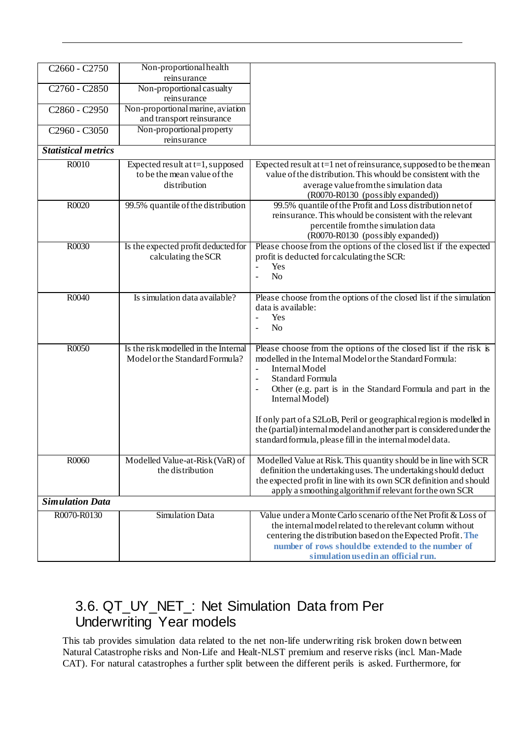| | | |
|---|---|---|
| C2660 - C2750 | Non-proportional health reinsurance | |
| C2760 - C2850 | Non-proportional casualty reinsurance | |
| C2860 - C2950 | Non-proportional marine, aviation and transport reinsurance | |
| C2960 - C3050 | Non-proportional property reinsurance | |
| ***Statistical metrics*** | | |
| R0010 | Expected result at t=1, supposed to be the mean value of the distribution | Expected result at t=1 net of reinsurance, supposed to be the mean value of the distribution. This whould be consistent with the average value from the simulation data (R0070-R0130 (possibly expanded)) |
| R0020 | 99.5% quantile of the distribution | 99.5% quantile of the Profit and Loss distribution net of reinsurance. This whould be consistent with the relevant percentile from the simulation data (R0070-R0130 (possibly expanded)) |
| R0030 | Is the expected profit deducted for calculating the SCR | Please choose from the options of the closed list if the expected profit is deducted for calculating the SCR: <br>- Yes <br>- No |
| R0040 | Is simulation data available? | Please choose from the options of the closed list if the simulation data is available: <br>- Yes <br>- No |
| R0050 | Is the risk modelled in the Internal Model or the Standard Formula? | Please choose from the options of the closed list if the risk is modelled in the Internal Model or the Standard Formula: <br>- Internal Model <br>- Standard Formula <br>- Other (e.g. part is in the Standard Formula and part in the Internal Model) <br><br>If only part of a S2LoB, Peril or geographical region is modelled in the (partial) internal model and another part is considered under the standard formula, please fill in the internal model data. |
| R0060 | Modelled Value-at-Risk (VaR) of the distribution | Modelled Value at Risk. This quantity should be in line with SCR definition the undertaking uses. The undertaking should deduct the expected profit in line with its own SCR definition and should apply a smoothing algorithm if relevant for the own SCR |
| ***Simulation Data*** | | |
| R0070-R0130 | Simulation Data | Value under a Monte Carlo scenario of the Net Profit & Loss of the internal model related to the relevant column without centering the distribution based on the Expected Profit. **The number of rows should be extended to the number of simulation used in an official run.** |

## 3.6. QT_UY_NET_: Net Simulation Data from Per Underwriting Year models

This tab provides simulation data related to the net non-life underwriting risk broken down between Natural Catastrophe risks and Non-Life and Healt-NLST premium and reserve risks (incl. Man-Made CAT). For natural catastrophes a further split between the different perils is asked. Furthermore, for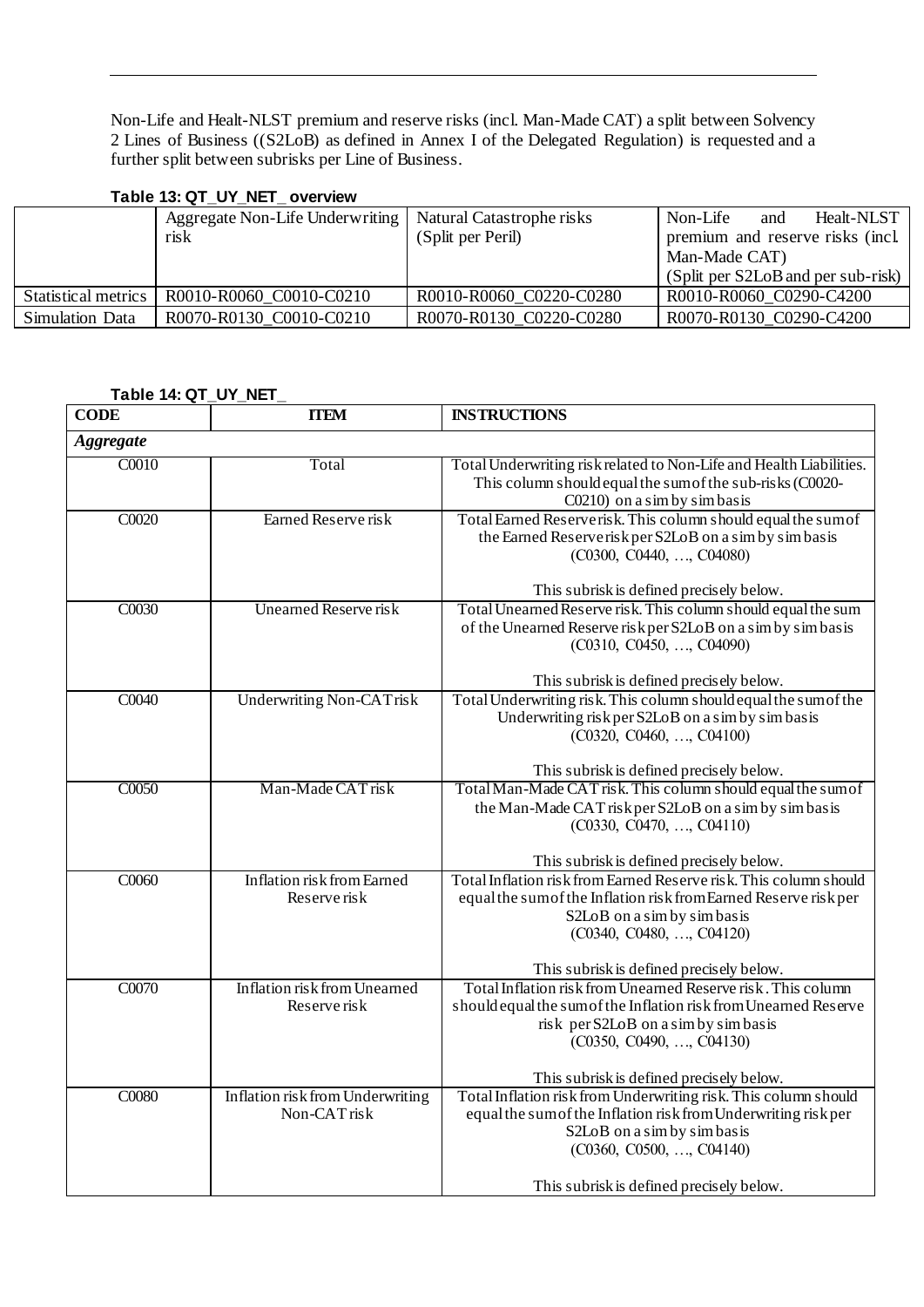Non-Life and Healt-NLST premium and reserve risks (incl. Man-Made CAT) a split between Solvency 2 Lines of Business ((S2LoB) as defined in Annex I of the Delegated Regulation) is requested and a further split between subrisks per Line of Business.

**Table 13: QT_UY_NET_ overview**

| | Aggregate Non-Life Underwriting risk | Natural Catastrophe risks (Split per Peril) | Non-Life and Healt-NLST premium and reserve risks (incl. Man-Made CAT) (Split per S2LoB and per sub-risk) |
|---|---|---|---|
| Statistical metrics | R0010-R0060_C0010-C0210 | R0010-R0060_C0220-C0280 | R0010-R0060_C0290-C4200 |
| Simulation Data | R0070-R0130_C0010-C0210 | R0070-R0130_C0220-C0280 | R0070-R0130_C0290-C4200 |

**Table 14: QT_UY_NET_**

| CODE | ITEM | INSTRUCTIONS |
|---|---|---|
| ***Aggregate*** | | |
| C0010 | Total | Total Underwriting risk related to Non-Life and Health Liabilities. This column should equal the sum of the sub-risks (C0020-C0210) on a sim by sim basis |
| C0020 | Earned Reserve risk | Total Earned Reserve risk. This column should equal the sum of the Earned Reserve risk per S2LoB on a sim by sim basis (C0300, C0440, …, C04080)<br><br>This subrisk is defined precisely below. |
| C0030 | Unearned Reserve risk | Total Unearned Reserve risk. This column should equal the sum of the Unearned Reserve risk per S2LoB on a sim by sim basis (C0310, C0450, …, C04090)<br><br>This subrisk is defined precisely below. |
| C0040 | Underwriting Non-CAT risk | Total Underwriting risk. This column should equal the sum of the Underwriting risk per S2LoB on a sim by sim basis (C0320, C0460, …, C04100)<br><br>This subrisk is defined precisely below. |
| C0050 | Man-Made CAT risk | Total Man-Made CAT risk. This column should equal the sum of the Man-Made CAT risk per S2LoB on a sim by sim basis (C0330, C0470, …, C04110)<br><br>This subrisk is defined precisely below. |
| C0060 | Inflation risk from Earned Reserve risk | Total Inflation risk from Earned Reserve risk. This column should equal the sum of the Inflation risk from Earned Reserve risk per S2LoB on a sim by sim basis (C0340, C0480, …, C04120)<br><br>This subrisk is defined precisely below. |
| C0070 | Inflation risk from Unearned Reserve risk | Total Inflation risk from Unearned Reserve risk . This column should equal the sum of the Inflation risk from Unearned Reserve risk per S2LoB on a sim by sim basis (C0350, C0490, …, C04130)<br><br>This subrisk is defined precisely below. |
| C0080 | Inflation risk from Underwriting Non-CAT risk | Total Inflation risk from Underwriting risk. This column should equal the sum of the Inflation risk from Underwriting risk per S2LoB on a sim by sim basis (C0360, C0500, …, C04140)<br><br>This subrisk is defined precisely below. |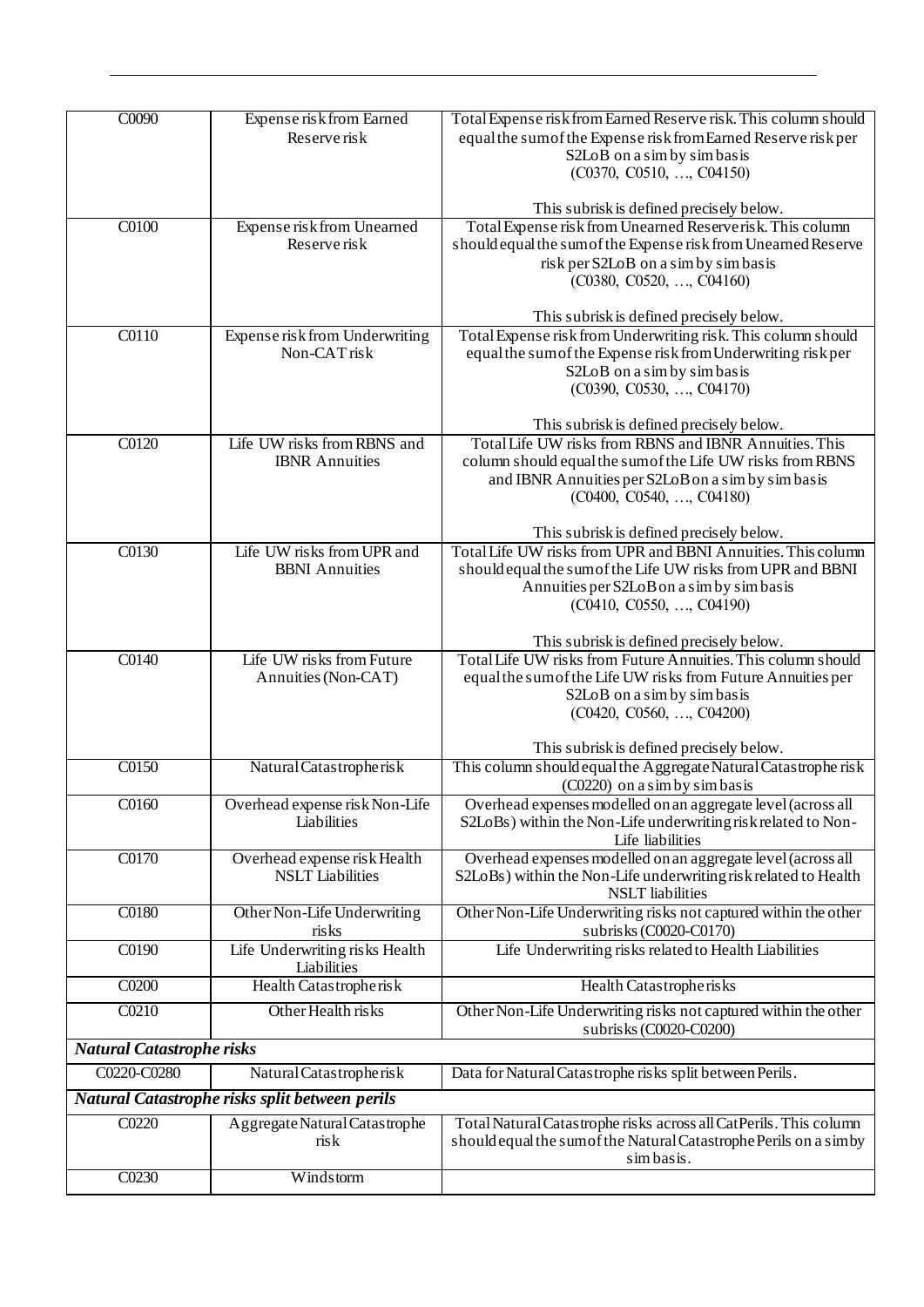| | | |
|---|---|---|
| C0090 | Expense risk from Earned Reserve risk | Total Expense risk from Earned Reserve risk. This column should equal the sum of the Expense risk from Earned Reserve risk per S2LoB on a sim by sim basis (C0370, C0510, …, C04150)<br><br>This subrisk is defined precisely below. |
| C0100 | Expense risk from Unearned Reserve risk | Total Expense risk from Unearned Reserve risk. This column should equal the sum of the Expense risk from Unearned Reserve risk per S2LoB on a sim by sim basis (C0380, C0520, …, C04160)<br><br>This subrisk is defined precisely below. |
| C0110 | Expense risk from Underwriting Non-CAT risk | Total Expense risk from Underwriting risk. This column should equal the sum of the Expense risk from Underwriting risk per S2LoB on a sim by sim basis (C0390, C0530, …, C04170)<br><br>This subrisk is defined precisely below. |
| C0120 | Life UW risks from RBNS and IBNR Annuities | Total Life UW risks from RBNS and IBNR Annuities. This column should equal the sum of the Life UW risks from RBNS and IBNR Annuities per S2LoB on a sim by sim basis (C0400, C0540, …, C04180)<br><br>This subrisk is defined precisely below. |
| C0130 | Life UW risks from UPR and BBNI Annuities | Total Life UW risks from UPR and BBNI Annuities. This column should equal the sum of the Life UW risks from UPR and BBNI Annuities per S2LoB on a sim by sim basis (C0410, C0550, …, C04190)<br><br>This subrisk is defined precisely below. |
| C0140 | Life UW risks from Future Annuities (Non-CAT) | Total Life UW risks from Future Annuities. This column should equal the sum of the Life UW risks from Future Annuities per S2LoB on a sim by sim basis (C0420, C0560, …, C04200)<br><br>This subrisk is defined precisely below. |
| C0150 | Natural Catastrophe risk | This column should equal the Aggregate Natural Catastrophe risk (C0220) on a sim by sim basis |
| C0160 | Overhead expense risk Non-Life Liabilities | Overhead expenses modelled on an aggregate level (across all S2LoBs) within the Non-Life underwriting risk related to Non-Life liabilities |
| C0170 | Overhead expense risk Health NSLT Liabilities | Overhead expenses modelled on an aggregate level (across all S2LoBs) within the Non-Life underwriting risk related to Health NSLT liabilities |
| C0180 | Other Non-Life Underwriting risks | Other Non-Life Underwriting risks not captured within the other subrisks (C0020-C0170) |
| C0190 | Life Underwriting risks Health Liabilities | Life Underwriting risks related to Health Liabilities |
| C0200 | Health Catastrophe risk | Health Catastrophe risks |
| C0210 | Other Health risks | Other Non-Life Underwriting risks not captured within the other subrisks (C0020-C0200) |
| ***Natural Catastrophe risks*** | | |
| C0220-C0280 | Natural Catastrophe risk | Data for Natural Catastrophe risks split between Perils. |
| ***Natural Catastrophe risks split between perils*** | | |
| C0220 | Aggregate Natural Catastrophe risk | Total Natural Catastrophe risks across all Cat Perils. This column should equal the sum of the Natural Catastrophe Perils on a sim by sim basis. |
| C0230 | Windstorm | |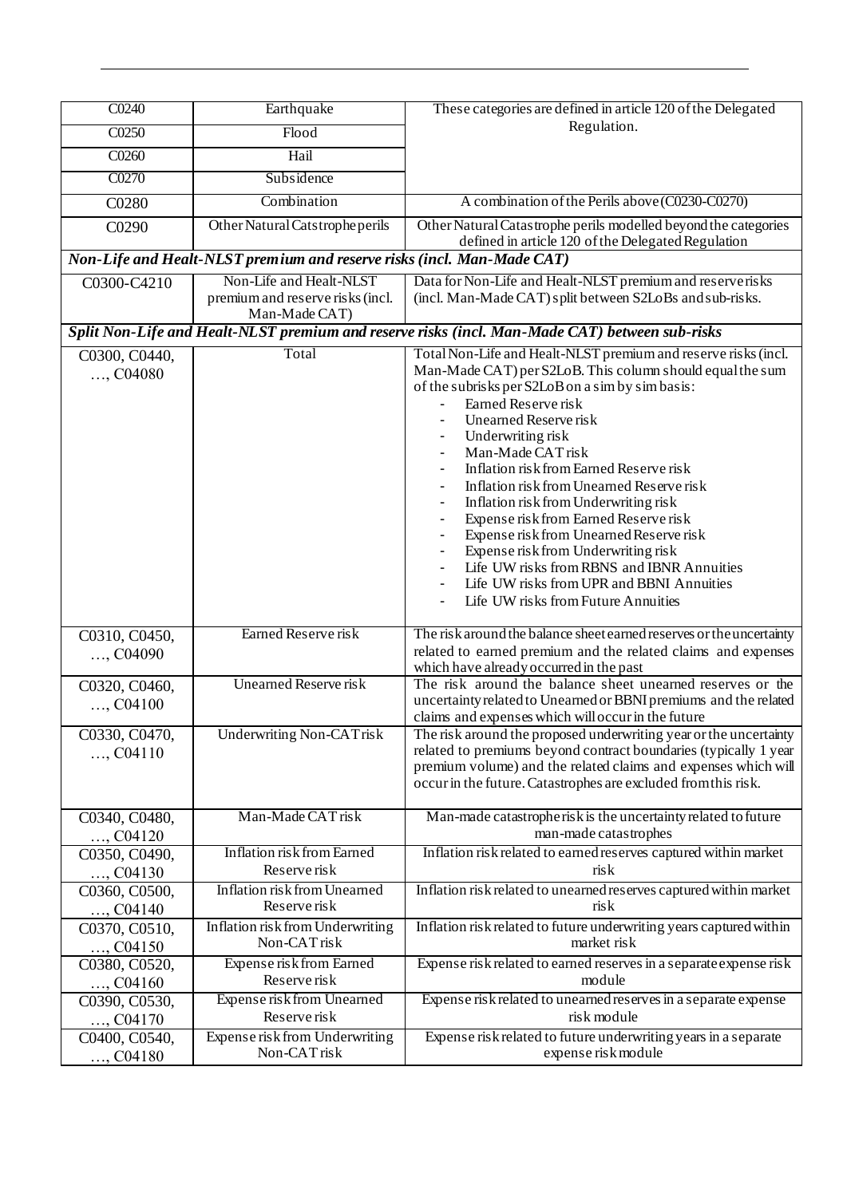| C0240 | Earthquake | These categories are defined in article 120 of the Delegated Regulation. |
|---|---|---|
| C0250 | Flood | |
| C0260 | Hail | |
| C0270 | Subsidence | |
| C0280 | Combination | A combination of the Perils above (C0230-C0270) |
| C0290 | Other Natural Catstrophe perils | Other Natural Catastrophe perils modelled beyond the categories defined in article 120 of the Delegated Regulation |
| ***Non-Life and Healt-NLST premium and reserve risks (incl. Man-Made CAT)*** | | |
| C0300-C4210 | Non-Life and Healt-NLST premium and reserve risks (incl. Man-Made CAT) | Data for Non-Life and Healt-NLST premium and reserve risks (incl. Man-Made CAT) split between S2LoBs and sub-risks. |
| ***Split Non-Life and Healt-NLST premium and reserve risks (incl. Man-Made CAT) between sub-risks*** | | |
| C0300, C0440, …, C04080 | Total | Total Non-Life and Healt-NLST premium and reserve risks (incl. Man-Made CAT) per S2LoB. This column should equal the sum of the subrisks per S2LoB on a sim by sim basis:<br>- Earned Reserve risk<br>- Unearned Reserve risk<br>- Underwriting risk<br>- Man-Made CAT risk<br>- Inflation risk from Earned Reserve risk<br>- Inflation risk from Unearned Reserve risk<br>- Inflation risk from Underwriting risk<br>- Expense risk from Earned Reserve risk<br>- Expense risk from Unearned Reserve risk<br>- Expense risk from Underwriting risk<br>- Life UW risks from RBNS and IBNR Annuities<br>- Life UW risks from UPR and BBNI Annuities<br>- Life UW risks from Future Annuities |
| C0310, C0450, …, C04090 | Earned Reserve risk | The risk around the balance sheet earned reserves or the uncertainty related to earned premium and the related claims and expenses which have already occurred in the past |
| C0320, C0460, …, C04100 | Unearned Reserve risk | The risk around the balance sheet unearned reserves or the uncertainty related to Unearned or BBNI premiums and the related claims and expenses which will occur in the future |
| C0330, C0470, …, C04110 | Underwriting Non-CAT risk | The risk around the proposed underwriting year or the uncertainty related to premiums beyond contract boundaries (typically 1 year premium volume) and the related claims and expenses which will occur in the future. Catastrophes are excluded from this risk. |
| C0340, C0480, …, C04120 | Man-Made CAT risk | Man-made catastrophe risk is the uncertainty related to future man-made catastrophes |
| C0350, C0490, …, C04130 | Inflation risk from Earned Reserve risk | Inflation risk related to earned reserves captured within market risk |
| C0360, C0500, …, C04140 | Inflation risk from Unearned Reserve risk | Inflation risk related to unearned reserves captured within market risk |
| C0370, C0510, …, C04150 | Inflation risk from Underwriting Non-CAT risk | Inflation risk related to future underwriting years captured within market risk |
| C0380, C0520, …, C04160 | Expense risk from Earned Reserve risk | Expense risk related to earned reserves in a separate expense risk module |
| C0390, C0530, …, C04170 | Expense risk from Unearned Reserve risk | Expense risk related to unearned reserves in a separate expense risk module |
| C0400, C0540, …, C04180 | Expense risk from Underwriting Non-CAT risk | Expense risk related to future underwriting years in a separate expense risk module |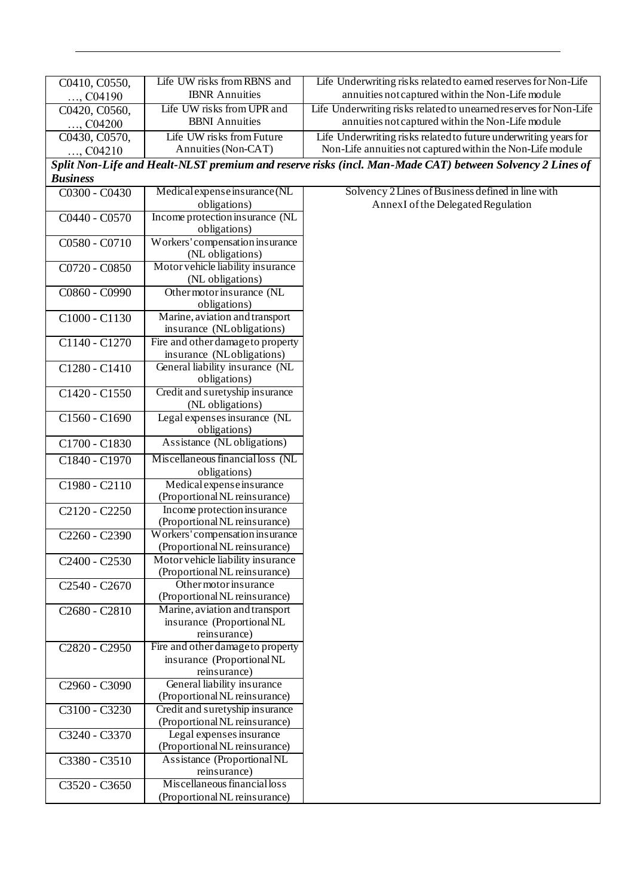| | | |
|---|---|---|
| C0410, C0550, …, C04190 | Life UW risks from RBNS and IBNR Annuities | Life Underwriting risks related to earned reserves for Non-Life annuities not captured within the Non-Life module |
| C0420, C0560, …, C04200 | Life UW risks from UPR and BBNI Annuities | Life Underwriting risks related to unearned reserves for Non-Life annuities not captured within the Non-Life module |
| C0430, C0570, …, C04210 | Life UW risks from Future Annuities (Non-CAT) | Life Underwriting risks related to future underwriting years for Non-Life annuities not captured within the Non-Life module |
| ***Split Non-Life and Healt-NLST premium and reserve risks (incl. Man-Made CAT) between Solvency 2 Lines of Business*** | | |
| C0300 - C0430 | Medical expense insurance (NL obligations) | Solvency 2 Lines of Business defined in line with Annex I of the Delegated Regulation |
| C0440 - C0570 | Income protection insurance (NL obligations) | |
| C0580 - C0710 | Workers' compensation insurance (NL obligations) | |
| C0720 - C0850 | Motor vehicle liability insurance (NL obligations) | |
| C0860 - C0990 | Other motor insurance (NL obligations) | |
| C1000 - C1130 | Marine, aviation and transport insurance (NL obligations) | |
| C1140 - C1270 | Fire and other damage to property insurance (NL obligations) | |
| C1280 - C1410 | General liability insurance (NL obligations) | |
| C1420 - C1550 | Credit and suretyship insurance (NL obligations) | |
| C1560 - C1690 | Legal expenses insurance (NL obligations) | |
| C1700 - C1830 | Assistance (NL obligations) | |
| C1840 - C1970 | Miscellaneous financial loss (NL obligations) | |
| C1980 - C2110 | Medical expense insurance (Proportional NL reinsurance) | |
| C2120 - C2250 | Income protection insurance (Proportional NL reinsurance) | |
| C2260 - C2390 | Workers' compensation insurance (Proportional NL reinsurance) | |
| C2400 - C2530 | Motor vehicle liability insurance (Proportional NL reinsurance) | |
| C2540 - C2670 | Other motor insurance (Proportional NL reinsurance) | |
| C2680 - C2810 | Marine, aviation and transport insurance (Proportional NL reinsurance) | |
| C2820 - C2950 | Fire and other damage to property insurance (Proportional NL reinsurance) | |
| C2960 - C3090 | General liability insurance (Proportional NL reinsurance) | |
| C3100 - C3230 | Credit and suretyship insurance (Proportional NL reinsurance) | |
| C3240 - C3370 | Legal expenses insurance (Proportional NL reinsurance) | |
| C3380 - C3510 | Assistance (Proportional NL reinsurance) | |
| C3520 - C3650 | Miscellaneous financial loss (Proportional NL reinsurance) | |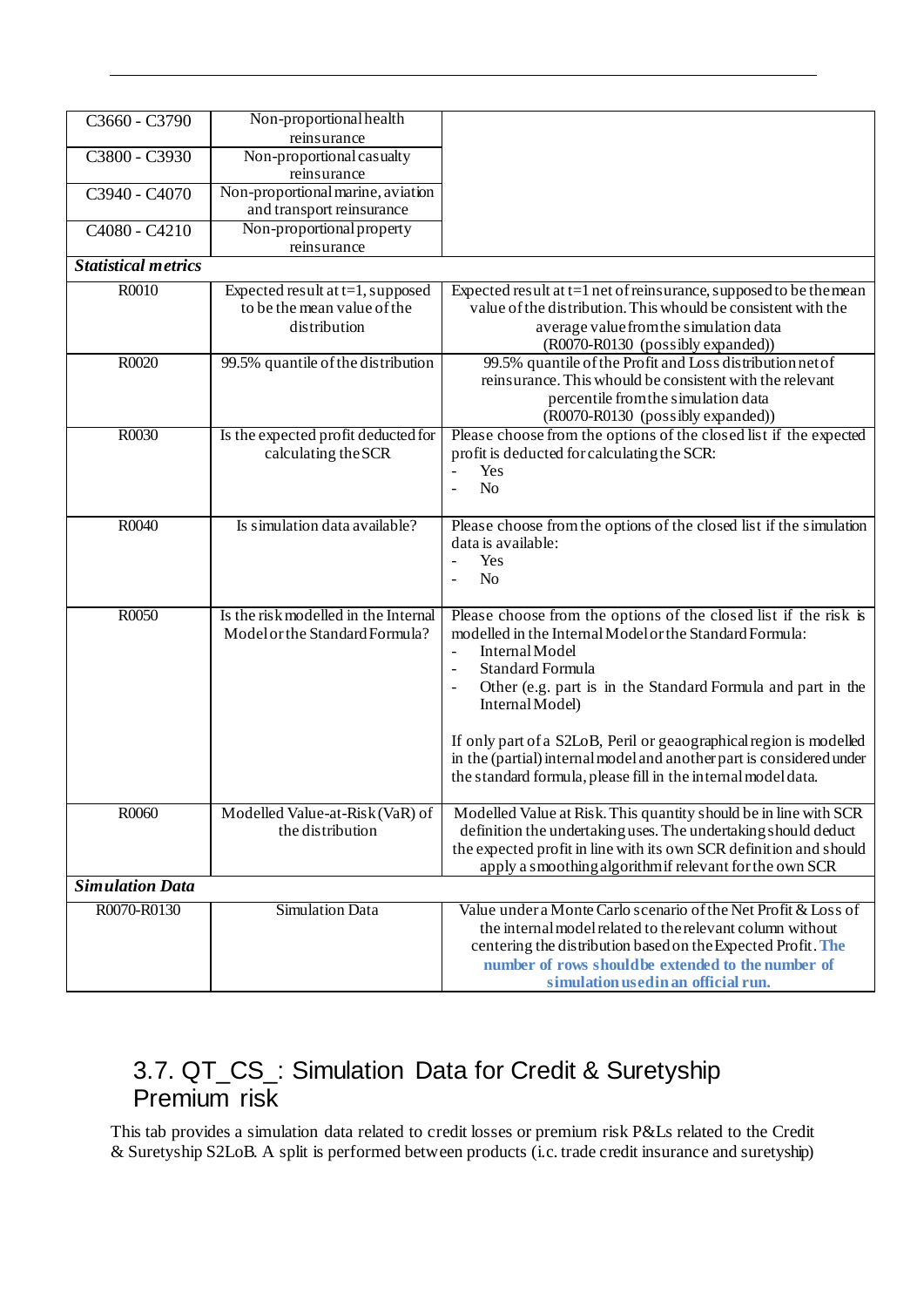| | | |
|---|---|---|
| C3660 - C3790 | Non-proportional health reinsurance | |
| C3800 - C3930 | Non-proportional casualty reinsurance | |
| C3940 - C4070 | Non-proportional marine, aviation and transport reinsurance | |
| C4080 - C4210 | Non-proportional property reinsurance | |
| ***Statistical metrics*** | | |
| R0010 | Expected result at t=1, supposed to be the mean value of the distribution | Expected result at t=1 net of reinsurance, supposed to be the mean value of the distribution. This whould be consistent with the average value from the simulation data (R0070-R0130 (possibly expanded)) |
| R0020 | 99.5% quantile of the distribution | 99.5% quantile of the Profit and Loss distribution net of reinsurance. This whould be consistent with the relevant percentile from the simulation data (R0070-R0130 (possibly expanded)) |
| R0030 | Is the expected profit deducted for calculating the SCR | Please choose from the options of the closed list if the expected profit is deducted for calculating the SCR:<br>- Yes<br>- No |
| R0040 | Is simulation data available? | Please choose from the options of the closed list if the simulation data is available:<br>- Yes<br>- No |
| R0050 | Is the risk modelled in the Internal Model or the Standard Formula? | Please choose from the options of the closed list if the risk is modelled in the Internal Model or the Standard Formula:<br>- Internal Model<br>- Standard Formula<br>- Other (e.g. part is in the Standard Formula and part in the Internal Model)<br><br>If only part of a S2LoB, Peril or geaographical region is modelled in the (partial) internal model and another part is considered under the standard formula, please fill in the internal model data. |
| R0060 | Modelled Value-at-Risk (VaR) of the distribution | Modelled Value at Risk. This quantity should be in line with SCR definition the undertaking uses. The undertaking should deduct the expected profit in line with its own SCR definition and should apply a smoothing algorithm if relevant for the own SCR |
| ***Simulation Data*** | | |
| R0070-R0130 | Simulation Data | Value under a Monte Carlo scenario of the Net Profit & Loss of the internal model related to the relevant column without centering the distribution based on the Expected Profit. **The number of rows should be extended to the number of simulation used in an official run.** |

## 3.7. QT_CS_: Simulation Data for Credit & Suretyship Premium risk

This tab provides a simulation data related to credit losses or premium risk P&Ls related to the Credit & Suretyship S2LoB. A split is performed between products (i.e. trade credit insurance and suretyship)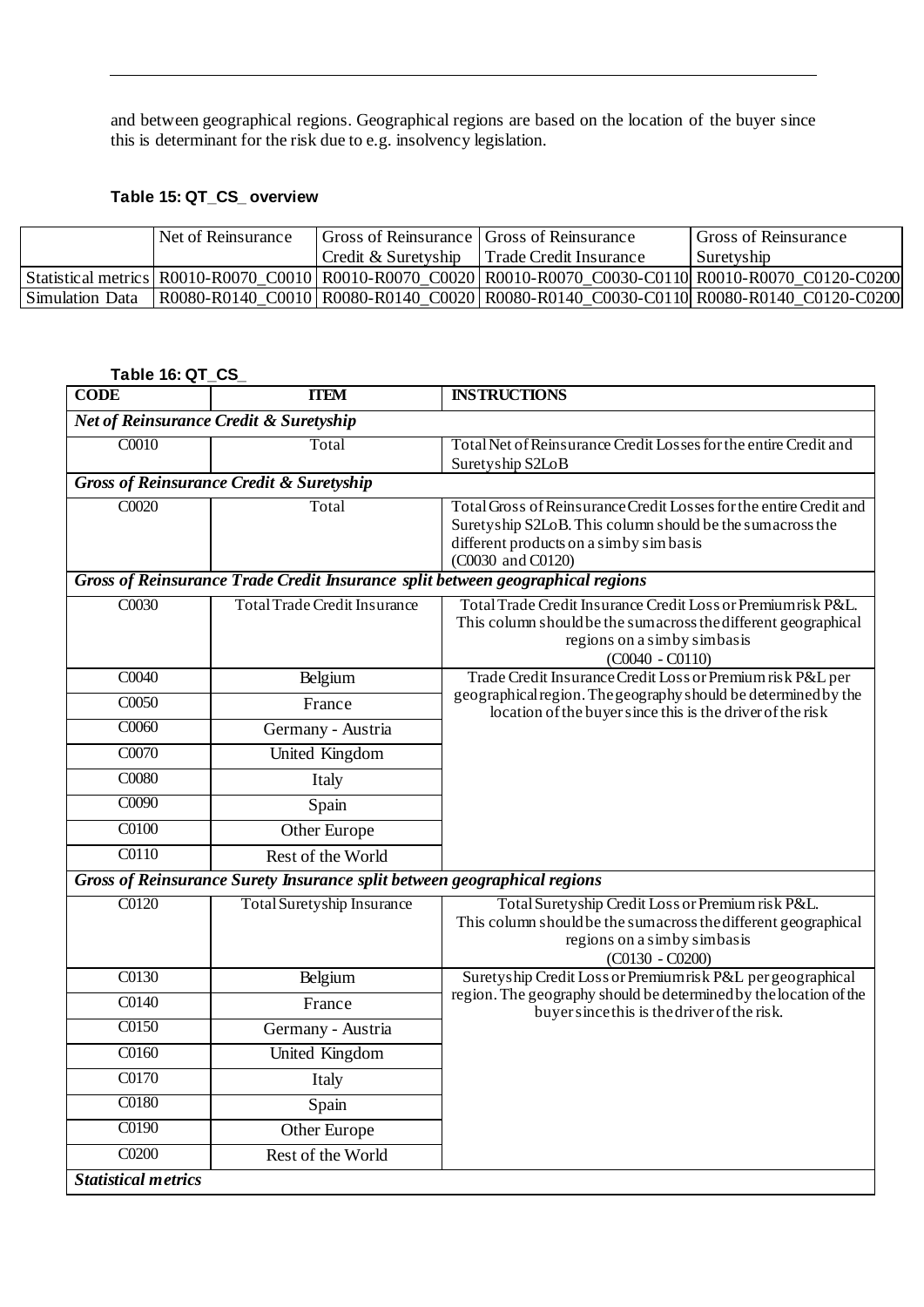and between geographical regions. Geographical regions are based on the location of the buyer since this is determinant for the risk due to e.g. insolvency legislation.

**Table 15: QT_CS_ overview**

| | Net of Reinsurance | Gross of Reinsurance Credit & Suretyship | Gross of Reinsurance Trade Credit Insurance | Gross of Reinsurance Suretyship |
|---|---|---|---|---|
| Statistical metrics | R0010-R0070_C0010 | R0010-R0070_C0020 | R0010-R0070_C0030-C0110 | R0010-R0070_C0120-C0200 |
| Simulation Data | R0080-R0140_C0010 | R0080-R0140_C0020 | R0080-R0140_C0030-C0110 | R0080-R0140_C0120-C0200 |

**Table 16: QT_CS_**

| CODE | ITEM | INSTRUCTIONS |
|---|---|---|
| ***Net of Reinsurance Credit & Suretyship*** | | |
| C0010 | Total | Total Net of Reinsurance Credit Losses for the entire Credit and Suretyship S2LoB |
| ***Gross of Reinsurance Credit & Suretyship*** | | |
| C0020 | Total | Total Gross of Reinsurance Credit Losses for the entire Credit and Suretyship S2LoB. This column should be the sum across the different products on a sim by sim basis (C0030 and C0120) |
| ***Gross of Reinsurance Trade Credit Insurance split between geographical regions*** | | |
| C0030 | Total Trade Credit Insurance | Total Trade Credit Insurance Credit Loss or Premium risk P&L. This column should be the sum across the different geographical regions on a simby sim basis (C0040 - C0110) |
| C0040 | Belgium | Trade Credit Insurance Credit Loss or Premium risk P&L per geographical region. The geography should be determined by the location of the buyer since this is the driver of the risk |
| C0050 | France | |
| C0060 | Germany - Austria | |
| C0070 | United Kingdom | |
| C0080 | Italy | |
| C0090 | Spain | |
| C0100 | Other Europe | |
| C0110 | Rest of the World | |
| ***Gross of Reinsurance Surety Insurance split between geographical regions*** | | |
| C0120 | Total Suretyship Insurance | Total Suretyship Credit Loss or Premium risk P&L. This column should be the sum across the different geographical regions on a simby sim basis (C0130 - C0200) |
| C0130 | Belgium | Suretyship Credit Loss or Premium risk P&L per geographical region. The geography should be determined by the location of the buyer since this is the driver of the risk. |
| C0140 | France | |
| C0150 | Germany - Austria | |
| C0160 | United Kingdom | |
| C0170 | Italy | |
| C0180 | Spain | |
| C0190 | Other Europe | |
| C0200 | Rest of the World | |
| ***Statistical metrics*** | | |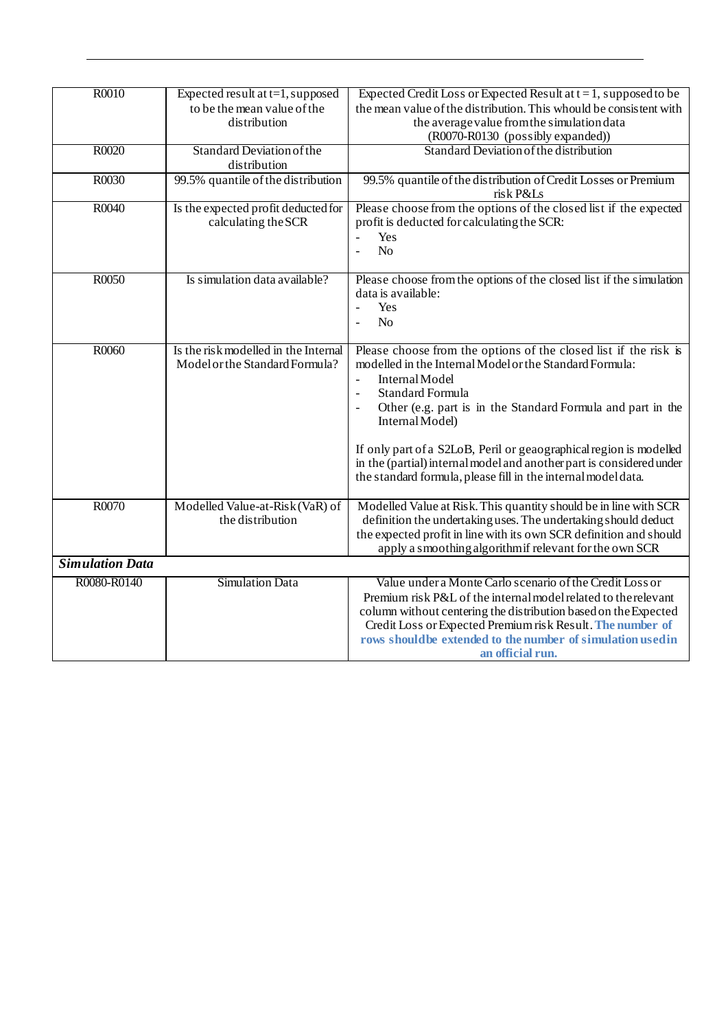| | | |
|---|---|---|
| R0010 | Expected result at t=1, supposed to be the mean value of the distribution | Expected Credit Loss or Expected Result at t = 1, supposed to be the mean value of the distribution. This whould be consistent with the average value from the simulation data (R0070-R0130 (possibly expanded)) |
| R0020 | Standard Deviation of the distribution | Standard Deviation of the distribution |
| R0030 | 99.5% quantile of the distribution | 99.5% quantile of the distribution of Credit Losses or Premium risk P&Ls |
| R0040 | Is the expected profit deducted for calculating the SCR | Please choose from the options of the closed list if the expected profit is deducted for calculating the SCR:<br>- Yes<br>- No |
| R0050 | Is simulation data available? | Please choose from the options of the closed list if the simulation data is available:<br>- Yes<br>- No |
| R0060 | Is the risk modelled in the Internal Model or the Standard Formula? | Please choose from the options of the closed list if the risk is modelled in the Internal Model or the Standard Formula:<br>- Internal Model<br>- Standard Formula<br>- Other (e.g. part is in the Standard Formula and part in the Internal Model)<br><br>If only part of a S2LoB, Peril or geaographical region is modelled in the (partial) internal model and another part is considered under the standard formula, please fill in the internal model data. |
| R0070 | Modelled Value-at-Risk (VaR) of the distribution | Modelled Value at Risk. This quantity should be in line with SCR definition the undertaking uses. The undertaking should deduct the expected profit in line with its own SCR definition and should apply a smoothing algorithm if relevant for the own SCR |
| ***Simulation Data*** | | |
| R0080-R0140 | Simulation Data | Value under a Monte Carlo scenario of the Credit Loss or Premium risk P&L of the internal model related to the relevant column without centering the distribution based on the Expected Credit Loss or Expected Premium risk Result. **The number of rows shouldbe extended to the number of simulation usedin an official run.** |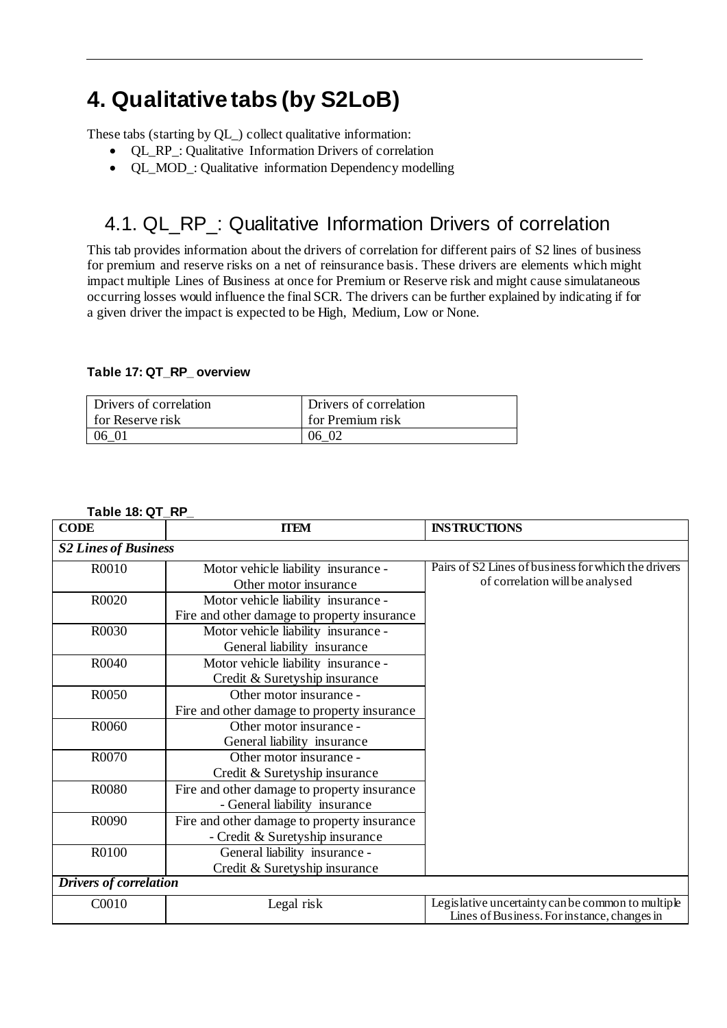# 4. Qualitative tabs (by S2LoB)

These tabs (starting by QL_) collect qualitative information:

- QL_RP_: Qualitative Information Drivers of correlation
- QL_MOD_: Qualitative information Dependency modelling

## 4.1. QL_RP_: Qualitative Information Drivers of correlation

This tab provides information about the drivers of correlation for different pairs of S2 lines of business for premium and reserve risks on a net of reinsurance basis. These drivers are elements which might impact multiple Lines of Business at once for Premium or Reserve risk and might cause simulataneous occurring losses would influence the final SCR. The drivers can be further explained by indicating if for a given driver the impact is expected to be High, Medium, Low or None.

**Table 17: QT_RP_ overview**

| Drivers of correlation for Reserve risk | Drivers of correlation for Premium risk |
|---|---|
| 06_01 | 06_02 |

**Table 18: QT_RP_**

| CODE | ITEM | INSTRUCTIONS |
|---|---|---|
| ***S2 Lines of Business*** | | |
| R0010 | Motor vehicle liability insurance - Other motor insurance | Pairs of S2 Lines of business for which the drivers of correlation will be analysed |
| R0020 | Motor vehicle liability insurance - Fire and other damage to property insurance | |
| R0030 | Motor vehicle liability insurance - General liability insurance | |
| R0040 | Motor vehicle liability insurance - Credit & Suretyship insurance | |
| R0050 | Other motor insurance - Fire and other damage to property insurance | |
| R0060 | Other motor insurance - General liability insurance | |
| R0070 | Other motor insurance - Credit & Suretyship insurance | |
| R0080 | Fire and other damage to property insurance - General liability insurance | |
| R0090 | Fire and other damage to property insurance - Credit & Suretyship insurance | |
| R0100 | General liability insurance - Credit & Suretyship insurance | |
| ***Drivers of correlation*** | | |
| C0010 | Legal risk | Legislative uncertainty can be common to multiple Lines of Business. For instance, changes in |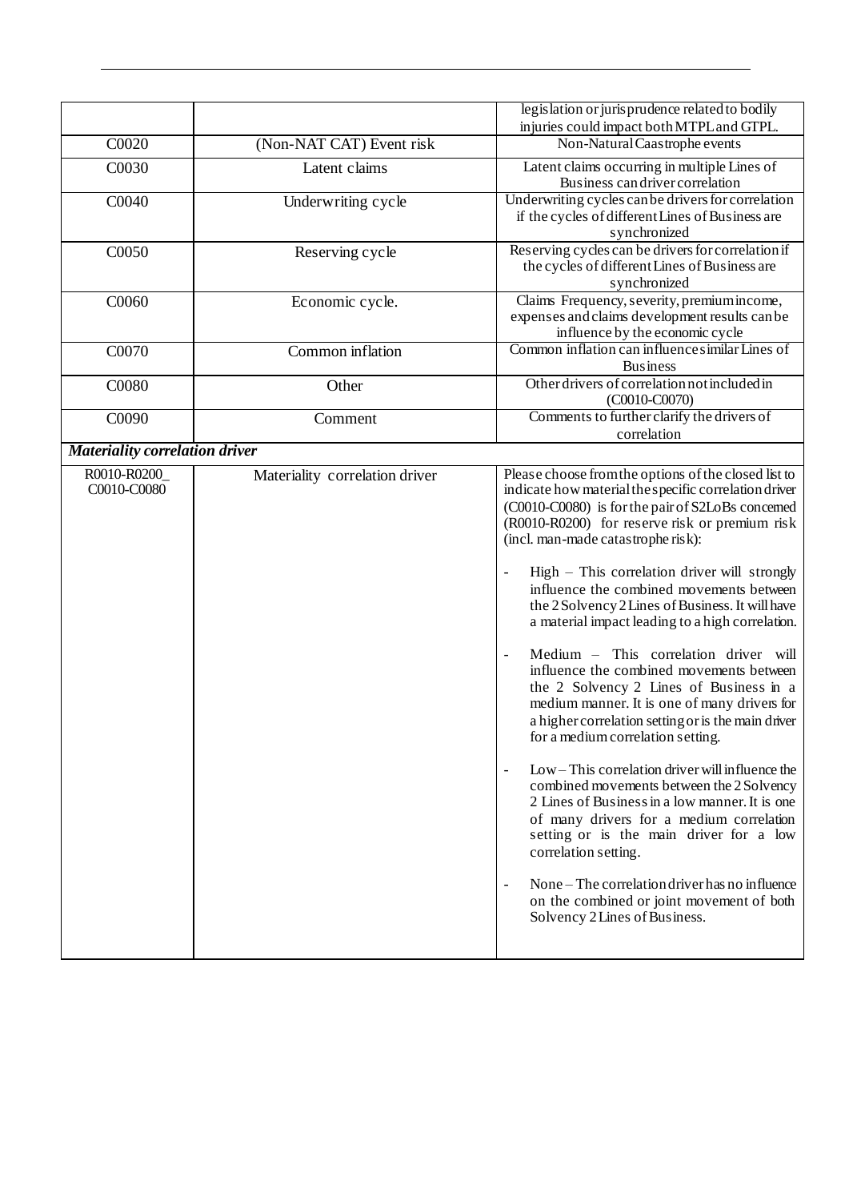| | | |
|---|---|---|
| | | legislation or jurisprudence related to bodily injuries could impact both MTPL and GTPL. |
| C0020 | (Non-NAT CAT) Event risk | Non-Natural Caastrophe events |
| C0030 | Latent claims | Latent claims occurring in multiple Lines of Business can driver correlation |
| C0040 | Underwriting cycle | Underwriting cycles can be drivers for correlation if the cycles of different Lines of Business are synchronized |
| C0050 | Reserving cycle | Reserving cycles can be drivers for correlation if the cycles of different Lines of Business are synchronized |
| C0060 | Economic cycle. | Claims Frequency, severity, premium income, expenses and claims development results can be influence by the economic cycle |
| C0070 | Common inflation | Common inflation can influence similar Lines of Business |
| C0080 | Other | Other drivers of correlation not included in (C0010-C0070) |
| C0090 | Comment | Comments to further clarify the drivers of correlation |
| ***Materiality correlation driver*** | | |
| R0010-R0200_ C0010-C0080 | Materiality correlation driver | Please choose from the options of the closed list to indicate how material the specific correlation driver (C0010-C0080) is for the pair of S2LoBs concerned (R0010-R0200) for reserve risk or premium risk (incl. man-made catastrophe risk):<br><br>- High – This correlation driver will strongly influence the combined movements between the 2 Solvency 2 Lines of Business. It will have a material impact leading to a high correlation.<br><br>- Medium – This correlation driver will influence the combined movements between the 2 Solvency 2 Lines of Business in a medium manner. It is one of many drivers for a higher correlation setting or is the main driver for a medium correlation setting.<br><br>- Low – This correlation driver will influence the combined movements between the 2 Solvency 2 Lines of Business in a low manner. It is one of many drivers for a medium correlation setting or is the main driver for a low correlation setting.<br><br>- None – The correlation driver has no influence on the combined or joint movement of both Solvency 2 Lines of Business. |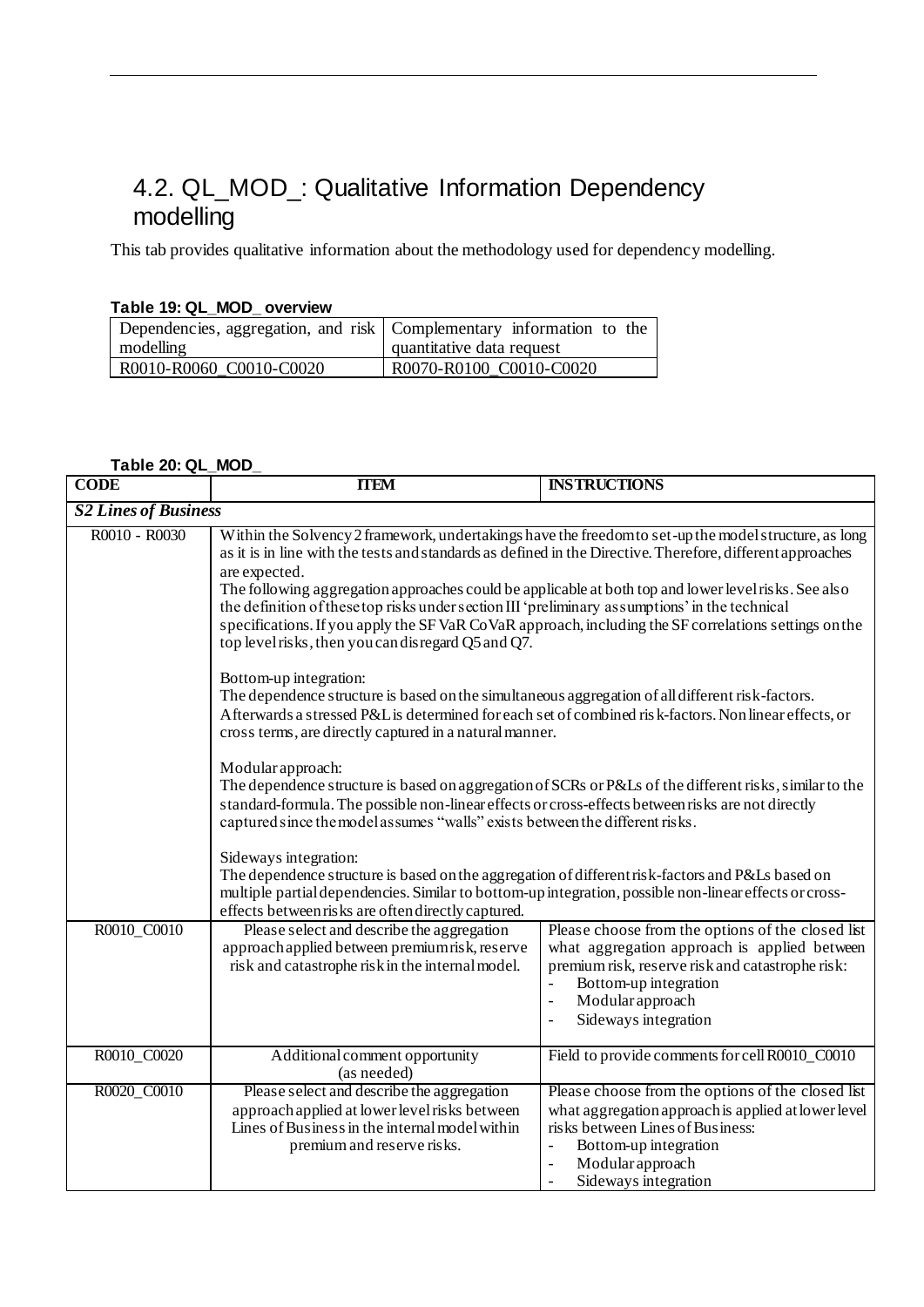## 4.2. QL_MOD_: Qualitative Information Dependency modelling

This tab provides qualitative information about the methodology used for dependency modelling.

**Table 19: QL_MOD_ overview**

| Dependencies, aggregation, and risk modelling | Complementary information to the quantitative data request |
|---|---|
| R0010-R0060_C0010-C0020 | R0070-R0100_C0010-C0020 |

**Table 20: QL_MOD_**

| CODE | ITEM | INSTRUCTIONS |
|---|---|---|
| ***S2 Lines of Business*** | | |
| R0010 - R0030 | Within the Solvency 2 framework, undertakings have the freedom to set-up the model structure, as long as it is in line with the tests and standards as defined in the Directive. Therefore, different approaches are expected.<br>The following aggregation approaches could be applicable at both top and lower level risks. See also the definition of these top risks under section III 'preliminary assumptions' in the technical specifications. If you apply the SF VaR CoVaR approach, including the SF correlations settings on the top level risks, then you can disregard Q5 and Q7.<br><br>Bottom-up integration:<br>The dependence structure is based on the simultaneous aggregation of all different risk-factors. Afterwards a stressed P&L is determined for each set of combined risk-factors. Non linear effects, or cross terms, are directly captured in a natural manner.<br><br>Modular approach:<br>The dependence structure is based on aggregation of SCRs or P&Ls of the different risks, similar to the standard-formula. The possible non-linear effects or cross-effects between risks are not directly captured since the model assumes "walls" exists between the different risks.<br><br>Sideways integration:<br>The dependence structure is based on the aggregation of different risk-factors and P&Ls based on multiple partial dependencies. Similar to bottom-up integration, possible non-linear effects or cross-effects between risks are often directly captured. | |
| R0010_C0010 | Please select and describe the aggregation approach applied between premium risk, reserve risk and catastrophe risk in the internal model. | Please choose from the options of the closed list what aggregation approach is applied between premium risk, reserve risk and catastrophe risk:<br>- Bottom-up integration<br>- Modular approach<br>- Sideways integration |
| R0010_C0020 | Additional comment opportunity (as needed) | Field to provide comments for cell R0010_C0010 |
| R0020_C0010 | Please select and describe the aggregation approach applied at lower level risks between Lines of Business in the internal model within premium and reserve risks. | Please choose from the options of the closed list what aggregation approach is applied at lower level risks between Lines of Business:<br>- Bottom-up integration<br>- Modular approach<br>- Sideways integration |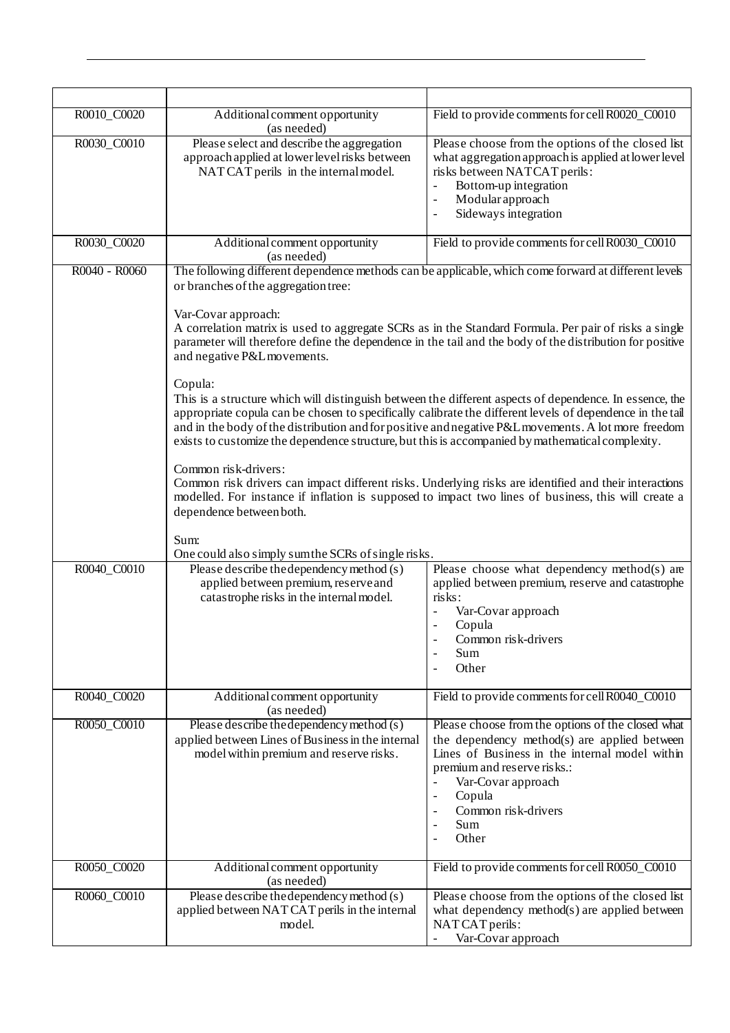| | | |
|---|---|---|
| R0010_C0020 | Additional comment opportunity (as needed) | Field to provide comments for cell R0020_C0010 |
| R0030_C0010 | Please select and describe the aggregation approach applied at lower level risks between NATCAT perils in the internal model. | Please choose from the options of the closed list what aggregation approach is applied at lower level risks between NATCAT perils:<br>- Bottom-up integration<br>- Modular approach<br>- Sideways integration |
| R0030_C0020 | Additional comment opportunity (as needed) | Field to provide comments for cell R0030_C0010 |
| R0040 - R0060 | The following different dependence methods can be applicable, which come forward at different levels or branches of the aggregation tree:<br><br>Var-Covar approach:<br>A correlation matrix is used to aggregate SCRs as in the Standard Formula. Per pair of risks a single parameter will therefore define the dependence in the tail and the body of the distribution for positive and negative P&L movements.<br><br>Copula:<br>This is a structure which will distinguish between the different aspects of dependence. In essence, the appropriate copula can be chosen to specifically calibrate the different levels of dependence in the tail and in the body of the distribution and for positive and negative P&L movements. A lot more freedom exists to customize the dependence structure, but this is accompanied by mathematical complexity.<br><br>Common risk-drivers:<br>Common risk drivers can impact different risks. Underlying risks are identified and their interactions modelled. For instance if inflation is supposed to impact two lines of business, this will create a dependence between both.<br><br>Sum:<br>One could also simply sum the SCRs of single risks. | |
| R0040_C0010 | Please describe the dependency method (s) applied between premium, reserve and catastrophe risks in the internal model. | Please choose what dependency method(s) are applied between premium, reserve and catastrophe risks:<br>- Var-Covar approach<br>- Copula<br>- Common risk-drivers<br>- Sum<br>- Other |
| R0040_C0020 | Additional comment opportunity (as needed) | Field to provide comments for cell R0040_C0010 |
| R0050_C0010 | Please describe the dependency method (s) applied between Lines of Business in the internal model within premium and reserve risks. | Please choose from the options of the closed what the dependency method(s) are applied between Lines of Business in the internal model within premium and reserve risks.:<br>- Var-Covar approach<br>- Copula<br>- Common risk-drivers<br>- Sum<br>- Other |
| R0050_C0020 | Additional comment opportunity (as needed) | Field to provide comments for cell R0050_C0010 |
| R0060_C0010 | Please describe the dependency method (s) applied between NATCAT perils in the internal model. | Please choose from the options of the closed list what dependency method(s) are applied between NATCAT perils:<br>- Var-Covar approach |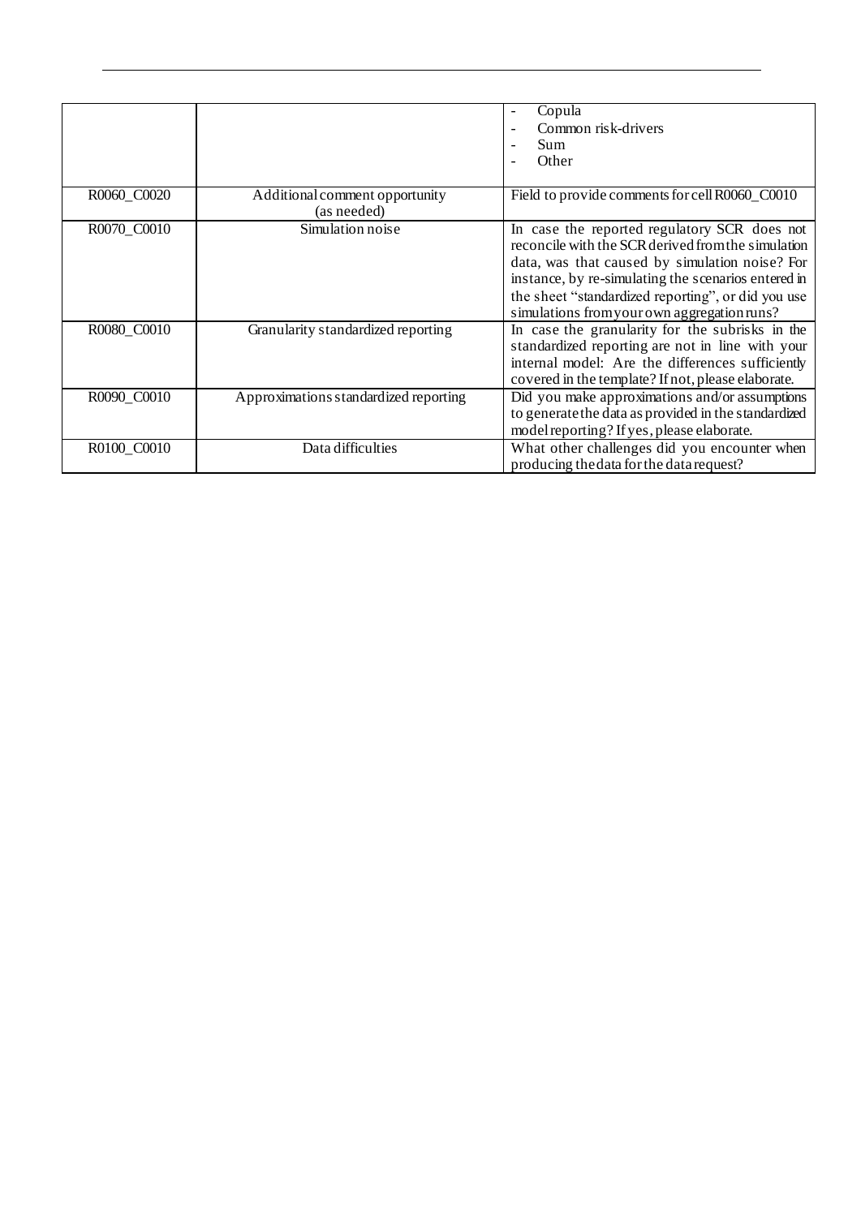| | | |
|---|---|---|
| | | - Copula<br>- Common risk-drivers<br>- Sum<br>- Other |
| R0060_C0020 | Additional comment opportunity (as needed) | Field to provide comments for cell R0060_C0010 |
| R0070_C0010 | Simulation noise | In case the reported regulatory SCR does not reconcile with the SCR derived from the simulation data, was that caused by simulation noise? For instance, by re-simulating the scenarios entered in the sheet "standardized reporting", or did you use simulations from your own aggregation runs? |
| R0080_C0010 | Granularity standardized reporting | In case the granularity for the subrisks in the standardized reporting are not in line with your internal model: Are the differences sufficiently covered in the template? If not, please elaborate. |
| R0090_C0010 | Approximations standardized reporting | Did you make approximations and/or assumptions to generate the data as provided in the standardized model reporting? If yes, please elaborate. |
| R0100_C0010 | Data difficulties | What other challenges did you encounter when producing the data for the data request? |